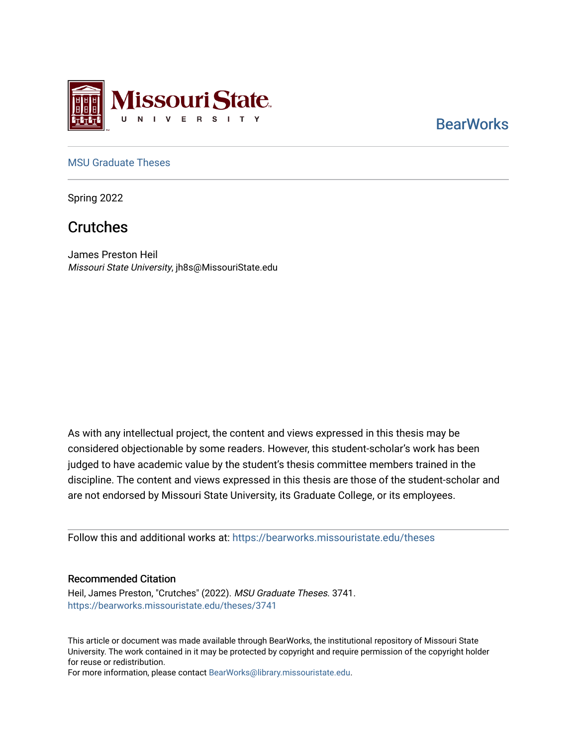Missouri State University

BearWorks

MSU Graduate Theses

Spring 2022

# Crutches

James Preston Heil
*Missouri State University*, jh8s@MissouriState.edu

As with any intellectual project, the content and views expressed in this thesis may be considered objectionable by some readers. However, this student-scholar's work has been judged to have academic value by the student's thesis committee members trained in the discipline. The content and views expressed in this thesis are those of the student-scholar and are not endorsed by Missouri State University, its Graduate College, or its employees.

Follow this and additional works at: https://bearworks.missouristate.edu/theses

### Recommended Citation

Heil, James Preston, "Crutches" (2022). *MSU Graduate Theses*. 3741.
https://bearworks.missouristate.edu/theses/3741

This article or document was made available through BearWorks, the institutional repository of Missouri State University. The work contained in it may be protected by copyright and require permission of the copyright holder for reuse or redistribution.
For more information, please contact BearWorks@library.missouristate.edu.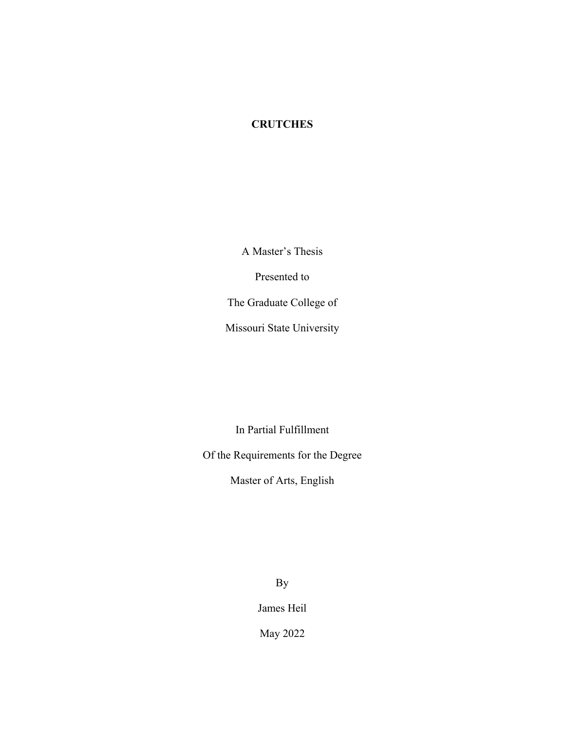# CRUTCHES

A Master's Thesis

Presented to

The Graduate College of

Missouri State University

In Partial Fulfillment

Of the Requirements for the Degree

Master of Arts, English

By

James Heil

May 2022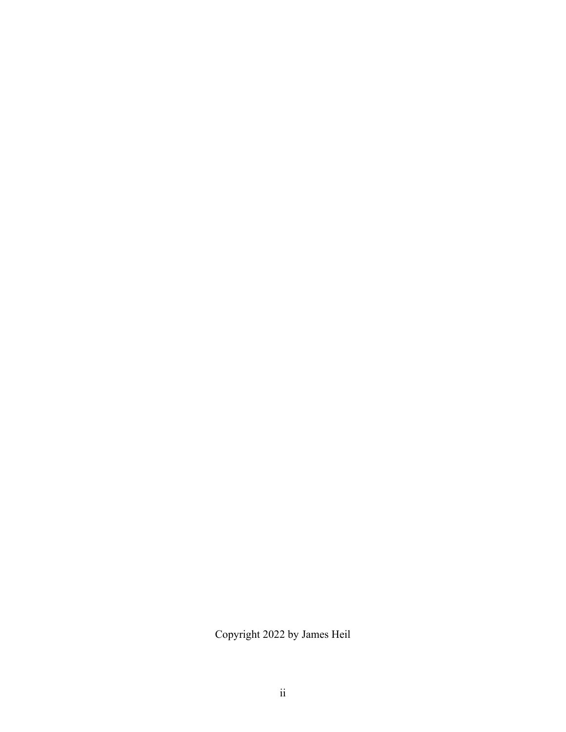Copyright 2022 by James Heil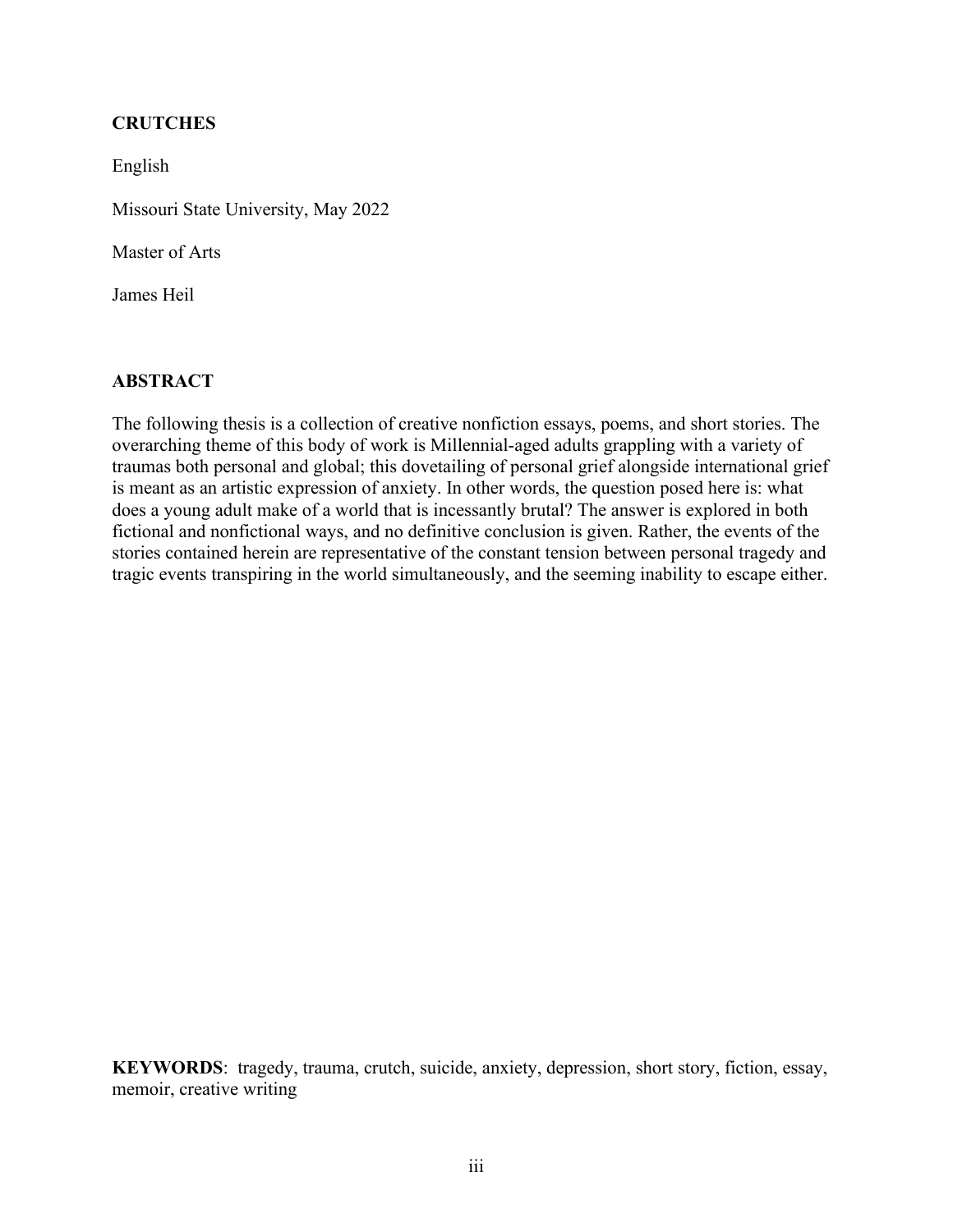**CRUTCHES**

English

Missouri State University, May 2022

Master of Arts

James Heil

## ABSTRACT

The following thesis is a collection of creative nonfiction essays, poems, and short stories. The overarching theme of this body of work is Millennial-aged adults grappling with a variety of traumas both personal and global; this dovetailing of personal grief alongside international grief is meant as an artistic expression of anxiety. In other words, the question posed here is: what does a young adult make of a world that is incessantly brutal? The answer is explored in both fictional and nonfictional ways, and no definitive conclusion is given. Rather, the events of the stories contained herein are representative of the constant tension between personal tragedy and tragic events transpiring in the world simultaneously, and the seeming inability to escape either.

**KEYWORDS**: tragedy, trauma, crutch, suicide, anxiety, depression, short story, fiction, essay, memoir, creative writing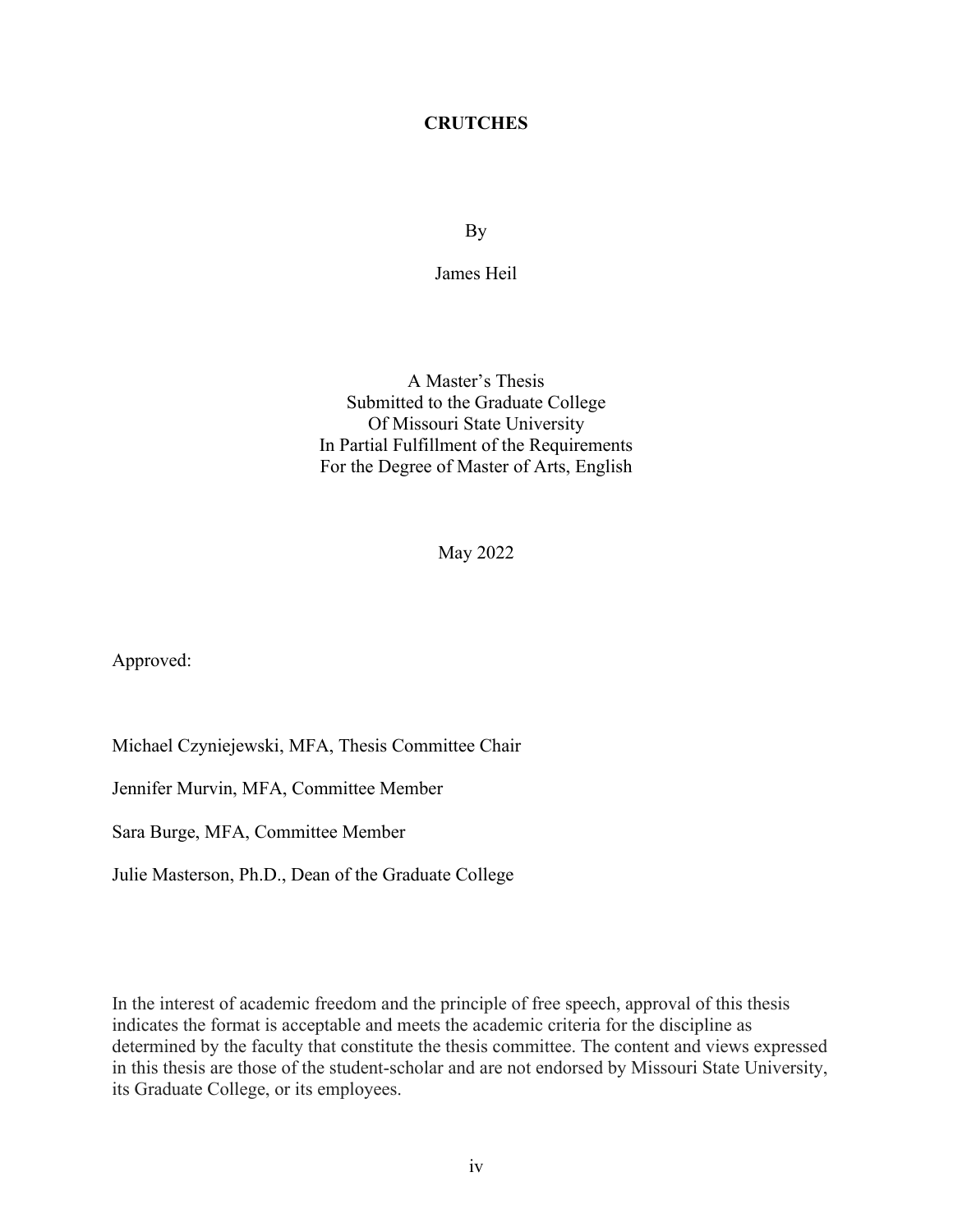**CRUTCHES**

By

James Heil

A Master's Thesis
Submitted to the Graduate College
Of Missouri State University
In Partial Fulfillment of the Requirements
For the Degree of Master of Arts, English

May 2022

Approved:

Michael Czyniejewski, MFA, Thesis Committee Chair

Jennifer Murvin, MFA, Committee Member

Sara Burge, MFA, Committee Member

Julie Masterson, Ph.D., Dean of the Graduate College

In the interest of academic freedom and the principle of free speech, approval of this thesis indicates the format is acceptable and meets the academic criteria for the discipline as determined by the faculty that constitute the thesis committee. The content and views expressed in this thesis are those of the student-scholar and are not endorsed by Missouri State University, its Graduate College, or its employees.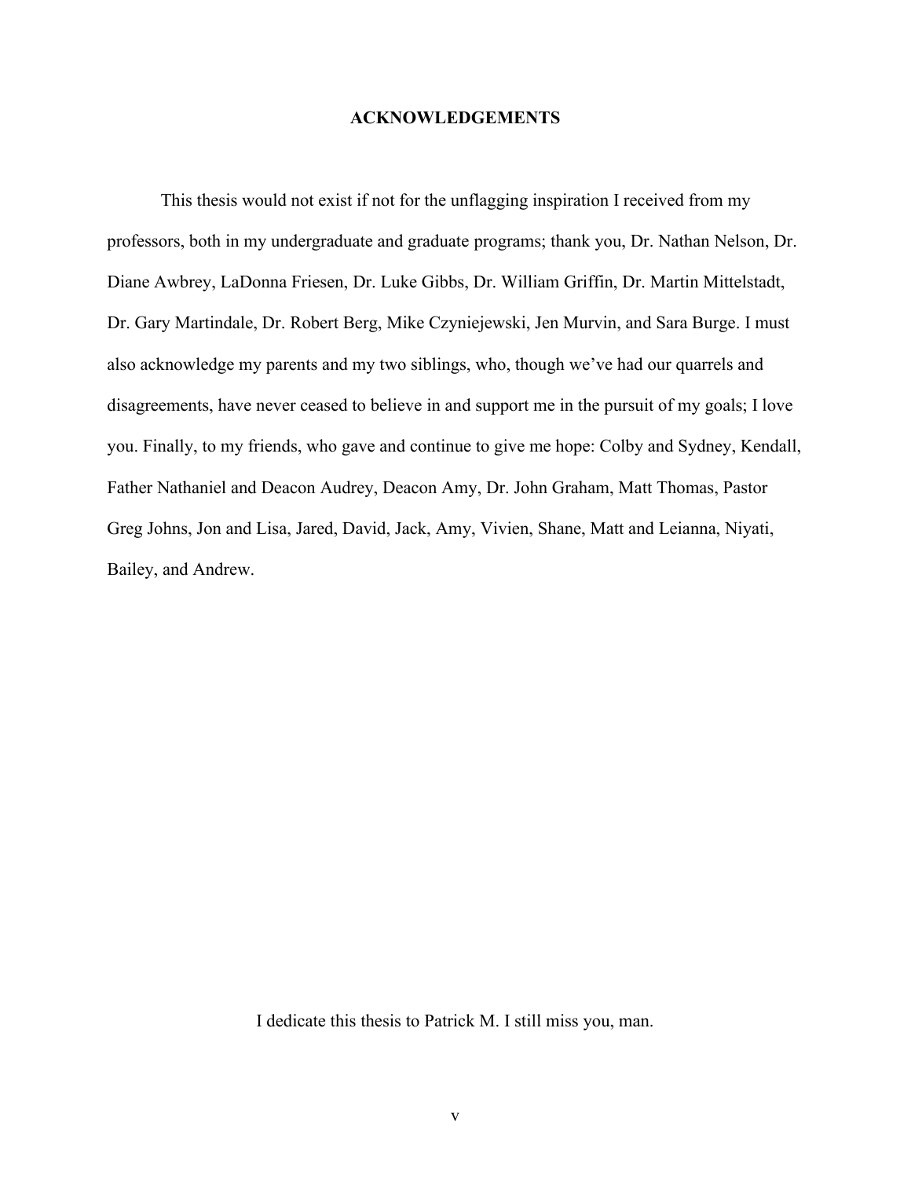# ACKNOWLEDGEMENTS

This thesis would not exist if not for the unflagging inspiration I received from my professors, both in my undergraduate and graduate programs; thank you, Dr. Nathan Nelson, Dr. Diane Awbrey, LaDonna Friesen, Dr. Luke Gibbs, Dr. William Griffin, Dr. Martin Mittelstadt, Dr. Gary Martindale, Dr. Robert Berg, Mike Czyniejewski, Jen Murvin, and Sara Burge. I must also acknowledge my parents and my two siblings, who, though we've had our quarrels and disagreements, have never ceased to believe in and support me in the pursuit of my goals; I love you. Finally, to my friends, who gave and continue to give me hope: Colby and Sydney, Kendall, Father Nathaniel and Deacon Audrey, Deacon Amy, Dr. John Graham, Matt Thomas, Pastor Greg Johns, Jon and Lisa, Jared, David, Jack, Amy, Vivien, Shane, Matt and Leianna, Niyati, Bailey, and Andrew.

I dedicate this thesis to Patrick M. I still miss you, man.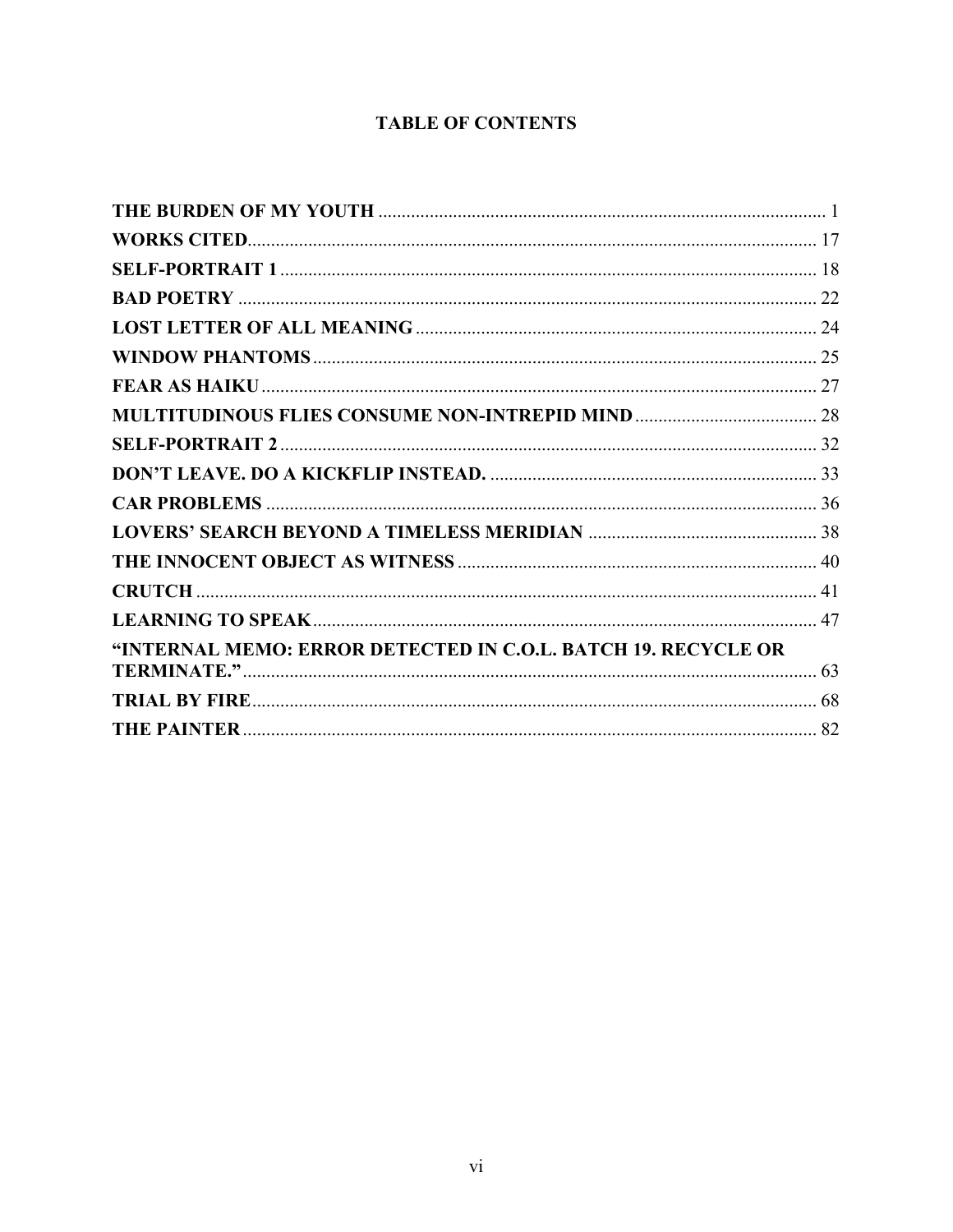# TABLE OF CONTENTS

**THE BURDEN OF MY YOUTH** ........................................................................................ 1

**WORKS CITED** .................................................................................................................. 17

**SELF-PORTRAIT 1** ............................................................................................................ 18

**BAD POETRY** .................................................................................................................... 22

**LOST LETTER OF ALL MEANING** ................................................................................. 24

**WINDOW PHANTOMS** ...................................................................................................... 25

**FEAR AS HAIKU** ................................................................................................................. 27

**MULTITUDINOUS FLIES CONSUME NON-INTREPID MIND** ..................................... 28

**SELF-PORTRAIT 2** ............................................................................................................ 32

**DON'T LEAVE. DO A KICKFLIP INSTEAD.** .................................................................... 33

**CAR PROBLEMS** ................................................................................................................ 36

**LOVERS' SEARCH BEYOND A TIMELESS MERIDIAN** ................................................ 38

**THE INNOCENT OBJECT AS WITNESS** ......................................................................... 40

**CRUTCH** .............................................................................................................................. 41

**LEARNING TO SPEAK** ...................................................................................................... 47

**"INTERNAL MEMO: ERROR DETECTED IN C.O.L. BATCH 19. RECYCLE OR TERMINATE."** ........................................................................................................................ 63

**TRIAL BY FIRE** ................................................................................................................... 68

**THE PAINTER** ..................................................................................................................... 82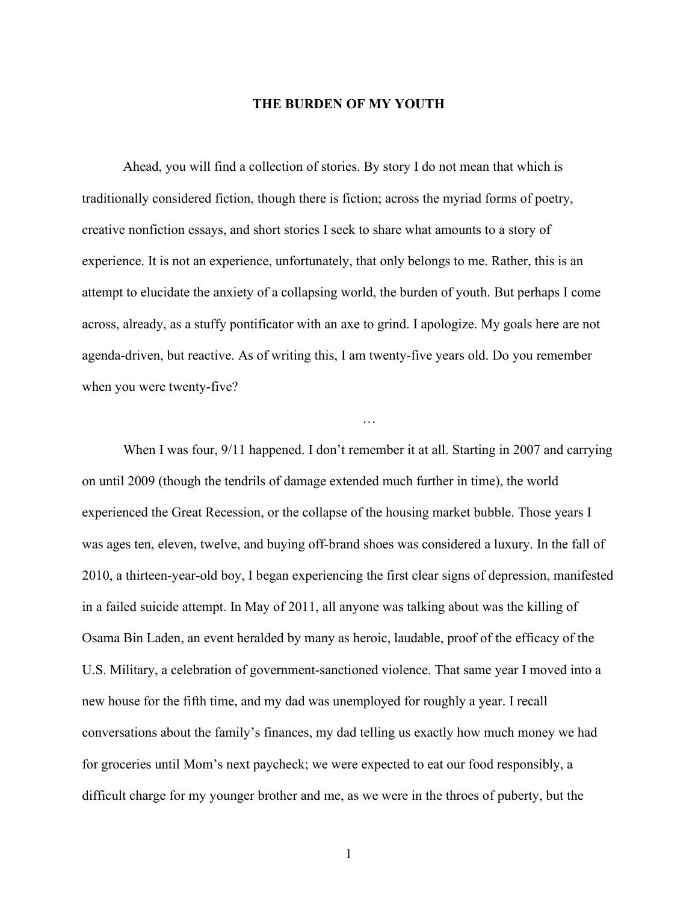# THE BURDEN OF MY YOUTH

Ahead, you will find a collection of stories. By story I do not mean that which is traditionally considered fiction, though there is fiction; across the myriad forms of poetry, creative nonfiction essays, and short stories I seek to share what amounts to a story of experience. It is not an experience, unfortunately, that only belongs to me. Rather, this is an attempt to elucidate the anxiety of a collapsing world, the burden of youth. But perhaps I come across, already, as a stuffy pontificator with an axe to grind. I apologize. My goals here are not agenda-driven, but reactive. As of writing this, I am twenty-five years old. Do you remember when you were twenty-five?

…

When I was four, 9/11 happened. I don't remember it at all. Starting in 2007 and carrying on until 2009 (though the tendrils of damage extended much further in time), the world experienced the Great Recession, or the collapse of the housing market bubble. Those years I was ages ten, eleven, twelve, and buying off-brand shoes was considered a luxury. In the fall of 2010, a thirteen-year-old boy, I began experiencing the first clear signs of depression, manifested in a failed suicide attempt. In May of 2011, all anyone was talking about was the killing of Osama Bin Laden, an event heralded by many as heroic, laudable, proof of the efficacy of the U.S. Military, a celebration of government-sanctioned violence. That same year I moved into a new house for the fifth time, and my dad was unemployed for roughly a year. I recall conversations about the family's finances, my dad telling us exactly how much money we had for groceries until Mom's next paycheck; we were expected to eat our food responsibly, a difficult charge for my younger brother and me, as we were in the throes of puberty, but the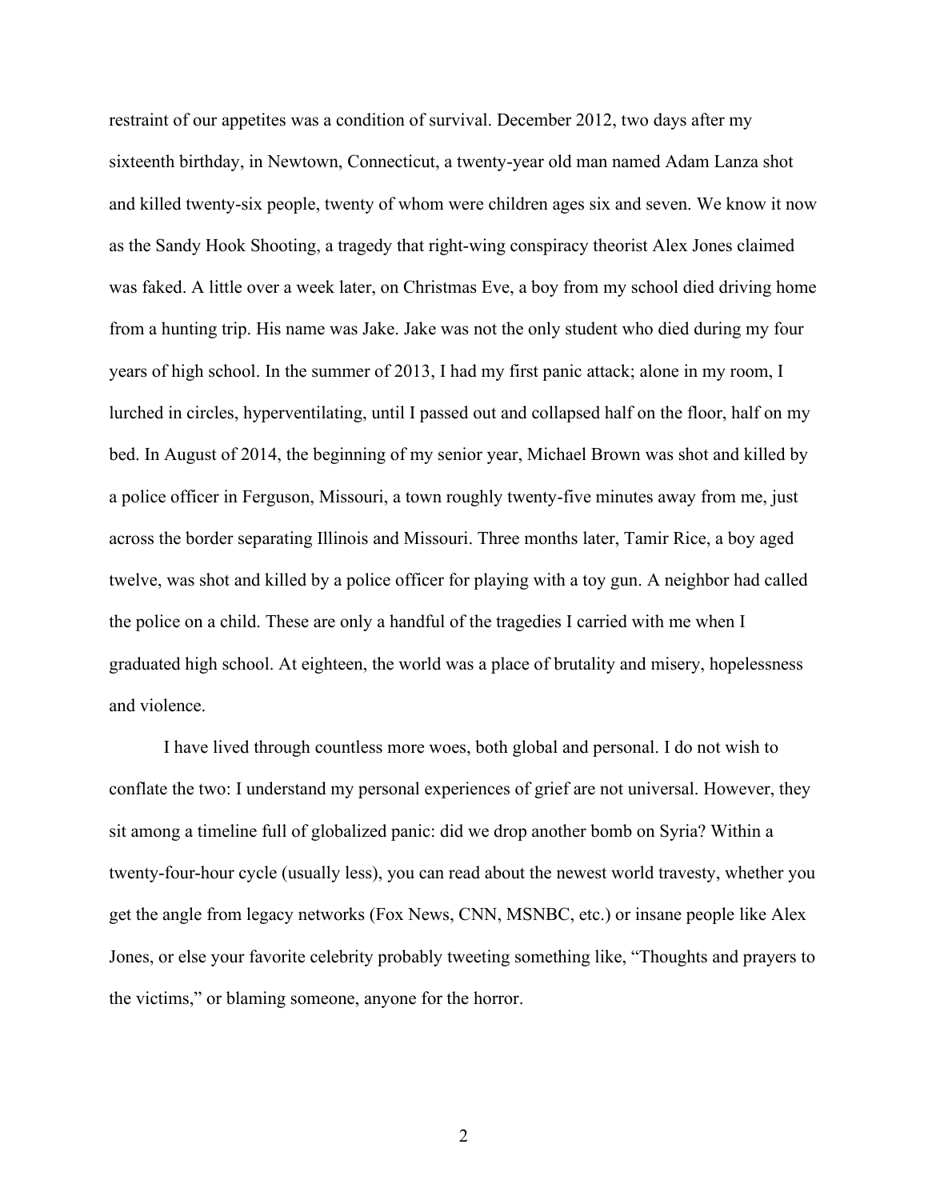restraint of our appetites was a condition of survival. December 2012, two days after my sixteenth birthday, in Newtown, Connecticut, a twenty-year old man named Adam Lanza shot and killed twenty-six people, twenty of whom were children ages six and seven. We know it now as the Sandy Hook Shooting, a tragedy that right-wing conspiracy theorist Alex Jones claimed was faked. A little over a week later, on Christmas Eve, a boy from my school died driving home from a hunting trip. His name was Jake. Jake was not the only student who died during my four years of high school. In the summer of 2013, I had my first panic attack; alone in my room, I lurched in circles, hyperventilating, until I passed out and collapsed half on the floor, half on my bed. In August of 2014, the beginning of my senior year, Michael Brown was shot and killed by a police officer in Ferguson, Missouri, a town roughly twenty-five minutes away from me, just across the border separating Illinois and Missouri. Three months later, Tamir Rice, a boy aged twelve, was shot and killed by a police officer for playing with a toy gun. A neighbor had called the police on a child. These are only a handful of the tragedies I carried with me when I graduated high school. At eighteen, the world was a place of brutality and misery, hopelessness and violence.

I have lived through countless more woes, both global and personal. I do not wish to conflate the two: I understand my personal experiences of grief are not universal. However, they sit among a timeline full of globalized panic: did we drop another bomb on Syria? Within a twenty-four-hour cycle (usually less), you can read about the newest world travesty, whether you get the angle from legacy networks (Fox News, CNN, MSNBC, etc.) or insane people like Alex Jones, or else your favorite celebrity probably tweeting something like, "Thoughts and prayers to the victims," or blaming someone, anyone for the horror.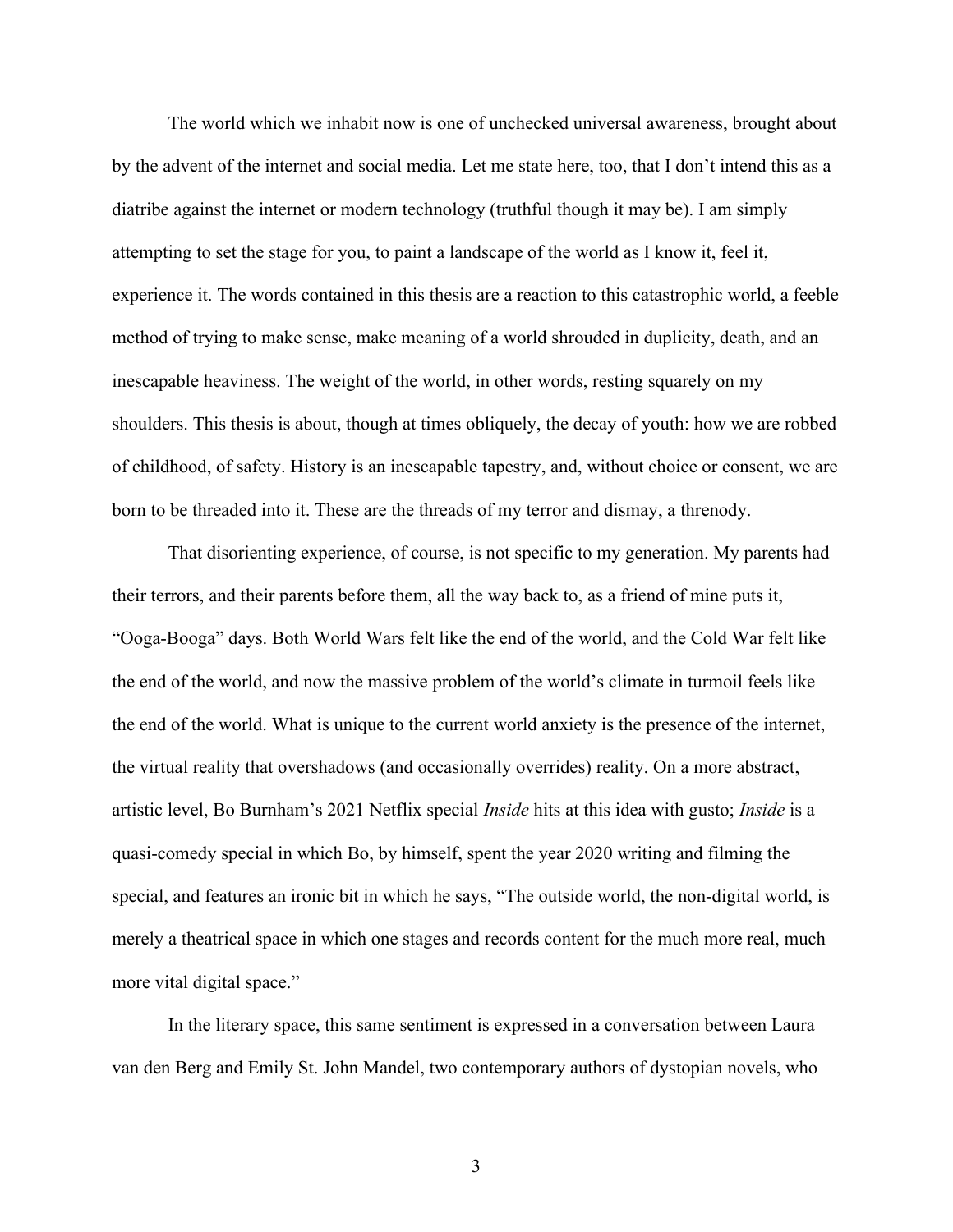The world which we inhabit now is one of unchecked universal awareness, brought about by the advent of the internet and social media. Let me state here, too, that I don't intend this as a diatribe against the internet or modern technology (truthful though it may be). I am simply attempting to set the stage for you, to paint a landscape of the world as I know it, feel it, experience it. The words contained in this thesis are a reaction to this catastrophic world, a feeble method of trying to make sense, make meaning of a world shrouded in duplicity, death, and an inescapable heaviness. The weight of the world, in other words, resting squarely on my shoulders. This thesis is about, though at times obliquely, the decay of youth: how we are robbed of childhood, of safety. History is an inescapable tapestry, and, without choice or consent, we are born to be threaded into it. These are the threads of my terror and dismay, a threnody.

That disorienting experience, of course, is not specific to my generation. My parents had their terrors, and their parents before them, all the way back to, as a friend of mine puts it, "Ooga-Booga" days. Both World Wars felt like the end of the world, and the Cold War felt like the end of the world, and now the massive problem of the world's climate in turmoil feels like the end of the world. What is unique to the current world anxiety is the presence of the internet, the virtual reality that overshadows (and occasionally overrides) reality. On a more abstract, artistic level, Bo Burnham's 2021 Netflix special *Inside* hits at this idea with gusto; *Inside* is a quasi-comedy special in which Bo, by himself, spent the year 2020 writing and filming the special, and features an ironic bit in which he says, "The outside world, the non-digital world, is merely a theatrical space in which one stages and records content for the much more real, much more vital digital space."

In the literary space, this same sentiment is expressed in a conversation between Laura van den Berg and Emily St. John Mandel, two contemporary authors of dystopian novels, who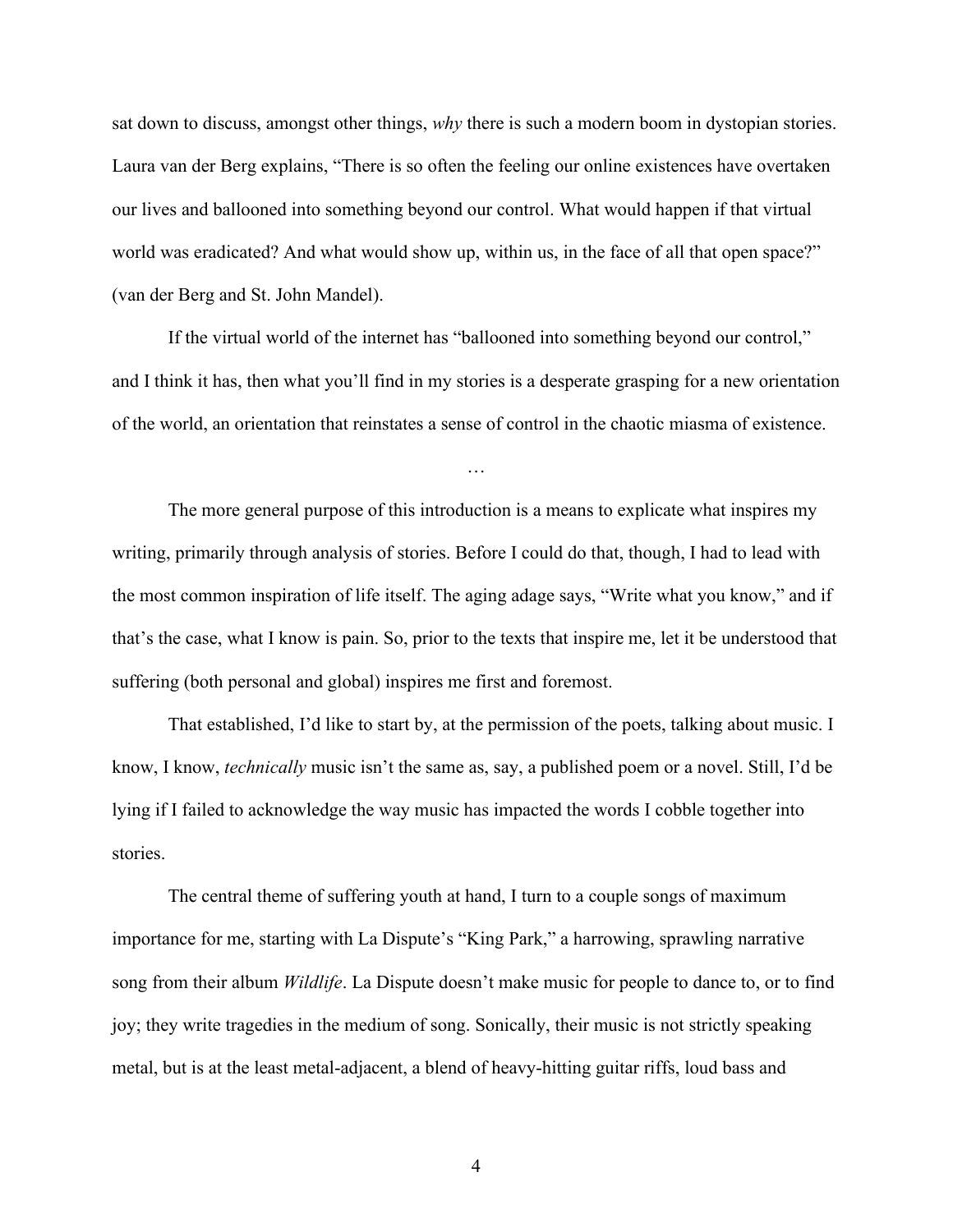sat down to discuss, amongst other things, *why* there is such a modern boom in dystopian stories. Laura van der Berg explains, “There is so often the feeling our online existences have overtaken our lives and ballooned into something beyond our control. What would happen if that virtual world was eradicated? And what would show up, within us, in the face of all that open space?” (van der Berg and St. John Mandel).

If the virtual world of the internet has “ballooned into something beyond our control,” and I think it has, then what you’ll find in my stories is a desperate grasping for a new orientation of the world, an orientation that reinstates a sense of control in the chaotic miasma of existence.

…

The more general purpose of this introduction is a means to explicate what inspires my writing, primarily through analysis of stories. Before I could do that, though, I had to lead with the most common inspiration of life itself. The aging adage says, “Write what you know,” and if that’s the case, what I know is pain. So, prior to the texts that inspire me, let it be understood that suffering (both personal and global) inspires me first and foremost.

That established, I’d like to start by, at the permission of the poets, talking about music. I know, I know, *technically* music isn’t the same as, say, a published poem or a novel. Still, I’d be lying if I failed to acknowledge the way music has impacted the words I cobble together into stories.

The central theme of suffering youth at hand, I turn to a couple songs of maximum importance for me, starting with La Dispute’s “King Park,” a harrowing, sprawling narrative song from their album *Wildlife*. La Dispute doesn’t make music for people to dance to, or to find joy; they write tragedies in the medium of song. Sonically, their music is not strictly speaking metal, but is at the least metal-adjacent, a blend of heavy-hitting guitar riffs, loud bass and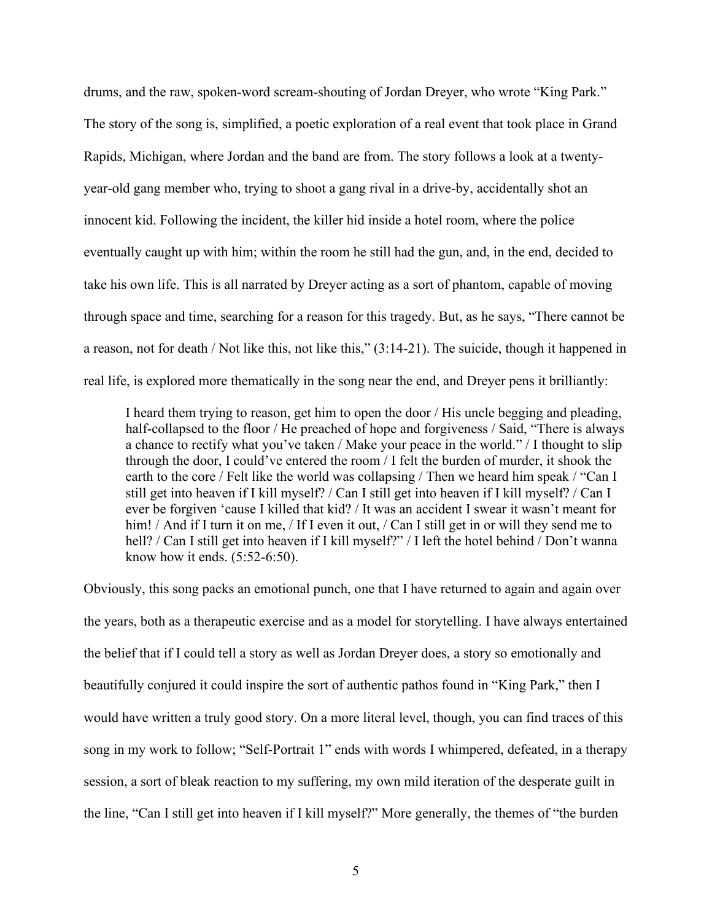drums, and the raw, spoken-word scream-shouting of Jordan Dreyer, who wrote "King Park." The story of the song is, simplified, a poetic exploration of a real event that took place in Grand Rapids, Michigan, where Jordan and the band are from. The story follows a look at a twenty-year-old gang member who, trying to shoot a gang rival in a drive-by, accidentally shot an innocent kid. Following the incident, the killer hid inside a hotel room, where the police eventually caught up with him; within the room he still had the gun, and, in the end, decided to take his own life. This is all narrated by Dreyer acting as a sort of phantom, capable of moving through space and time, searching for a reason for this tragedy. But, as he says, "There cannot be a reason, not for death / Not like this, not like this," (3:14-21). The suicide, though it happened in real life, is explored more thematically in the song near the end, and Dreyer pens it brilliantly:

> I heard them trying to reason, get him to open the door / His uncle begging and pleading, half-collapsed to the floor / He preached of hope and forgiveness / Said, "There is always a chance to rectify what you've taken / Make your peace in the world." / I thought to slip through the door, I could've entered the room / I felt the burden of murder, it shook the earth to the core / Felt like the world was collapsing / Then we heard him speak / "Can I still get into heaven if I kill myself? / Can I still get into heaven if I kill myself? / Can I ever be forgiven 'cause I killed that kid? / It was an accident I swear it wasn't meant for him! / And if I turn it on me, / If I even it out, / Can I still get in or will they send me to hell? / Can I still get into heaven if I kill myself?" / I left the hotel behind / Don't wanna know how it ends. (5:52-6:50).

Obviously, this song packs an emotional punch, one that I have returned to again and again over the years, both as a therapeutic exercise and as a model for storytelling. I have always entertained the belief that if I could tell a story as well as Jordan Dreyer does, a story so emotionally and beautifully conjured it could inspire the sort of authentic pathos found in "King Park," then I would have written a truly good story. On a more literal level, though, you can find traces of this song in my work to follow; "Self-Portrait 1" ends with words I whimpered, defeated, in a therapy session, a sort of bleak reaction to my suffering, my own mild iteration of the desperate guilt in the line, "Can I still get into heaven if I kill myself?" More generally, the themes of "the burden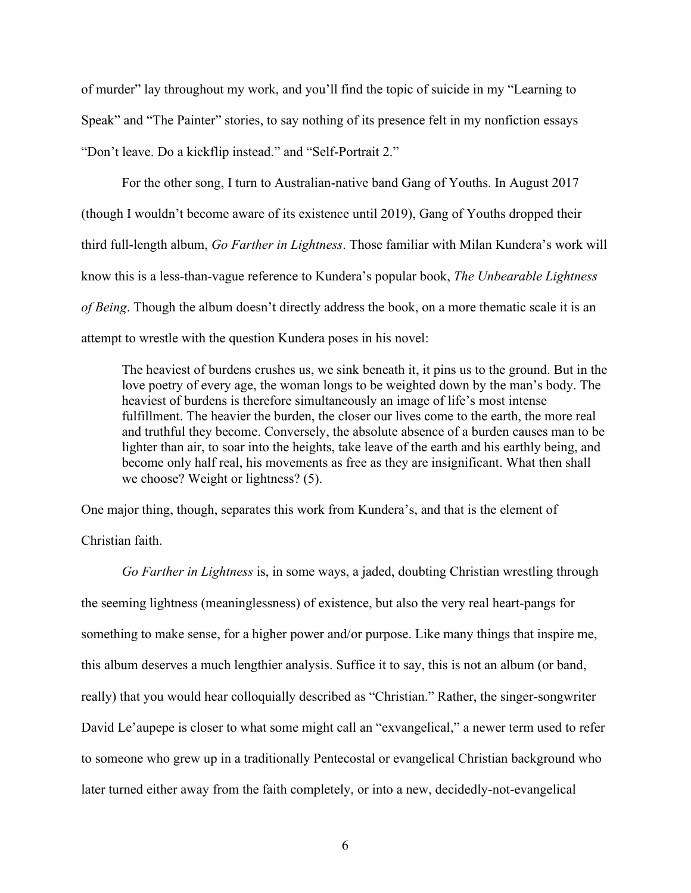of murder" lay throughout my work, and you'll find the topic of suicide in my "Learning to Speak" and "The Painter" stories, to say nothing of its presence felt in my nonfiction essays "Don't leave. Do a kickflip instead." and "Self-Portrait 2."

For the other song, I turn to Australian-native band Gang of Youths. In August 2017 (though I wouldn't become aware of its existence until 2019), Gang of Youths dropped their third full-length album, *Go Farther in Lightness*. Those familiar with Milan Kundera's work will know this is a less-than-vague reference to Kundera's popular book, *The Unbearable Lightness of Being*. Though the album doesn't directly address the book, on a more thematic scale it is an attempt to wrestle with the question Kundera poses in his novel:

> The heaviest of burdens crushes us, we sink beneath it, it pins us to the ground. But in the love poetry of every age, the woman longs to be weighted down by the man's body. The heaviest of burdens is therefore simultaneously an image of life's most intense fulfillment. The heavier the burden, the closer our lives come to the earth, the more real and truthful they become. Conversely, the absolute absence of a burden causes man to be lighter than air, to soar into the heights, take leave of the earth and his earthly being, and become only half real, his movements as free as they are insignificant. What then shall we choose? Weight or lightness? (5).

One major thing, though, separates this work from Kundera's, and that is the element of Christian faith.

*Go Farther in Lightness* is, in some ways, a jaded, doubting Christian wrestling through the seeming lightness (meaninglessness) of existence, but also the very real heart-pangs for something to make sense, for a higher power and/or purpose. Like many things that inspire me, this album deserves a much lengthier analysis. Suffice it to say, this is not an album (or band, really) that you would hear colloquially described as "Christian." Rather, the singer-songwriter David Le'aupepe is closer to what some might call an "exvangelical," a newer term used to refer to someone who grew up in a traditionally Pentecostal or evangelical Christian background who later turned either away from the faith completely, or into a new, decidedly-not-evangelical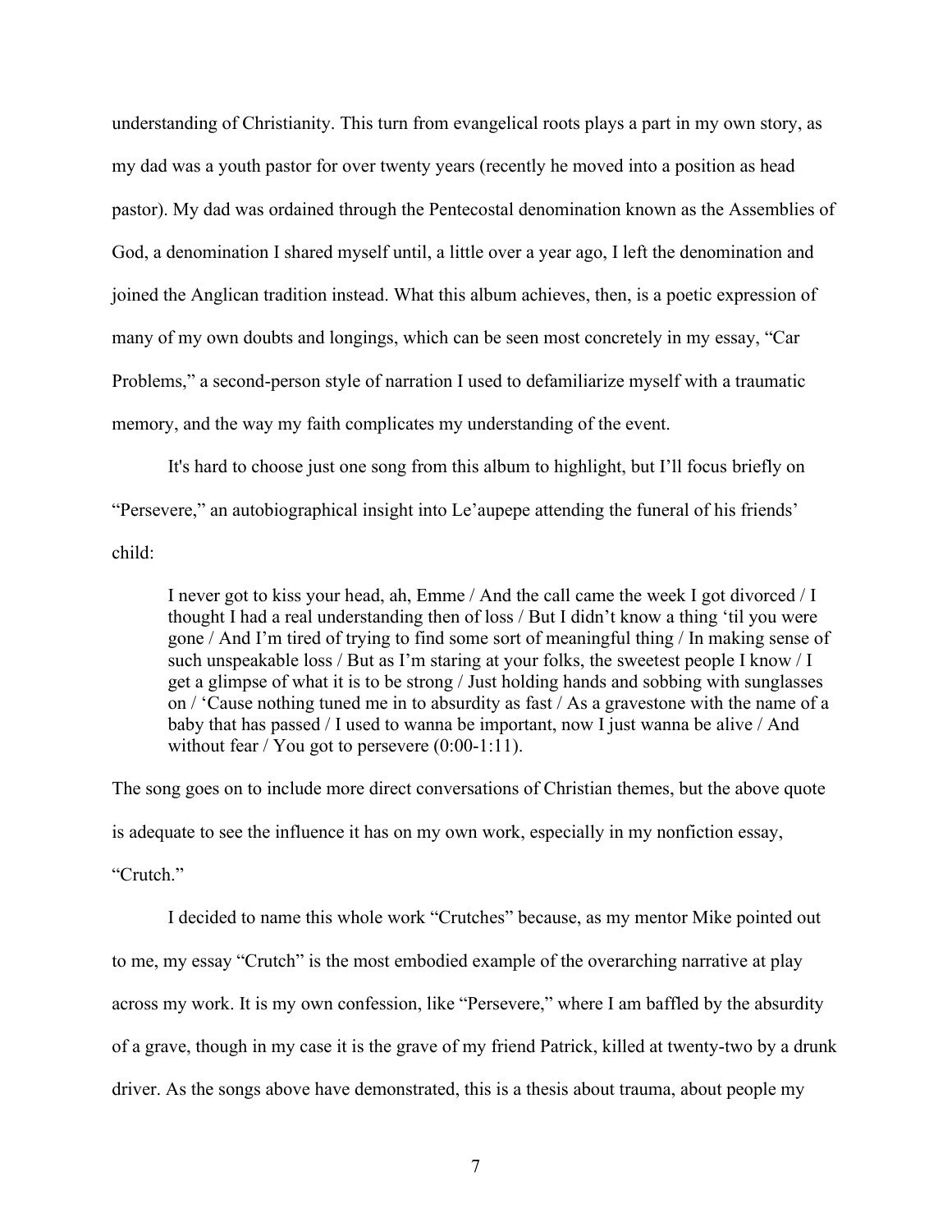understanding of Christianity. This turn from evangelical roots plays a part in my own story, as my dad was a youth pastor for over twenty years (recently he moved into a position as head pastor). My dad was ordained through the Pentecostal denomination known as the Assemblies of God, a denomination I shared myself until, a little over a year ago, I left the denomination and joined the Anglican tradition instead. What this album achieves, then, is a poetic expression of many of my own doubts and longings, which can be seen most concretely in my essay, "Car Problems," a second-person style of narration I used to defamiliarize myself with a traumatic memory, and the way my faith complicates my understanding of the event.

It's hard to choose just one song from this album to highlight, but I'll focus briefly on "Persevere," an autobiographical insight into Le'aupepe attending the funeral of his friends' child:

> I never got to kiss your head, ah, Emme / And the call came the week I got divorced / I thought I had a real understanding then of loss / But I didn't know a thing 'til you were gone / And I'm tired of trying to find some sort of meaningful thing / In making sense of such unspeakable loss / But as I'm staring at your folks, the sweetest people I know / I get a glimpse of what it is to be strong / Just holding hands and sobbing with sunglasses on / 'Cause nothing tuned me in to absurdity as fast / As a gravestone with the name of a baby that has passed / I used to wanna be important, now I just wanna be alive / And without fear / You got to persevere (0:00-1:11).

The song goes on to include more direct conversations of Christian themes, but the above quote is adequate to see the influence it has on my own work, especially in my nonfiction essay, "Crutch."

I decided to name this whole work "Crutches" because, as my mentor Mike pointed out to me, my essay "Crutch" is the most embodied example of the overarching narrative at play across my work. It is my own confession, like "Persevere," where I am baffled by the absurdity of a grave, though in my case it is the grave of my friend Patrick, killed at twenty-two by a drunk driver. As the songs above have demonstrated, this is a thesis about trauma, about people my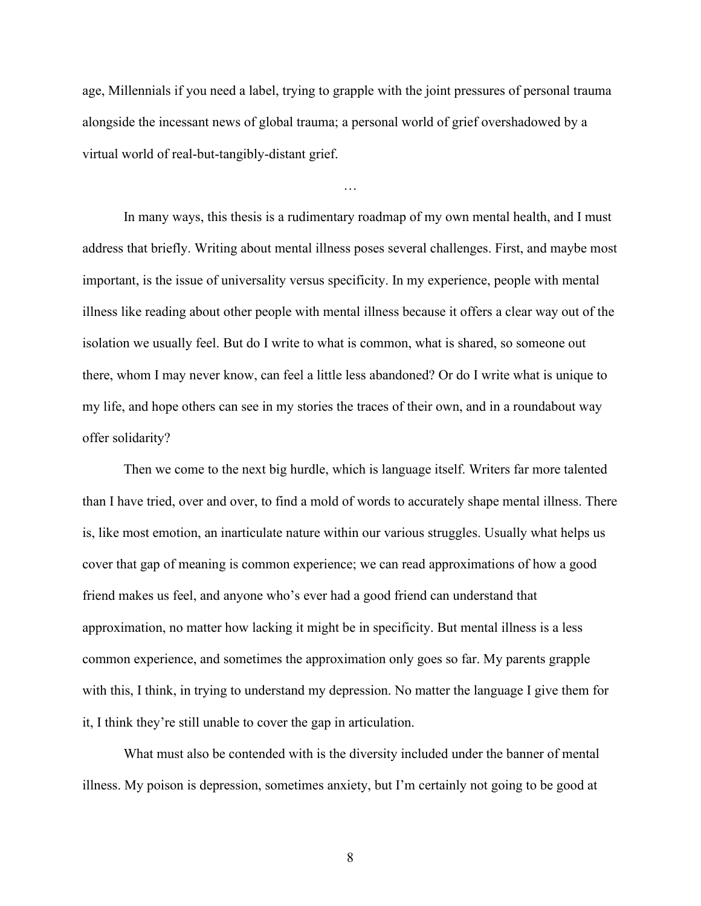age, Millennials if you need a label, trying to grapple with the joint pressures of personal trauma alongside the incessant news of global trauma; a personal world of grief overshadowed by a virtual world of real-but-tangibly-distant grief.

…

In many ways, this thesis is a rudimentary roadmap of my own mental health, and I must address that briefly. Writing about mental illness poses several challenges. First, and maybe most important, is the issue of universality versus specificity. In my experience, people with mental illness like reading about other people with mental illness because it offers a clear way out of the isolation we usually feel. But do I write to what is common, what is shared, so someone out there, whom I may never know, can feel a little less abandoned? Or do I write what is unique to my life, and hope others can see in my stories the traces of their own, and in a roundabout way offer solidarity?

Then we come to the next big hurdle, which is language itself. Writers far more talented than I have tried, over and over, to find a mold of words to accurately shape mental illness. There is, like most emotion, an inarticulate nature within our various struggles. Usually what helps us cover that gap of meaning is common experience; we can read approximations of how a good friend makes us feel, and anyone who's ever had a good friend can understand that approximation, no matter how lacking it might be in specificity. But mental illness is a less common experience, and sometimes the approximation only goes so far. My parents grapple with this, I think, in trying to understand my depression. No matter the language I give them for it, I think they're still unable to cover the gap in articulation.

What must also be contended with is the diversity included under the banner of mental illness. My poison is depression, sometimes anxiety, but I'm certainly not going to be good at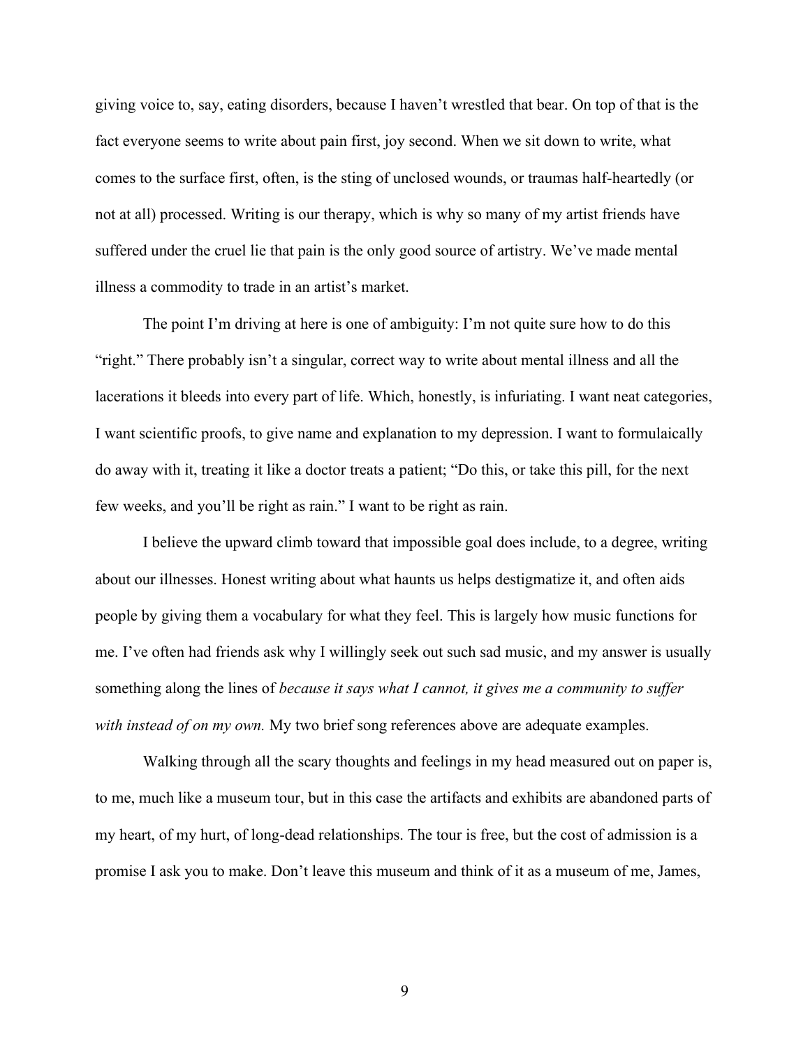giving voice to, say, eating disorders, because I haven't wrestled that bear. On top of that is the fact everyone seems to write about pain first, joy second. When we sit down to write, what comes to the surface first, often, is the sting of unclosed wounds, or traumas half-heartedly (or not at all) processed. Writing is our therapy, which is why so many of my artist friends have suffered under the cruel lie that pain is the only good source of artistry. We've made mental illness a commodity to trade in an artist's market.

The point I'm driving at here is one of ambiguity: I'm not quite sure how to do this "right." There probably isn't a singular, correct way to write about mental illness and all the lacerations it bleeds into every part of life. Which, honestly, is infuriating. I want neat categories, I want scientific proofs, to give name and explanation to my depression. I want to formulaically do away with it, treating it like a doctor treats a patient; "Do this, or take this pill, for the next few weeks, and you'll be right as rain." I want to be right as rain.

I believe the upward climb toward that impossible goal does include, to a degree, writing about our illnesses. Honest writing about what haunts us helps destigmatize it, and often aids people by giving them a vocabulary for what they feel. This is largely how music functions for me. I've often had friends ask why I willingly seek out such sad music, and my answer is usually something along the lines of *because it says what I cannot, it gives me a community to suffer with instead of on my own.* My two brief song references above are adequate examples.

Walking through all the scary thoughts and feelings in my head measured out on paper is, to me, much like a museum tour, but in this case the artifacts and exhibits are abandoned parts of my heart, of my hurt, of long-dead relationships. The tour is free, but the cost of admission is a promise I ask you to make. Don't leave this museum and think of it as a museum of me, James,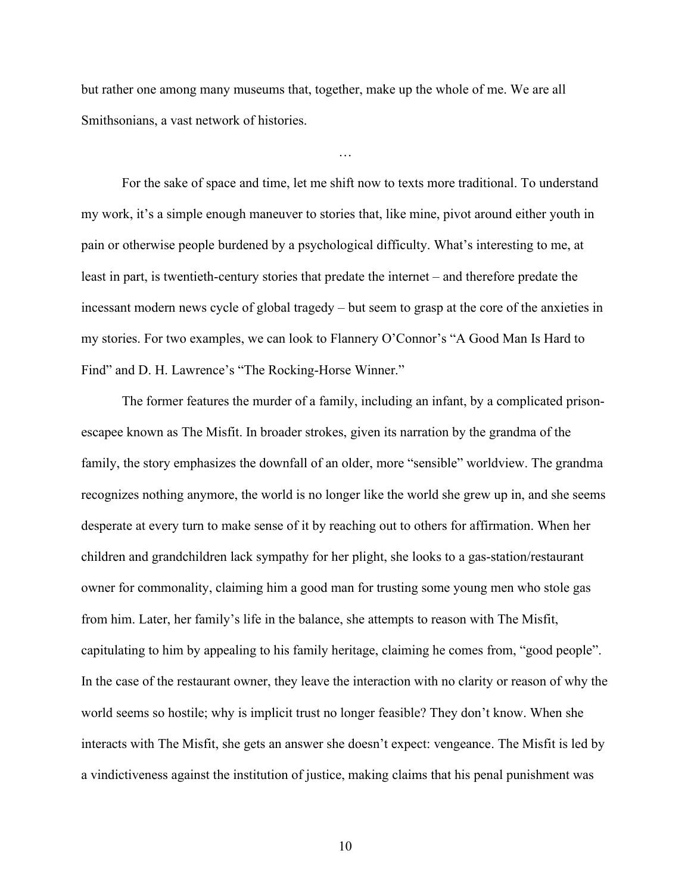but rather one among many museums that, together, make up the whole of me. We are all Smithsonians, a vast network of histories.

…

For the sake of space and time, let me shift now to texts more traditional. To understand my work, it's a simple enough maneuver to stories that, like mine, pivot around either youth in pain or otherwise people burdened by a psychological difficulty. What's interesting to me, at least in part, is twentieth-century stories that predate the internet – and therefore predate the incessant modern news cycle of global tragedy – but seem to grasp at the core of the anxieties in my stories. For two examples, we can look to Flannery O'Connor's "A Good Man Is Hard to Find" and D. H. Lawrence's "The Rocking-Horse Winner."

The former features the murder of a family, including an infant, by a complicated prison-escapee known as The Misfit. In broader strokes, given its narration by the grandma of the family, the story emphasizes the downfall of an older, more "sensible" worldview. The grandma recognizes nothing anymore, the world is no longer like the world she grew up in, and she seems desperate at every turn to make sense of it by reaching out to others for affirmation. When her children and grandchildren lack sympathy for her plight, she looks to a gas-station/restaurant owner for commonality, claiming him a good man for trusting some young men who stole gas from him. Later, her family's life in the balance, she attempts to reason with The Misfit, capitulating to him by appealing to his family heritage, claiming he comes from, "good people". In the case of the restaurant owner, they leave the interaction with no clarity or reason of why the world seems so hostile; why is implicit trust no longer feasible? They don't know. When she interacts with The Misfit, she gets an answer she doesn't expect: vengeance. The Misfit is led by a vindictiveness against the institution of justice, making claims that his penal punishment was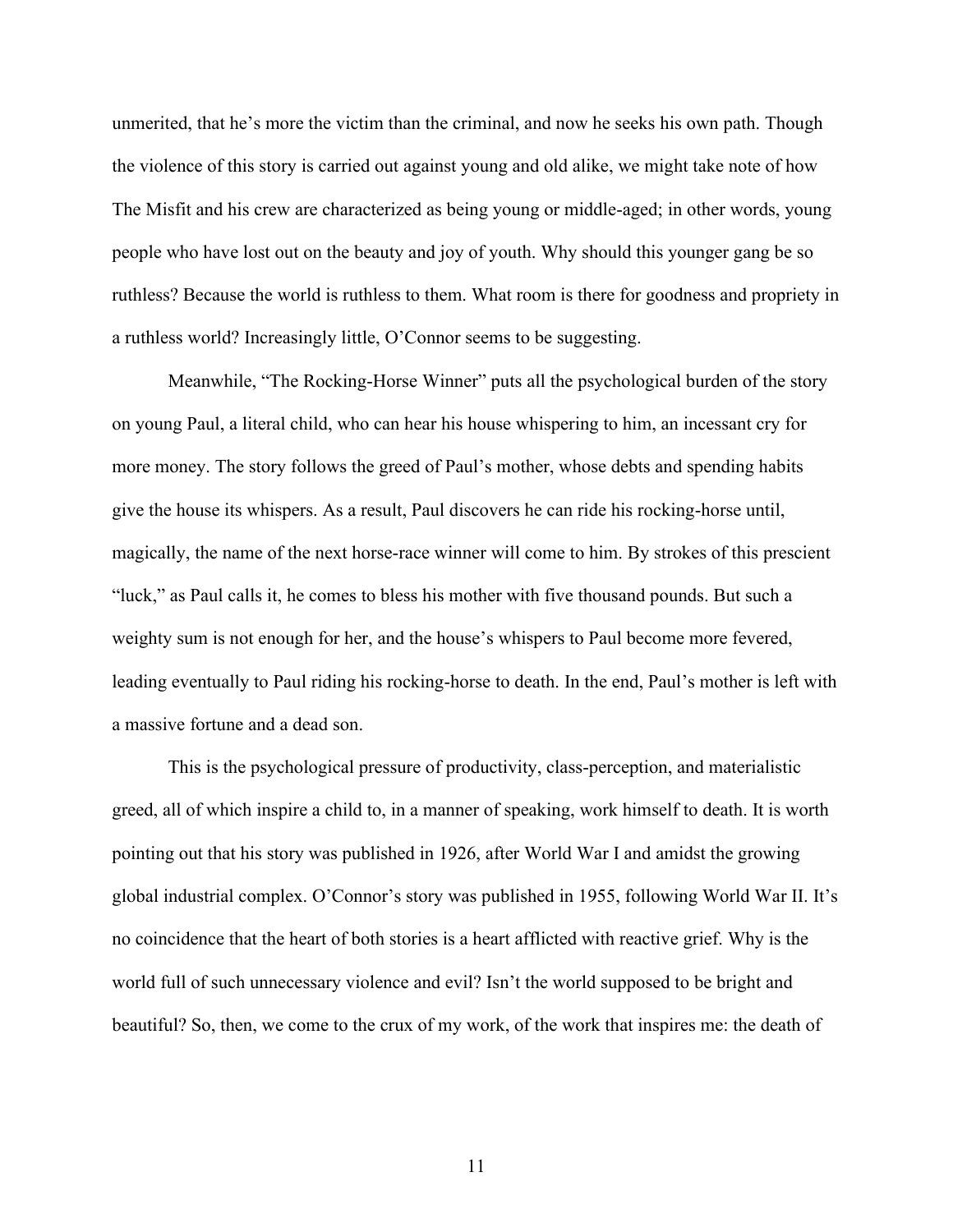unmerited, that he's more the victim than the criminal, and now he seeks his own path. Though the violence of this story is carried out against young and old alike, we might take note of how The Misfit and his crew are characterized as being young or middle-aged; in other words, young people who have lost out on the beauty and joy of youth. Why should this younger gang be so ruthless? Because the world is ruthless to them. What room is there for goodness and propriety in a ruthless world? Increasingly little, O'Connor seems to be suggesting.

Meanwhile, "The Rocking-Horse Winner" puts all the psychological burden of the story on young Paul, a literal child, who can hear his house whispering to him, an incessant cry for more money. The story follows the greed of Paul's mother, whose debts and spending habits give the house its whispers. As a result, Paul discovers he can ride his rocking-horse until, magically, the name of the next horse-race winner will come to him. By strokes of this prescient "luck," as Paul calls it, he comes to bless his mother with five thousand pounds. But such a weighty sum is not enough for her, and the house's whispers to Paul become more fevered, leading eventually to Paul riding his rocking-horse to death. In the end, Paul's mother is left with a massive fortune and a dead son.

This is the psychological pressure of productivity, class-perception, and materialistic greed, all of which inspire a child to, in a manner of speaking, work himself to death. It is worth pointing out that his story was published in 1926, after World War I and amidst the growing global industrial complex. O'Connor's story was published in 1955, following World War II. It's no coincidence that the heart of both stories is a heart afflicted with reactive grief. Why is the world full of such unnecessary violence and evil? Isn't the world supposed to be bright and beautiful? So, then, we come to the crux of my work, of the work that inspires me: the death of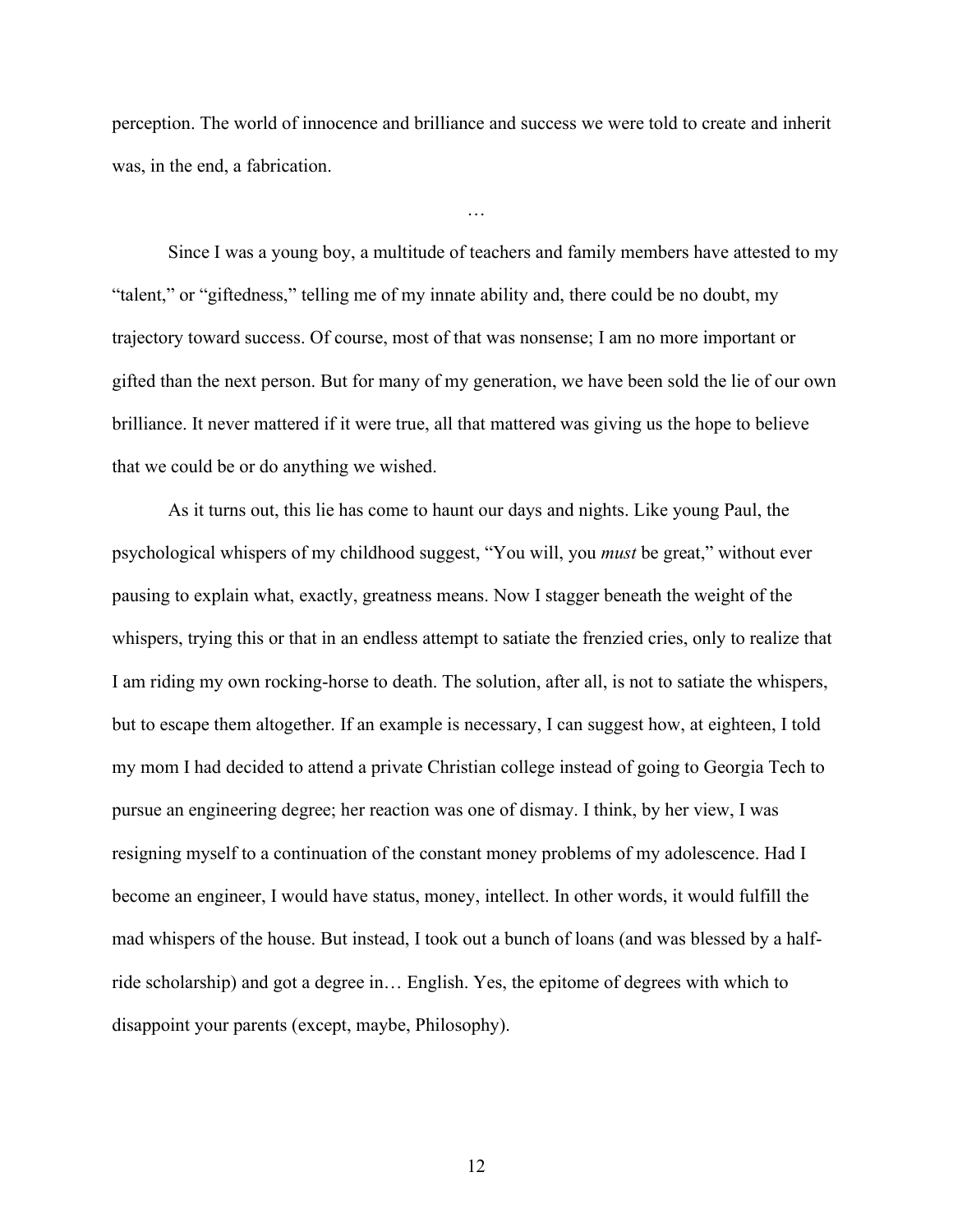perception. The world of innocence and brilliance and success we were told to create and inherit was, in the end, a fabrication.

…

Since I was a young boy, a multitude of teachers and family members have attested to my "talent," or "giftedness," telling me of my innate ability and, there could be no doubt, my trajectory toward success. Of course, most of that was nonsense; I am no more important or gifted than the next person. But for many of my generation, we have been sold the lie of our own brilliance. It never mattered if it were true, all that mattered was giving us the hope to believe that we could be or do anything we wished.

As it turns out, this lie has come to haunt our days and nights. Like young Paul, the psychological whispers of my childhood suggest, "You will, you *must* be great," without ever pausing to explain what, exactly, greatness means. Now I stagger beneath the weight of the whispers, trying this or that in an endless attempt to satiate the frenzied cries, only to realize that I am riding my own rocking-horse to death. The solution, after all, is not to satiate the whispers, but to escape them altogether. If an example is necessary, I can suggest how, at eighteen, I told my mom I had decided to attend a private Christian college instead of going to Georgia Tech to pursue an engineering degree; her reaction was one of dismay. I think, by her view, I was resigning myself to a continuation of the constant money problems of my adolescence. Had I become an engineer, I would have status, money, intellect. In other words, it would fulfill the mad whispers of the house. But instead, I took out a bunch of loans (and was blessed by a half-ride scholarship) and got a degree in… English. Yes, the epitome of degrees with which to disappoint your parents (except, maybe, Philosophy).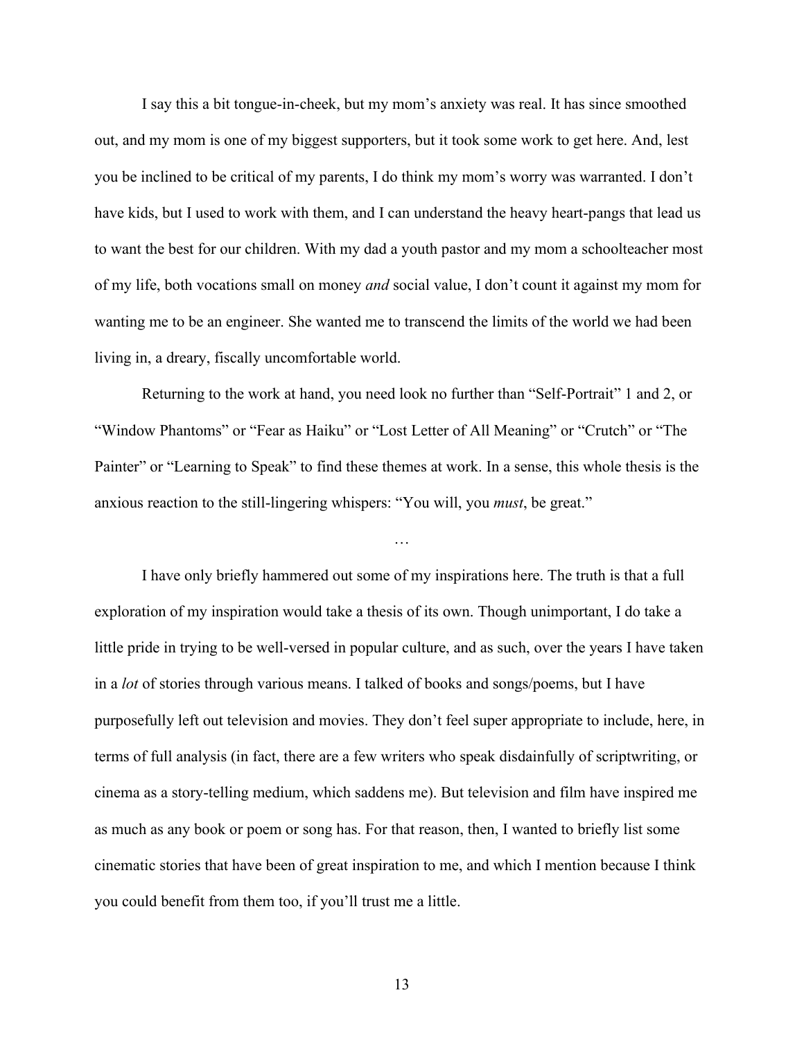I say this a bit tongue-in-cheek, but my mom's anxiety was real. It has since smoothed out, and my mom is one of my biggest supporters, but it took some work to get here. And, lest you be inclined to be critical of my parents, I do think my mom's worry was warranted. I don't have kids, but I used to work with them, and I can understand the heavy heart-pangs that lead us to want the best for our children. With my dad a youth pastor and my mom a schoolteacher most of my life, both vocations small on money *and* social value, I don't count it against my mom for wanting me to be an engineer. She wanted me to transcend the limits of the world we had been living in, a dreary, fiscally uncomfortable world.

Returning to the work at hand, you need look no further than "Self-Portrait" 1 and 2, or "Window Phantoms" or "Fear as Haiku" or "Lost Letter of All Meaning" or "Crutch" or "The Painter" or "Learning to Speak" to find these themes at work. In a sense, this whole thesis is the anxious reaction to the still-lingering whispers: "You will, you *must*, be great."

…

I have only briefly hammered out some of my inspirations here. The truth is that a full exploration of my inspiration would take a thesis of its own. Though unimportant, I do take a little pride in trying to be well-versed in popular culture, and as such, over the years I have taken in a *lot* of stories through various means. I talked of books and songs/poems, but I have purposefully left out television and movies. They don't feel super appropriate to include, here, in terms of full analysis (in fact, there are a few writers who speak disdainfully of scriptwriting, or cinema as a story-telling medium, which saddens me). But television and film have inspired me as much as any book or poem or song has. For that reason, then, I wanted to briefly list some cinematic stories that have been of great inspiration to me, and which I mention because I think you could benefit from them too, if you'll trust me a little.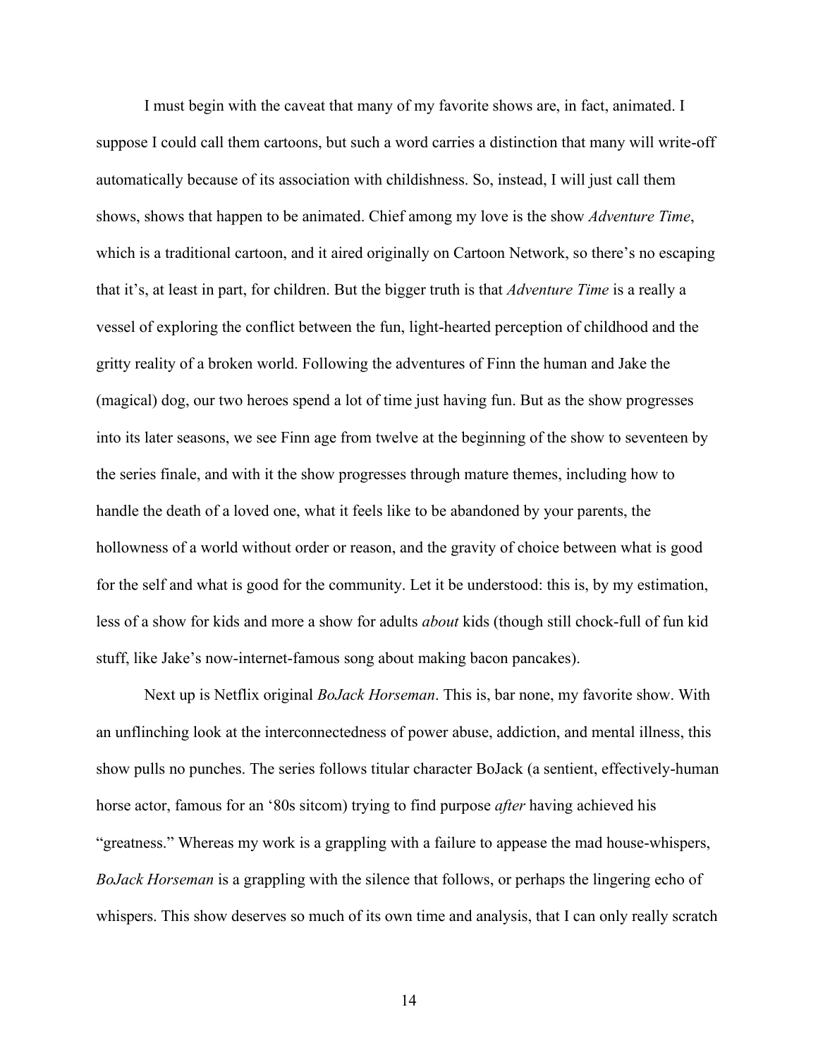I must begin with the caveat that many of my favorite shows are, in fact, animated. I suppose I could call them cartoons, but such a word carries a distinction that many will write-off automatically because of its association with childishness. So, instead, I will just call them shows, shows that happen to be animated. Chief among my love is the show *Adventure Time*, which is a traditional cartoon, and it aired originally on Cartoon Network, so there's no escaping that it's, at least in part, for children. But the bigger truth is that *Adventure Time* is a really a vessel of exploring the conflict between the fun, light-hearted perception of childhood and the gritty reality of a broken world. Following the adventures of Finn the human and Jake the (magical) dog, our two heroes spend a lot of time just having fun. But as the show progresses into its later seasons, we see Finn age from twelve at the beginning of the show to seventeen by the series finale, and with it the show progresses through mature themes, including how to handle the death of a loved one, what it feels like to be abandoned by your parents, the hollowness of a world without order or reason, and the gravity of choice between what is good for the self and what is good for the community. Let it be understood: this is, by my estimation, less of a show for kids and more a show for adults *about* kids (though still chock-full of fun kid stuff, like Jake's now-internet-famous song about making bacon pancakes).

Next up is Netflix original *BoJack Horseman*. This is, bar none, my favorite show. With an unflinching look at the interconnectedness of power abuse, addiction, and mental illness, this show pulls no punches. The series follows titular character BoJack (a sentient, effectively-human horse actor, famous for an '80s sitcom) trying to find purpose *after* having achieved his "greatness." Whereas my work is a grappling with a failure to appease the mad house-whispers, *BoJack Horseman* is a grappling with the silence that follows, or perhaps the lingering echo of whispers. This show deserves so much of its own time and analysis, that I can only really scratch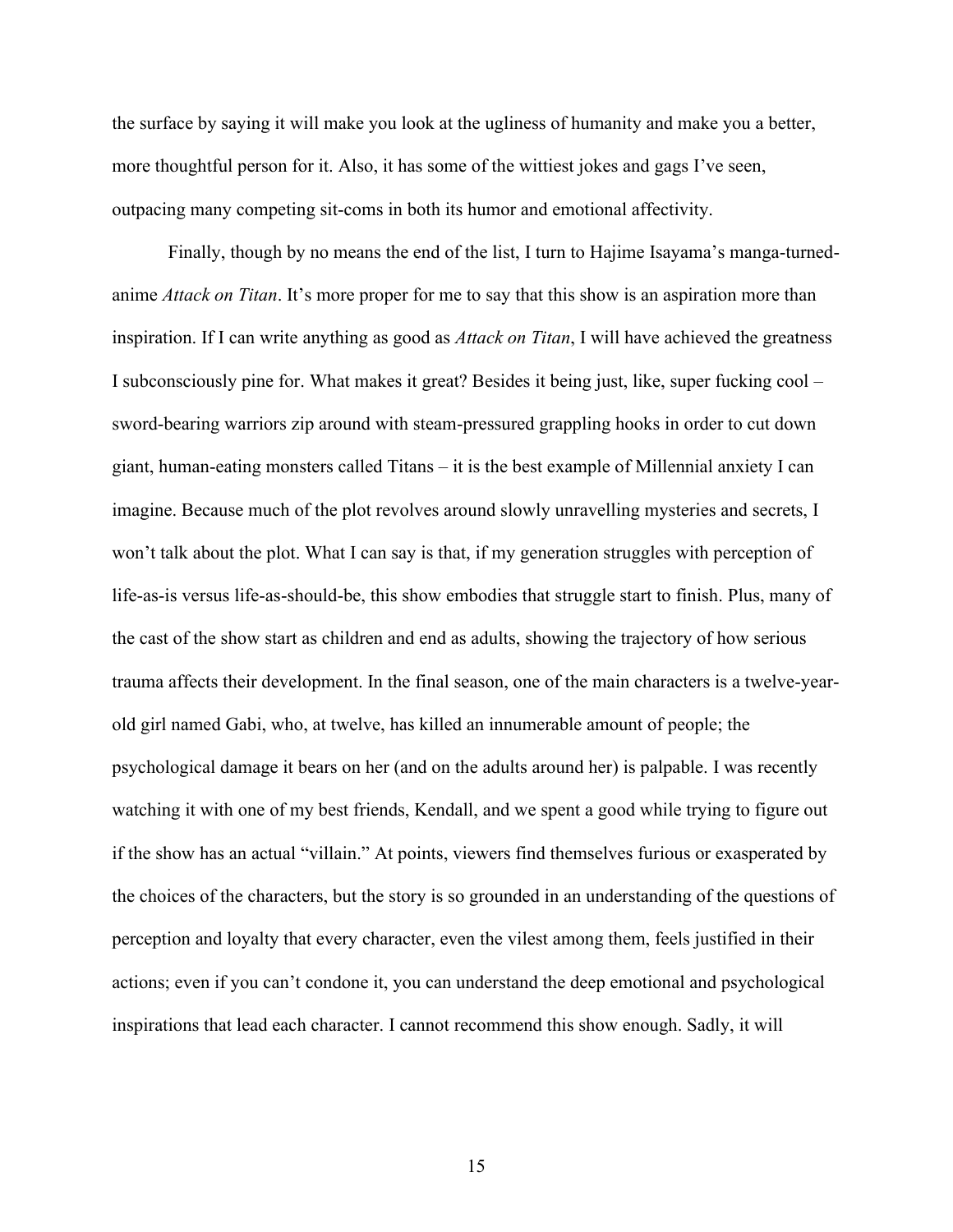the surface by saying it will make you look at the ugliness of humanity and make you a better, more thoughtful person for it. Also, it has some of the wittiest jokes and gags I've seen, outpacing many competing sit-coms in both its humor and emotional affectivity.

Finally, though by no means the end of the list, I turn to Hajime Isayama's manga-turned-anime *Attack on Titan*. It's more proper for me to say that this show is an aspiration more than inspiration. If I can write anything as good as *Attack on Titan*, I will have achieved the greatness I subconsciously pine for. What makes it great? Besides it being just, like, super fucking cool – sword-bearing warriors zip around with steam-pressured grappling hooks in order to cut down giant, human-eating monsters called Titans – it is the best example of Millennial anxiety I can imagine. Because much of the plot revolves around slowly unravelling mysteries and secrets, I won't talk about the plot. What I can say is that, if my generation struggles with perception of life-as-is versus life-as-should-be, this show embodies that struggle start to finish. Plus, many of the cast of the show start as children and end as adults, showing the trajectory of how serious trauma affects their development. In the final season, one of the main characters is a twelve-year-old girl named Gabi, who, at twelve, has killed an innumerable amount of people; the psychological damage it bears on her (and on the adults around her) is palpable. I was recently watching it with one of my best friends, Kendall, and we spent a good while trying to figure out if the show has an actual "villain." At points, viewers find themselves furious or exasperated by the choices of the characters, but the story is so grounded in an understanding of the questions of perception and loyalty that every character, even the vilest among them, feels justified in their actions; even if you can't condone it, you can understand the deep emotional and psychological inspirations that lead each character. I cannot recommend this show enough. Sadly, it will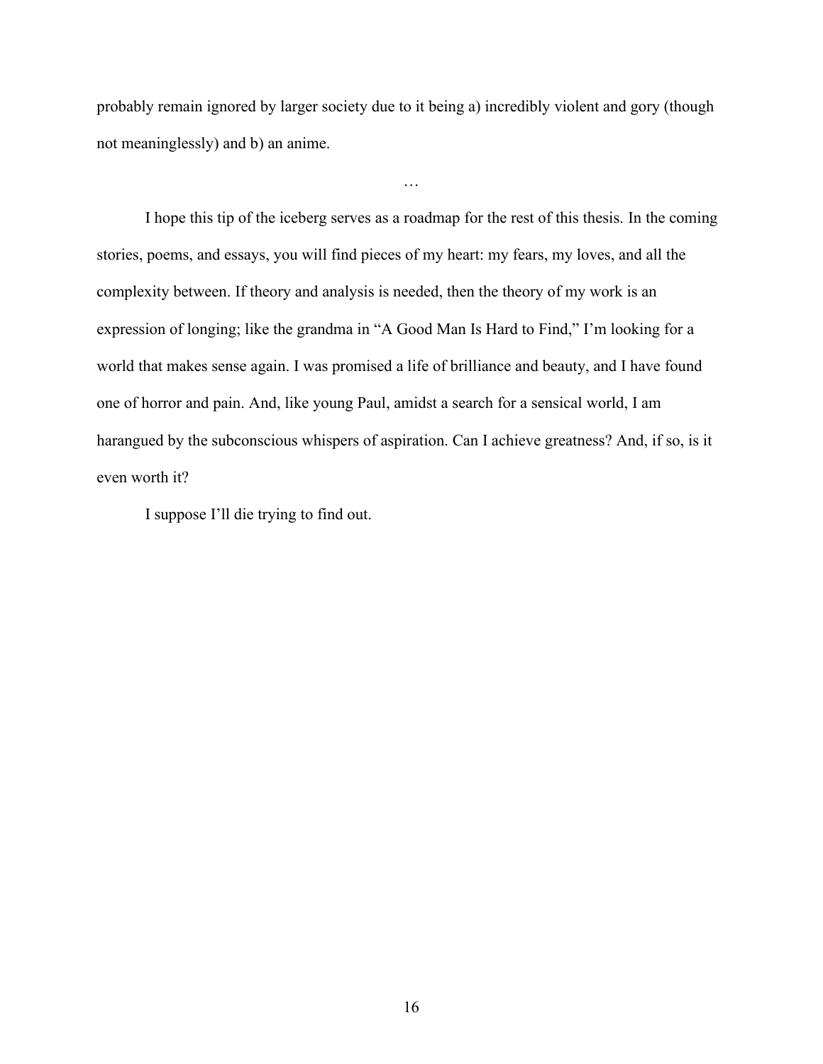probably remain ignored by larger society due to it being a) incredibly violent and gory (though not meaninglessly) and b) an anime.

…

I hope this tip of the iceberg serves as a roadmap for the rest of this thesis. In the coming stories, poems, and essays, you will find pieces of my heart: my fears, my loves, and all the complexity between. If theory and analysis is needed, then the theory of my work is an expression of longing; like the grandma in "A Good Man Is Hard to Find," I'm looking for a world that makes sense again. I was promised a life of brilliance and beauty, and I have found one of horror and pain. And, like young Paul, amidst a search for a sensical world, I am harangued by the subconscious whispers of aspiration. Can I achieve greatness? And, if so, is it even worth it?

I suppose I'll die trying to find out.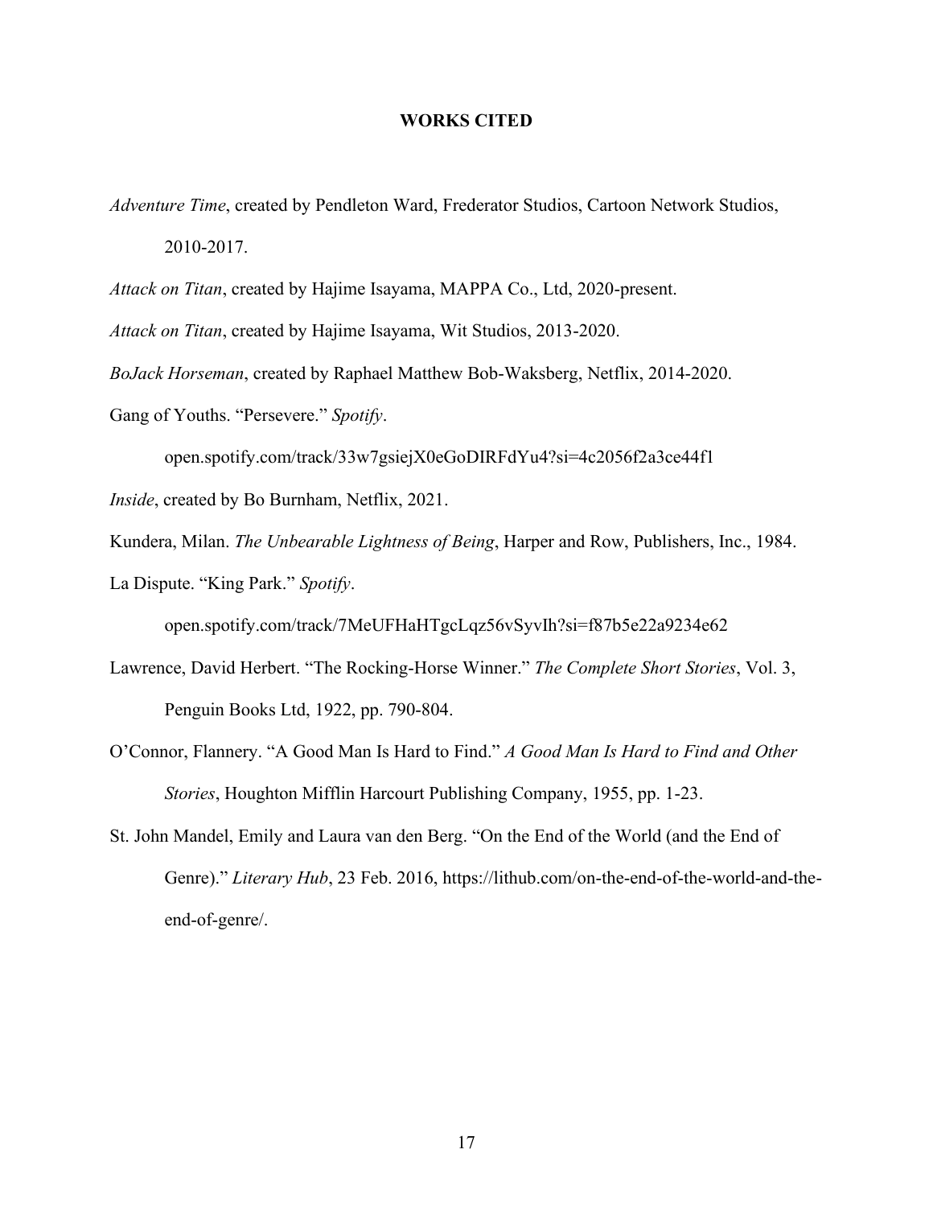# WORKS CITED

*Adventure Time*, created by Pendleton Ward, Frederator Studios, Cartoon Network Studios, 2010-2017.

*Attack on Titan*, created by Hajime Isayama, MAPPA Co., Ltd, 2020-present.

*Attack on Titan*, created by Hajime Isayama, Wit Studios, 2013-2020.

*BoJack Horseman*, created by Raphael Matthew Bob-Waksberg, Netflix, 2014-2020.

Gang of Youths. "Persevere." *Spotify*. open.spotify.com/track/33w7gsiejX0eGoDIRFdYu4?si=4c2056f2a3ce44f1

*Inside*, created by Bo Burnham, Netflix, 2021.

Kundera, Milan. *The Unbearable Lightness of Being*, Harper and Row, Publishers, Inc., 1984.

La Dispute. "King Park." *Spotify*. open.spotify.com/track/7MeUFHaHTgcLqz56vSyvIh?si=f87b5e22a9234e62

Lawrence, David Herbert. "The Rocking-Horse Winner." *The Complete Short Stories*, Vol. 3, Penguin Books Ltd, 1922, pp. 790-804.

O'Connor, Flannery. "A Good Man Is Hard to Find." *A Good Man Is Hard to Find and Other Stories*, Houghton Mifflin Harcourt Publishing Company, 1955, pp. 1-23.

St. John Mandel, Emily and Laura van den Berg. "On the End of the World (and the End of Genre)." *Literary Hub*, 23 Feb. 2016, https://lithub.com/on-the-end-of-the-world-and-the-end-of-genre/.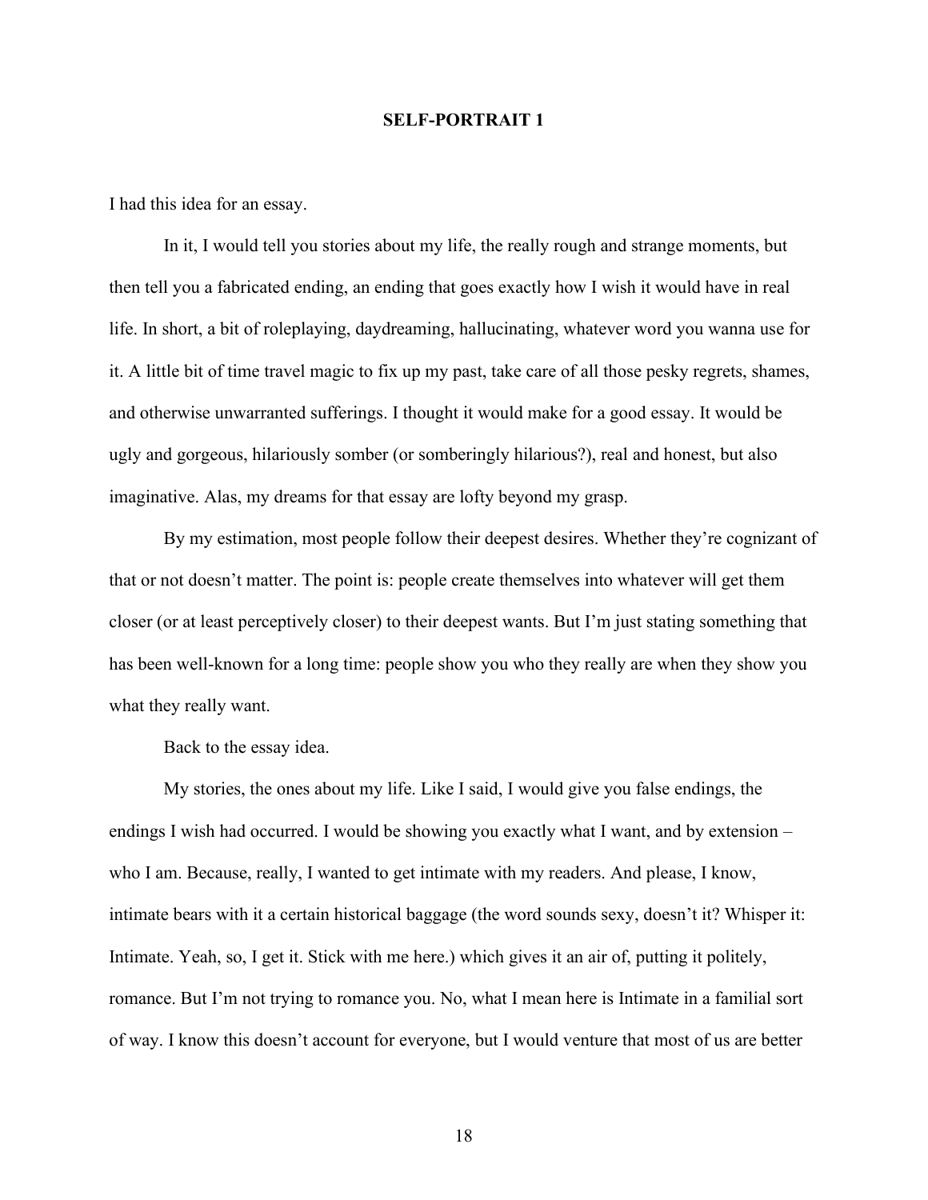## SELF-PORTRAIT 1

I had this idea for an essay.

In it, I would tell you stories about my life, the really rough and strange moments, but then tell you a fabricated ending, an ending that goes exactly how I wish it would have in real life. In short, a bit of roleplaying, daydreaming, hallucinating, whatever word you wanna use for it. A little bit of time travel magic to fix up my past, take care of all those pesky regrets, shames, and otherwise unwarranted sufferings. I thought it would make for a good essay. It would be ugly and gorgeous, hilariously somber (or somberingly hilarious?), real and honest, but also imaginative. Alas, my dreams for that essay are lofty beyond my grasp.

By my estimation, most people follow their deepest desires. Whether they're cognizant of that or not doesn't matter. The point is: people create themselves into whatever will get them closer (or at least perceptively closer) to their deepest wants. But I'm just stating something that has been well-known for a long time: people show you who they really are when they show you what they really want.

Back to the essay idea.

My stories, the ones about my life. Like I said, I would give you false endings, the endings I wish had occurred. I would be showing you exactly what I want, and by extension – who I am. Because, really, I wanted to get intimate with my readers. And please, I know, intimate bears with it a certain historical baggage (the word sounds sexy, doesn't it? Whisper it: Intimate. Yeah, so, I get it. Stick with me here.) which gives it an air of, putting it politely, romance. But I'm not trying to romance you. No, what I mean here is Intimate in a familial sort of way. I know this doesn't account for everyone, but I would venture that most of us are better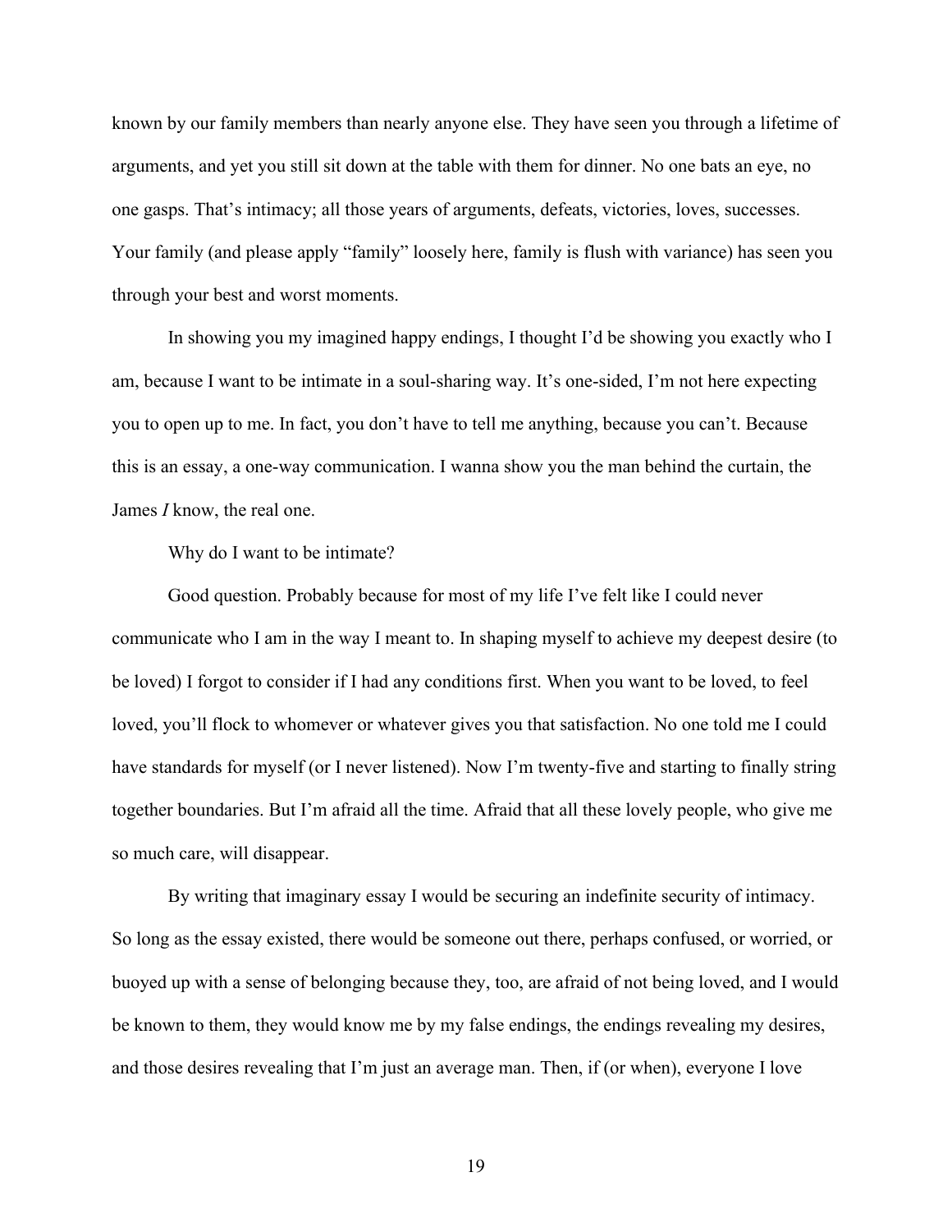known by our family members than nearly anyone else. They have seen you through a lifetime of arguments, and yet you still sit down at the table with them for dinner. No one bats an eye, no one gasps. That's intimacy; all those years of arguments, defeats, victories, loves, successes. Your family (and please apply "family" loosely here, family is flush with variance) has seen you through your best and worst moments.

In showing you my imagined happy endings, I thought I'd be showing you exactly who I am, because I want to be intimate in a soul-sharing way. It's one-sided, I'm not here expecting you to open up to me. In fact, you don't have to tell me anything, because you can't. Because this is an essay, a one-way communication. I wanna show you the man behind the curtain, the James *I* know, the real one.

Why do I want to be intimate?

Good question. Probably because for most of my life I've felt like I could never communicate who I am in the way I meant to. In shaping myself to achieve my deepest desire (to be loved) I forgot to consider if I had any conditions first. When you want to be loved, to feel loved, you'll flock to whomever or whatever gives you that satisfaction. No one told me I could have standards for myself (or I never listened). Now I'm twenty-five and starting to finally string together boundaries. But I'm afraid all the time. Afraid that all these lovely people, who give me so much care, will disappear.

By writing that imaginary essay I would be securing an indefinite security of intimacy. So long as the essay existed, there would be someone out there, perhaps confused, or worried, or buoyed up with a sense of belonging because they, too, are afraid of not being loved, and I would be known to them, they would know me by my false endings, the endings revealing my desires, and those desires revealing that I'm just an average man. Then, if (or when), everyone I love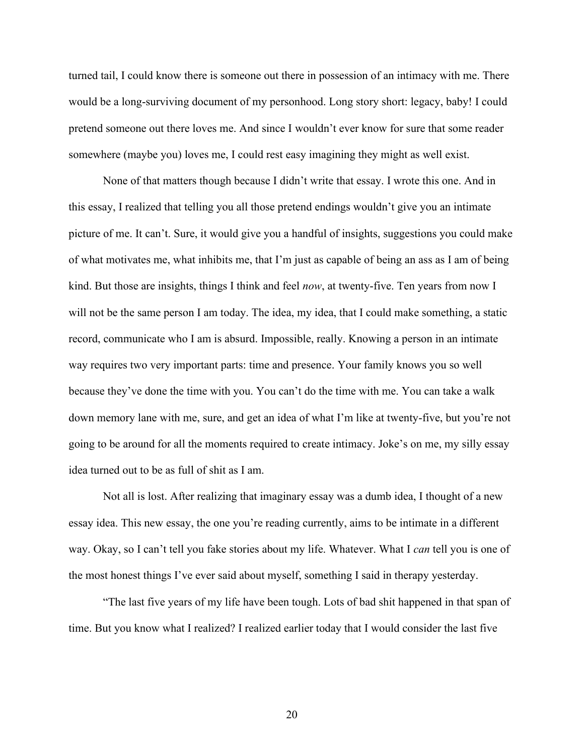turned tail, I could know there is someone out there in possession of an intimacy with me. There would be a long-surviving document of my personhood. Long story short: legacy, baby! I could pretend someone out there loves me. And since I wouldn't ever know for sure that some reader somewhere (maybe you) loves me, I could rest easy imagining they might as well exist.

None of that matters though because I didn't write that essay. I wrote this one. And in this essay, I realized that telling you all those pretend endings wouldn't give you an intimate picture of me. It can't. Sure, it would give you a handful of insights, suggestions you could make of what motivates me, what inhibits me, that I'm just as capable of being an ass as I am of being kind. But those are insights, things I think and feel *now*, at twenty-five. Ten years from now I will not be the same person I am today. The idea, my idea, that I could make something, a static record, communicate who I am is absurd. Impossible, really. Knowing a person in an intimate way requires two very important parts: time and presence. Your family knows you so well because they've done the time with you. You can't do the time with me. You can take a walk down memory lane with me, sure, and get an idea of what I'm like at twenty-five, but you're not going to be around for all the moments required to create intimacy. Joke's on me, my silly essay idea turned out to be as full of shit as I am.

Not all is lost. After realizing that imaginary essay was a dumb idea, I thought of a new essay idea. This new essay, the one you're reading currently, aims to be intimate in a different way. Okay, so I can't tell you fake stories about my life. Whatever. What I *can* tell you is one of the most honest things I've ever said about myself, something I said in therapy yesterday.

"The last five years of my life have been tough. Lots of bad shit happened in that span of time. But you know what I realized? I realized earlier today that I would consider the last five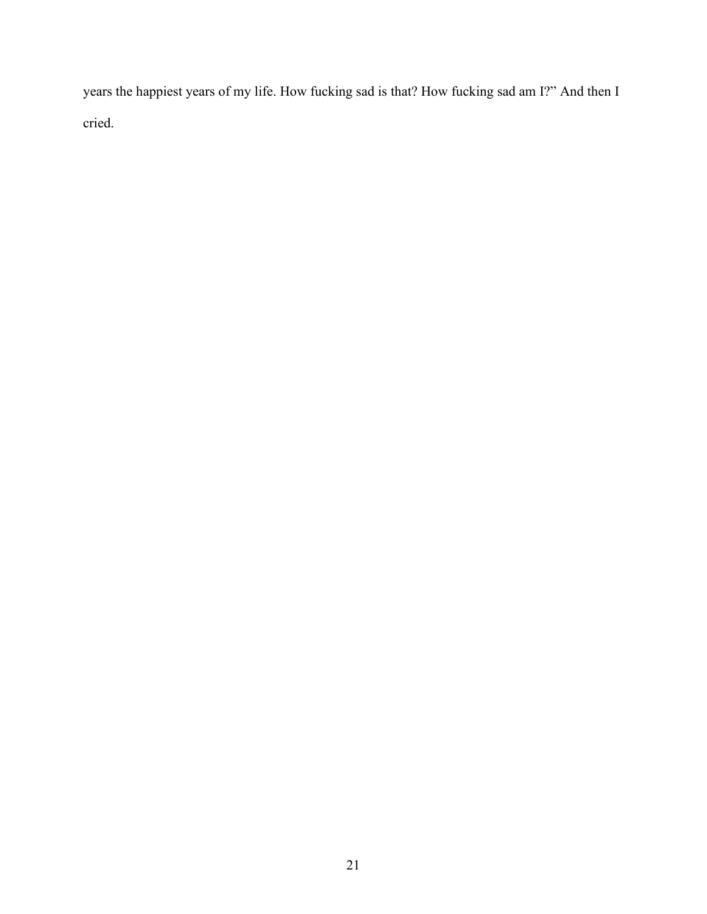years the happiest years of my life. How fucking sad is that? How fucking sad am I?" And then I cried.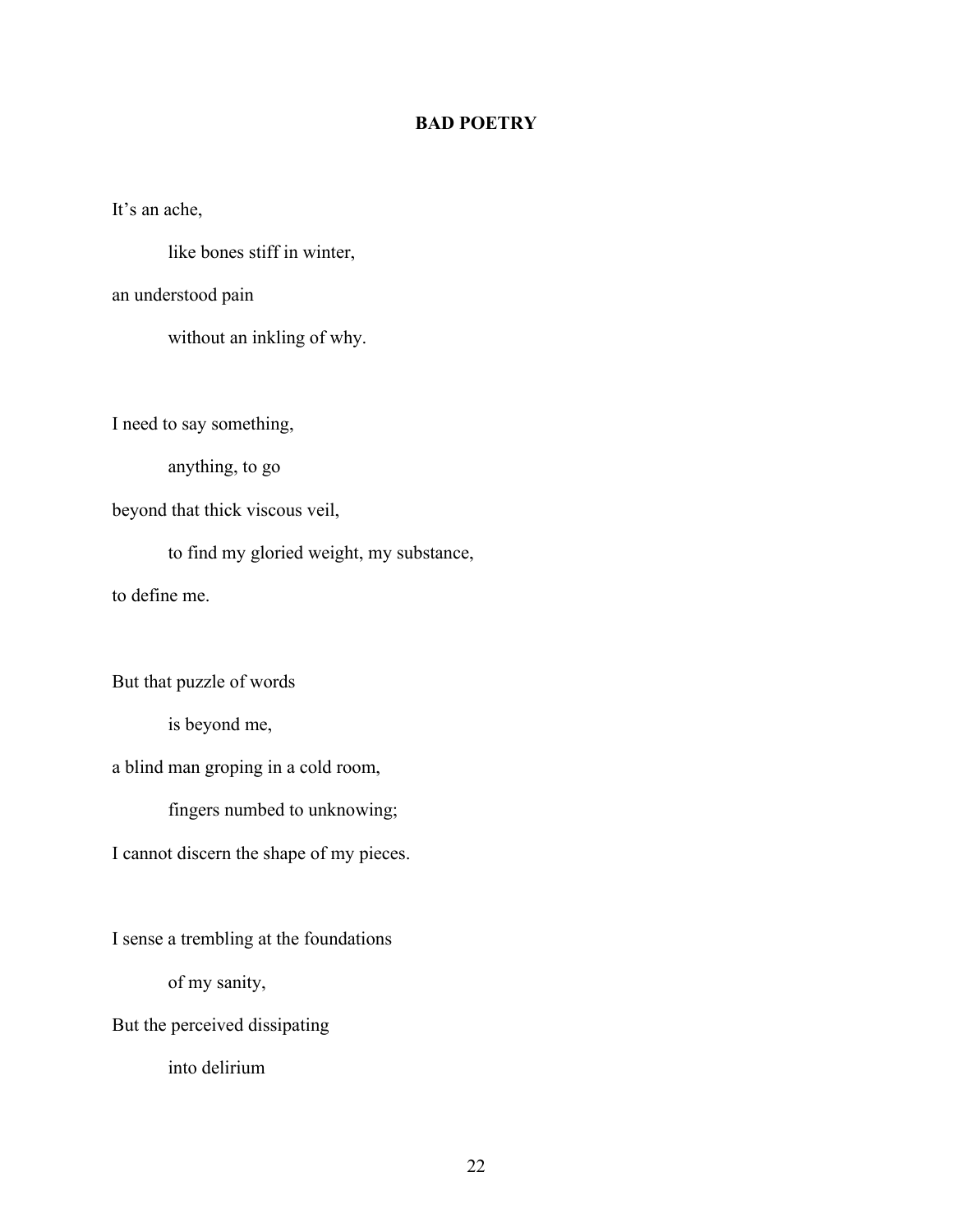**BAD POETRY**

It's an ache,

&emsp;&emsp;&emsp;like bones stiff in winter,

an understood pain

&emsp;&emsp;&emsp;without an inkling of why.

I need to say something,

&emsp;&emsp;&emsp;anything, to go

beyond that thick viscous veil,

&emsp;&emsp;&emsp;to find my gloried weight, my substance,

to define me.

But that puzzle of words

&emsp;&emsp;&emsp;is beyond me,

a blind man groping in a cold room,

&emsp;&emsp;&emsp;fingers numbed to unknowing;

I cannot discern the shape of my pieces.

I sense a trembling at the foundations

&emsp;&emsp;&emsp;of my sanity,

But the perceived dissipating

&emsp;&emsp;&emsp;into delirium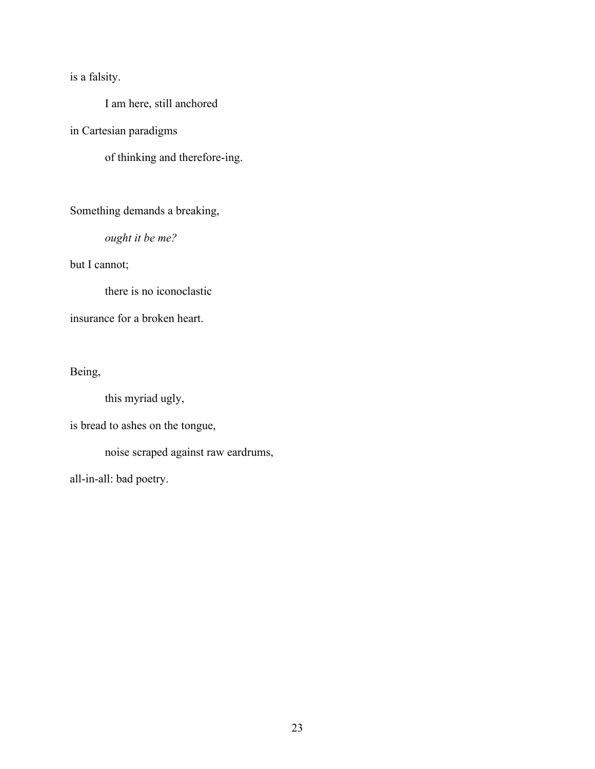is a falsity.

&emsp;&emsp;&emsp;&emsp;I am here, still anchored

in Cartesian paradigms

&emsp;&emsp;&emsp;&emsp;of thinking and therefore-ing.

Something demands a breaking,

&emsp;&emsp;&emsp;&emsp;*ought it be me?*

but I cannot;

&emsp;&emsp;&emsp;&emsp;there is no iconoclastic

insurance for a broken heart.

Being,

&emsp;&emsp;&emsp;&emsp;this myriad ugly,

is bread to ashes on the tongue,

&emsp;&emsp;&emsp;&emsp;noise scraped against raw eardrums,

all-in-all: bad poetry.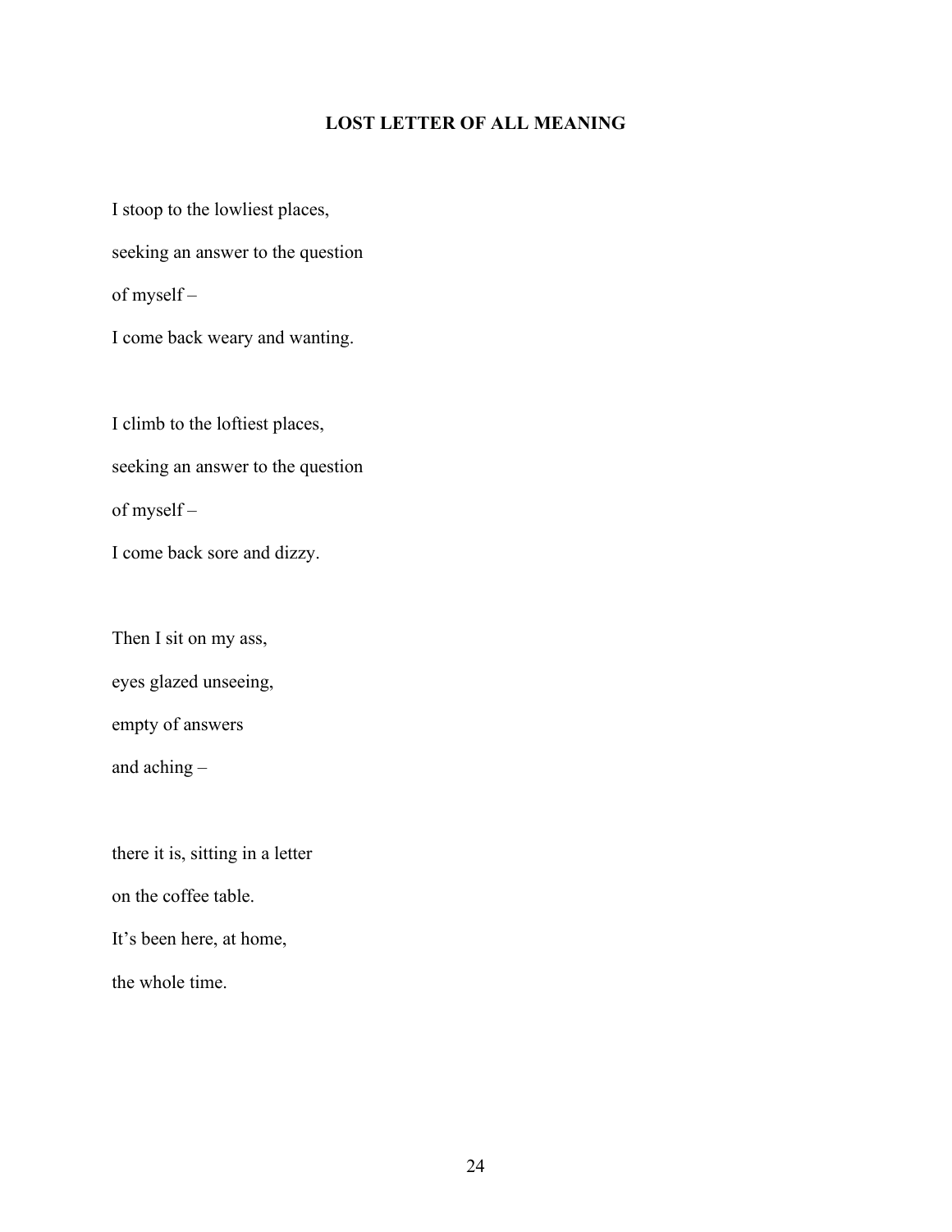## LOST LETTER OF ALL MEANING

I stoop to the lowliest places,  
seeking an answer to the question  
of myself –  
I come back weary and wanting.

I climb to the loftiest places,  
seeking an answer to the question  
of myself –  
I come back sore and dizzy.

Then I sit on my ass,  
eyes glazed unseeing,  
empty of answers  
and aching –

there it is, sitting in a letter  
on the coffee table.  
It's been here, at home,  
the whole time.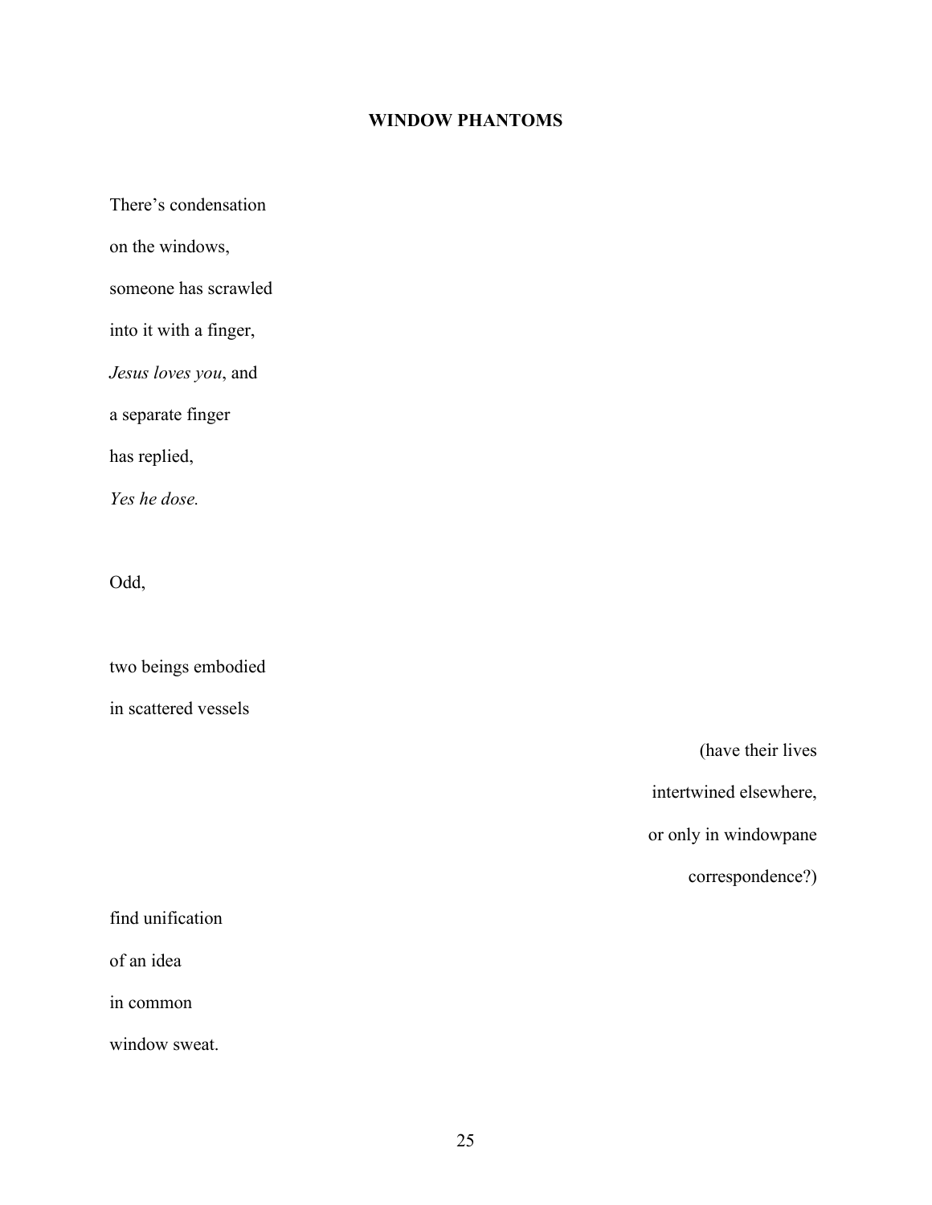## WINDOW PHANTOMS

There's condensation
on the windows,
someone has scrawled
into it with a finger,
*Jesus loves you*, and
a separate finger
has replied,
*Yes he dose.*

Odd,

two beings embodied
in scattered vessels

(have their lives
intertwined elsewhere,
or only in windowpane
correspondence?)

find unification
of an idea
in common
window sweat.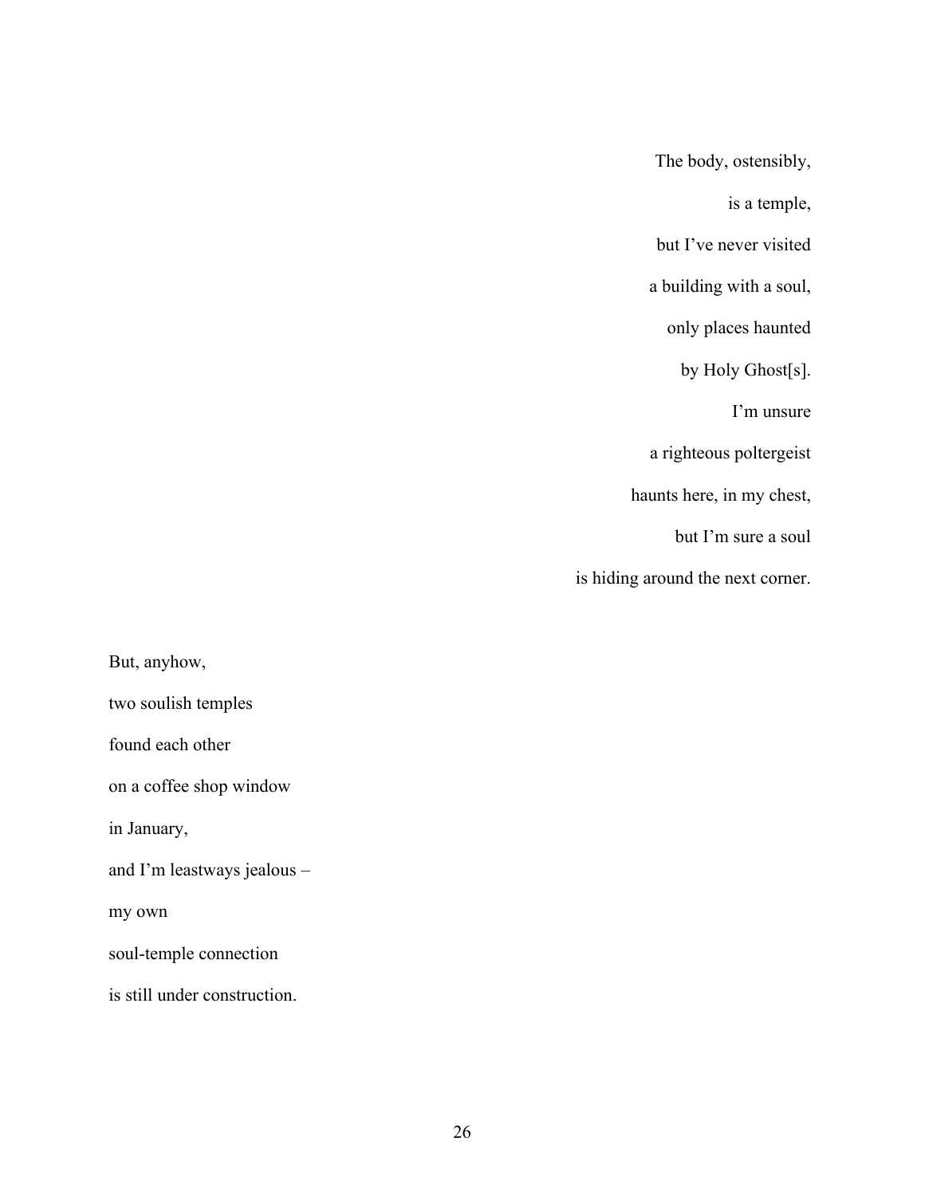The body, ostensibly,

is a temple,

but I've never visited

a building with a soul,

only places haunted

by Holy Ghost[s].

I'm unsure

a righteous poltergeist

haunts here, in my chest,

but I'm sure a soul

is hiding around the next corner.

But, anyhow,

two soulish temples

found each other

on a coffee shop window

in January,

and I'm leastways jealous –

my own

soul-temple connection

is still under construction.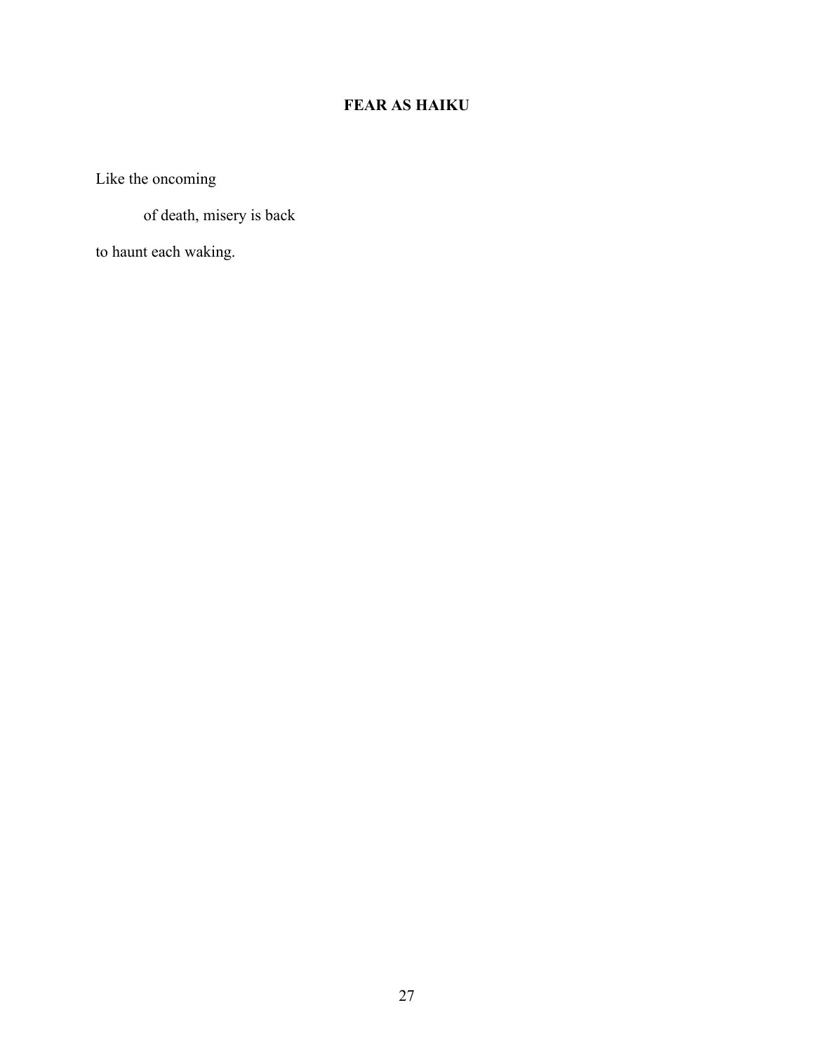## FEAR AS HAIKU

Like the oncoming

&emsp;&emsp;&emsp;of death, misery is back

to haunt each waking.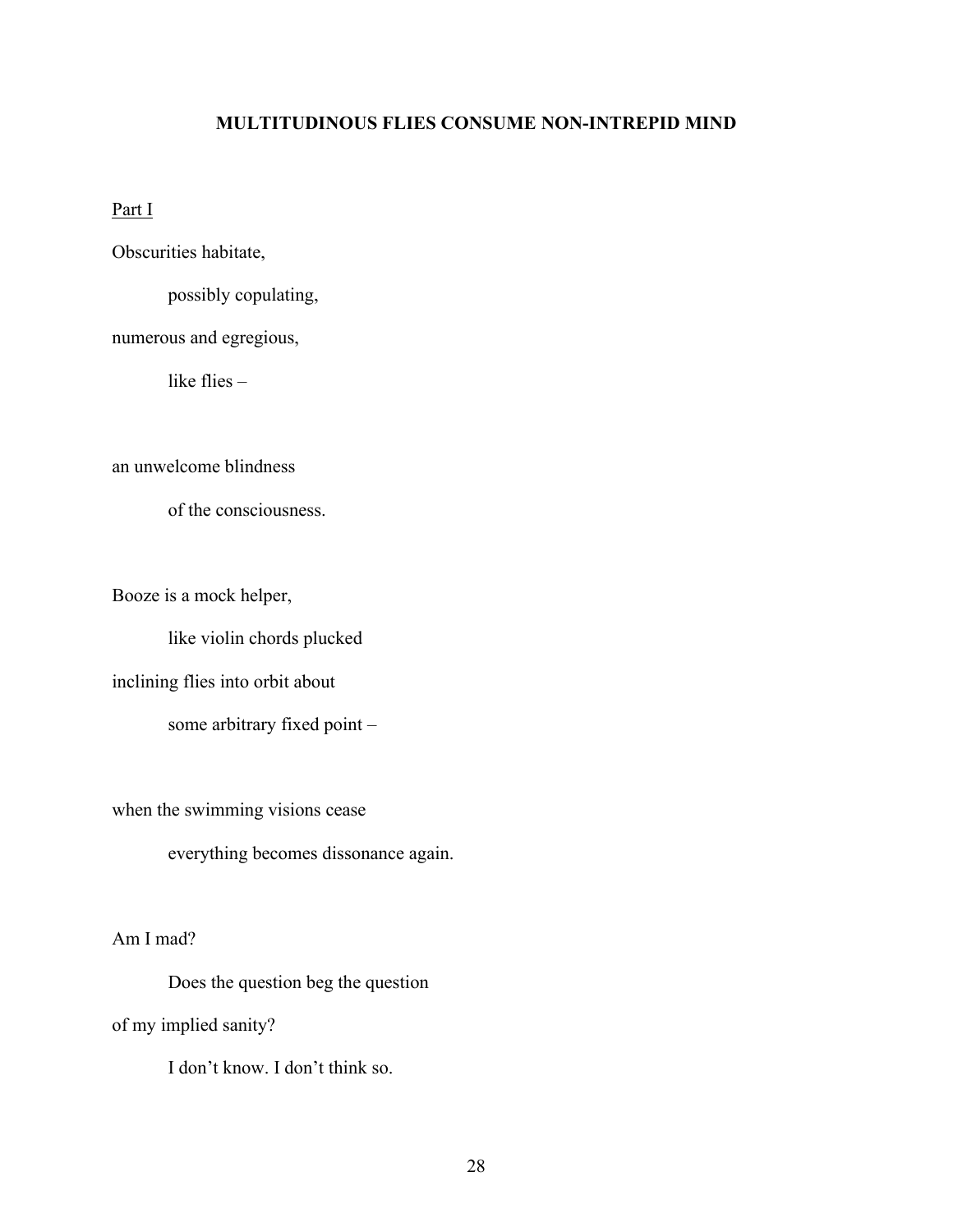## MULTITUDINOUS FLIES CONSUME NON-INTREPID MIND

<u>Part I</u>

Obscurities habitate,

&emsp;&emsp;possibly copulating,

numerous and egregious,

&emsp;&emsp;like flies –

an unwelcome blindness

&emsp;&emsp;of the consciousness.

Booze is a mock helper,

&emsp;&emsp;like violin chords plucked

inclining flies into orbit about

&emsp;&emsp;some arbitrary fixed point –

when the swimming visions cease

&emsp;&emsp;everything becomes dissonance again.

Am I mad?

&emsp;&emsp;Does the question beg the question

of my implied sanity?

&emsp;&emsp;I don't know. I don't think so.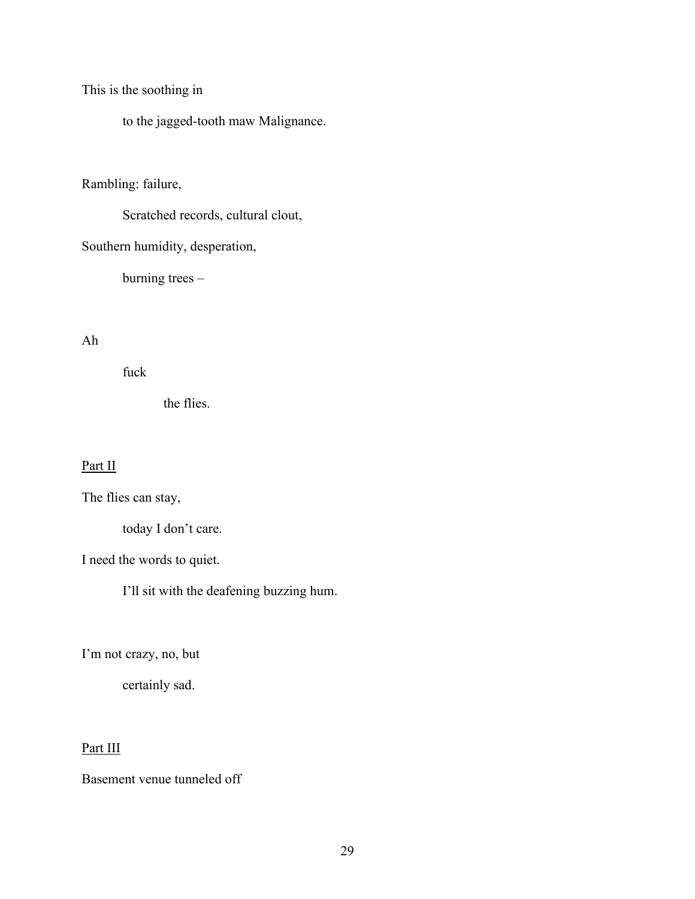This is the soothing in

        to the jagged-tooth maw Malignance.

Rambling: failure,

        Scratched records, cultural clout,

Southern humidity, desperation,

        burning trees –

Ah

        fuck

                the flies.

<u>Part II</u>

The flies can stay,

        today I don't care.

I need the words to quiet.

        I'll sit with the deafening buzzing hum.

I'm not crazy, no, but

        certainly sad.

<u>Part III</u>

Basement venue tunneled off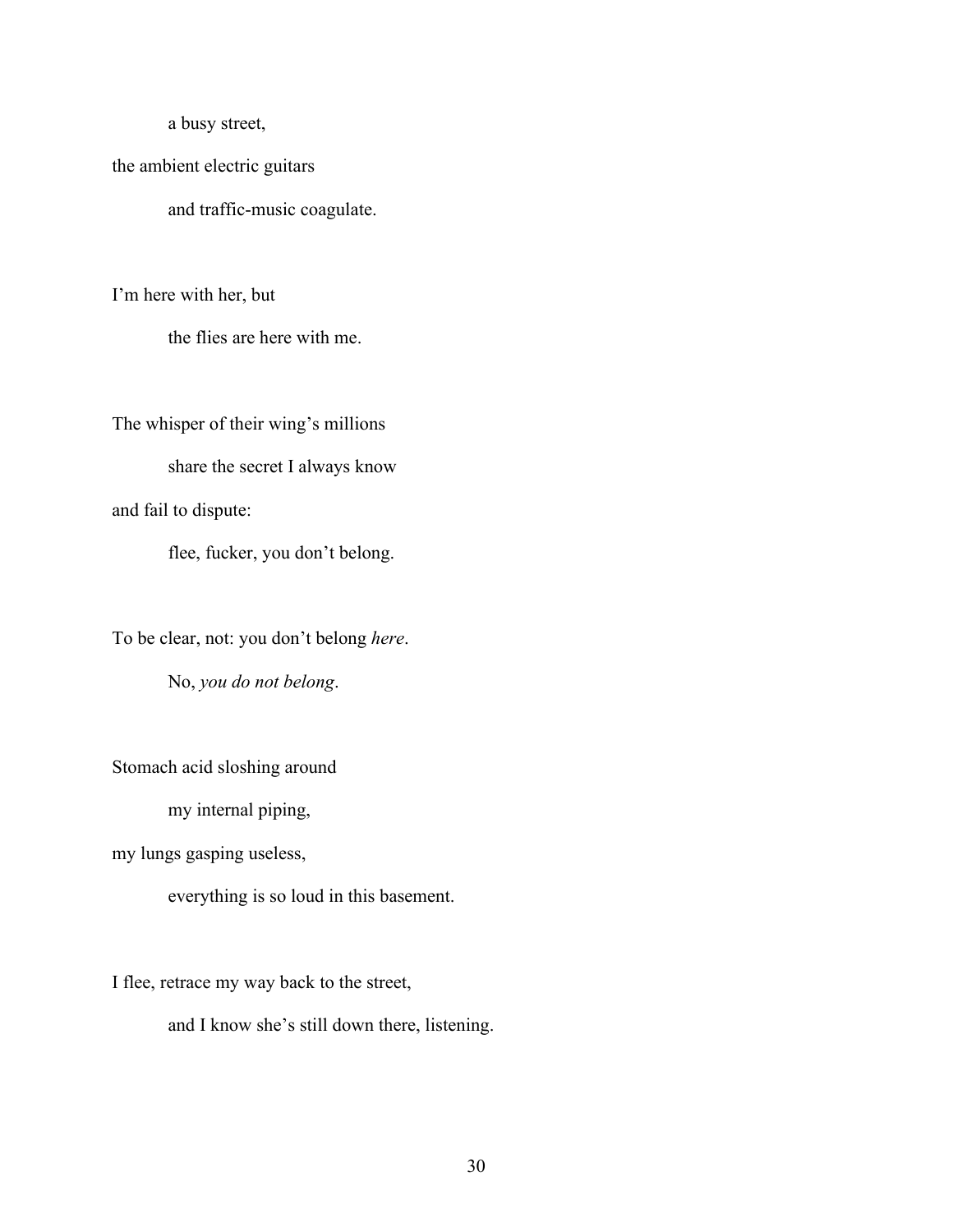a busy street,

the ambient electric guitars

and traffic-music coagulate.

I'm here with her, but

the flies are here with me.

The whisper of their wing's millions

share the secret I always know

and fail to dispute:

flee, fucker, you don't belong.

To be clear, not: you don't belong *here*.

No, *you do not belong*.

Stomach acid sloshing around

my internal piping,

my lungs gasping useless,

everything is so loud in this basement.

I flee, retrace my way back to the street,

and I know she's still down there, listening.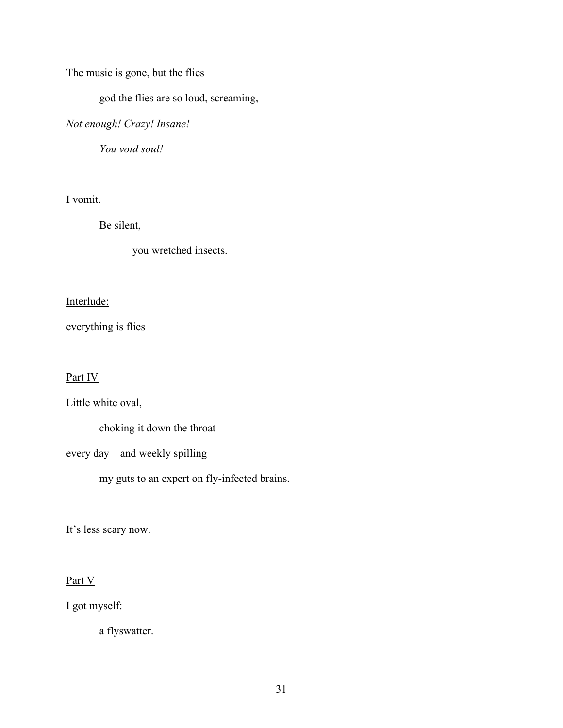The music is gone, but the flies

god the flies are so loud, screaming,

*Not enough! Crazy! Insane!*

*You void soul!*

I vomit.

Be silent,

you wretched insects.

<u>Interlude:</u>

everything is flies

<u>Part IV</u>

Little white oval,

choking it down the throat

every day – and weekly spilling

my guts to an expert on fly-infected brains.

It's less scary now.

<u>Part V</u>

I got myself:

a flyswatter.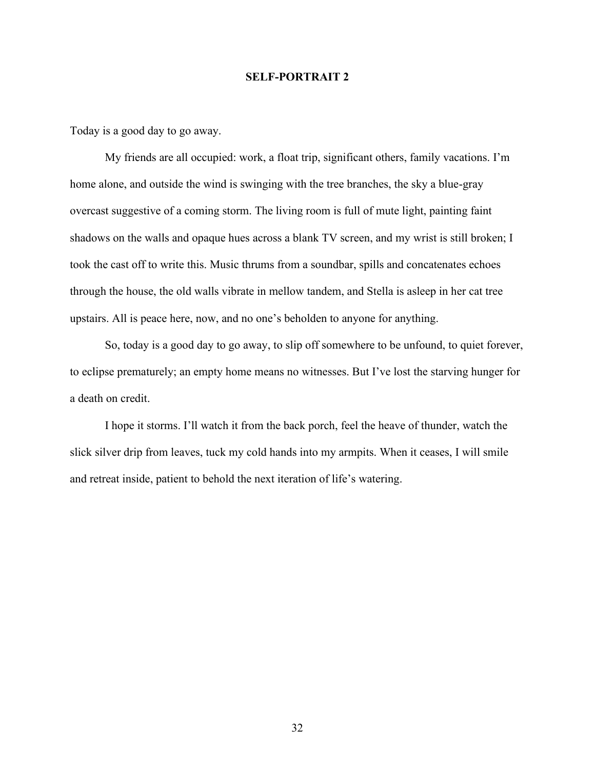## SELF-PORTRAIT 2

Today is a good day to go away.

My friends are all occupied: work, a float trip, significant others, family vacations. I'm home alone, and outside the wind is swinging with the tree branches, the sky a blue-gray overcast suggestive of a coming storm. The living room is full of mute light, painting faint shadows on the walls and opaque hues across a blank TV screen, and my wrist is still broken; I took the cast off to write this. Music thrums from a soundbar, spills and concatenates echoes through the house, the old walls vibrate in mellow tandem, and Stella is asleep in her cat tree upstairs. All is peace here, now, and no one's beholden to anyone for anything.

So, today is a good day to go away, to slip off somewhere to be unfound, to quiet forever, to eclipse prematurely; an empty home means no witnesses. But I've lost the starving hunger for a death on credit.

I hope it storms. I'll watch it from the back porch, feel the heave of thunder, watch the slick silver drip from leaves, tuck my cold hands into my armpits. When it ceases, I will smile and retreat inside, patient to behold the next iteration of life's watering.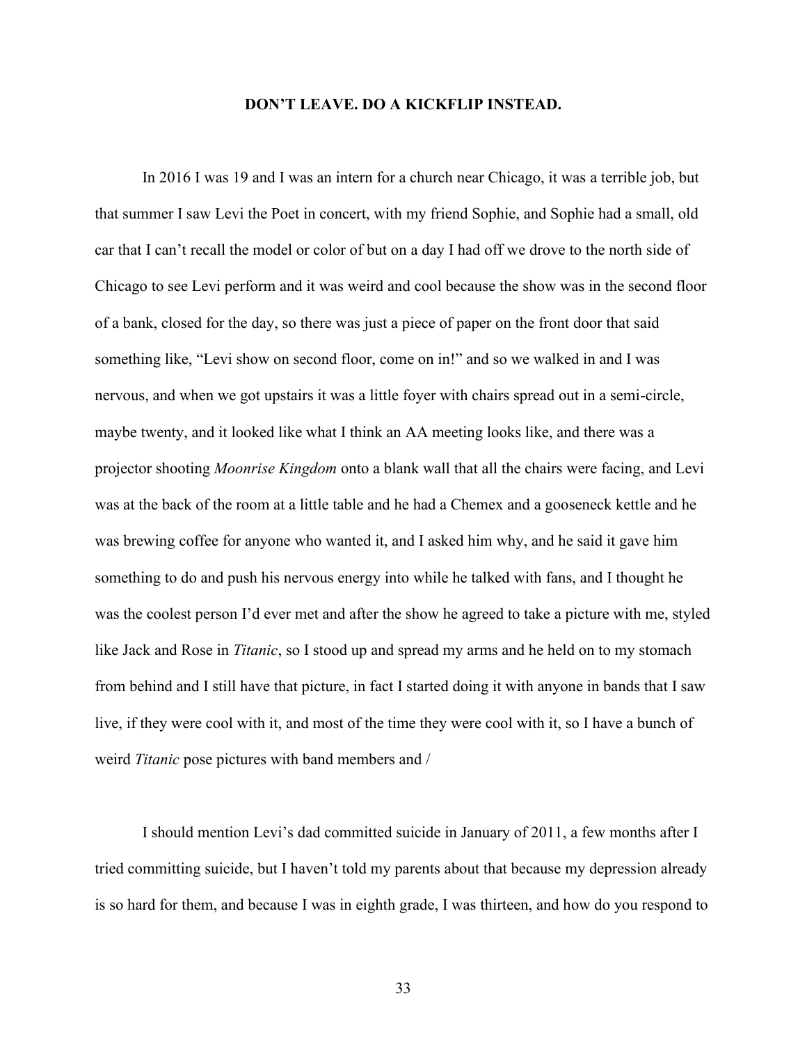**DON'T LEAVE. DO A KICKFLIP INSTEAD.**

In 2016 I was 19 and I was an intern for a church near Chicago, it was a terrible job, but that summer I saw Levi the Poet in concert, with my friend Sophie, and Sophie had a small, old car that I can't recall the model or color of but on a day I had off we drove to the north side of Chicago to see Levi perform and it was weird and cool because the show was in the second floor of a bank, closed for the day, so there was just a piece of paper on the front door that said something like, "Levi show on second floor, come on in!" and so we walked in and I was nervous, and when we got upstairs it was a little foyer with chairs spread out in a semi-circle, maybe twenty, and it looked like what I think an AA meeting looks like, and there was a projector shooting *Moonrise Kingdom* onto a blank wall that all the chairs were facing, and Levi was at the back of the room at a little table and he had a Chemex and a gooseneck kettle and he was brewing coffee for anyone who wanted it, and I asked him why, and he said it gave him something to do and push his nervous energy into while he talked with fans, and I thought he was the coolest person I'd ever met and after the show he agreed to take a picture with me, styled like Jack and Rose in *Titanic*, so I stood up and spread my arms and he held on to my stomach from behind and I still have that picture, in fact I started doing it with anyone in bands that I saw live, if they were cool with it, and most of the time they were cool with it, so I have a bunch of weird *Titanic* pose pictures with band members and /

I should mention Levi's dad committed suicide in January of 2011, a few months after I tried committing suicide, but I haven't told my parents about that because my depression already is so hard for them, and because I was in eighth grade, I was thirteen, and how do you respond to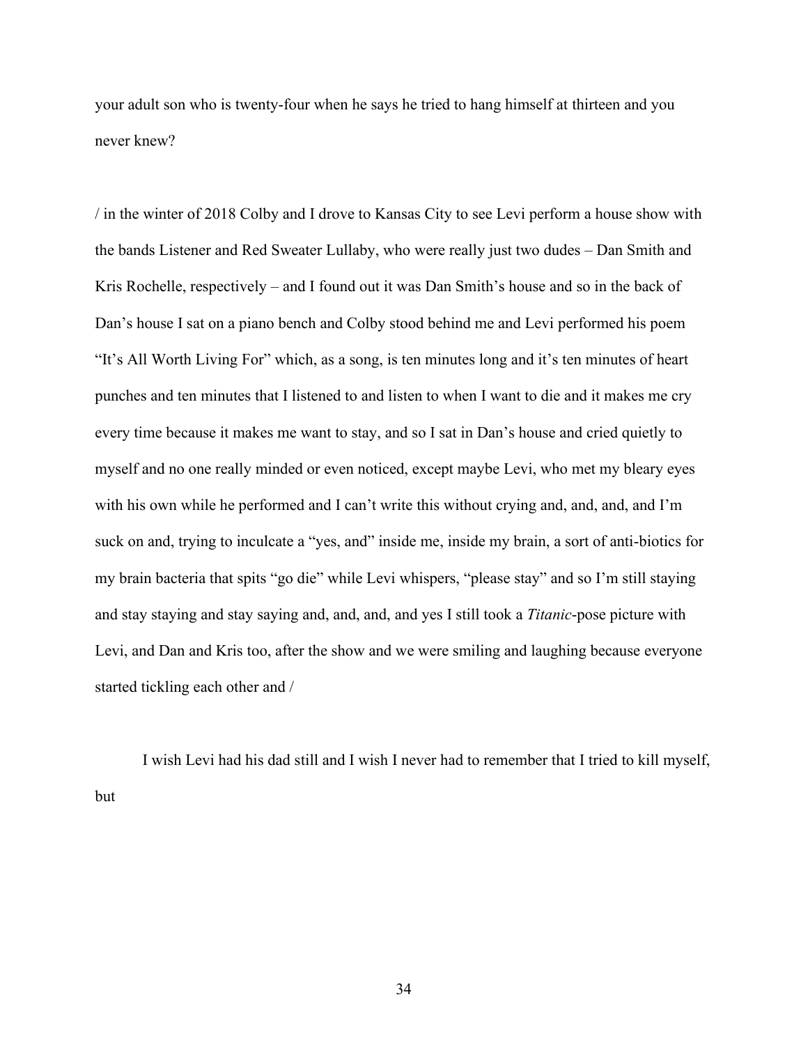your adult son who is twenty-four when he says he tried to hang himself at thirteen and you never knew?

/ in the winter of 2018 Colby and I drove to Kansas City to see Levi perform a house show with the bands Listener and Red Sweater Lullaby, who were really just two dudes – Dan Smith and Kris Rochelle, respectively – and I found out it was Dan Smith's house and so in the back of Dan's house I sat on a piano bench and Colby stood behind me and Levi performed his poem "It's All Worth Living For" which, as a song, is ten minutes long and it's ten minutes of heart punches and ten minutes that I listened to and listen to when I want to die and it makes me cry every time because it makes me want to stay, and so I sat in Dan's house and cried quietly to myself and no one really minded or even noticed, except maybe Levi, who met my bleary eyes with his own while he performed and I can't write this without crying and, and, and, and I'm suck on and, trying to inculcate a "yes, and" inside me, inside my brain, a sort of anti-biotics for my brain bacteria that spits "go die" while Levi whispers, "please stay" and so I'm still staying and stay staying and stay saying and, and, and, and yes I still took a *Titanic*-pose picture with Levi, and Dan and Kris too, after the show and we were smiling and laughing because everyone started tickling each other and /

I wish Levi had his dad still and I wish I never had to remember that I tried to kill myself, but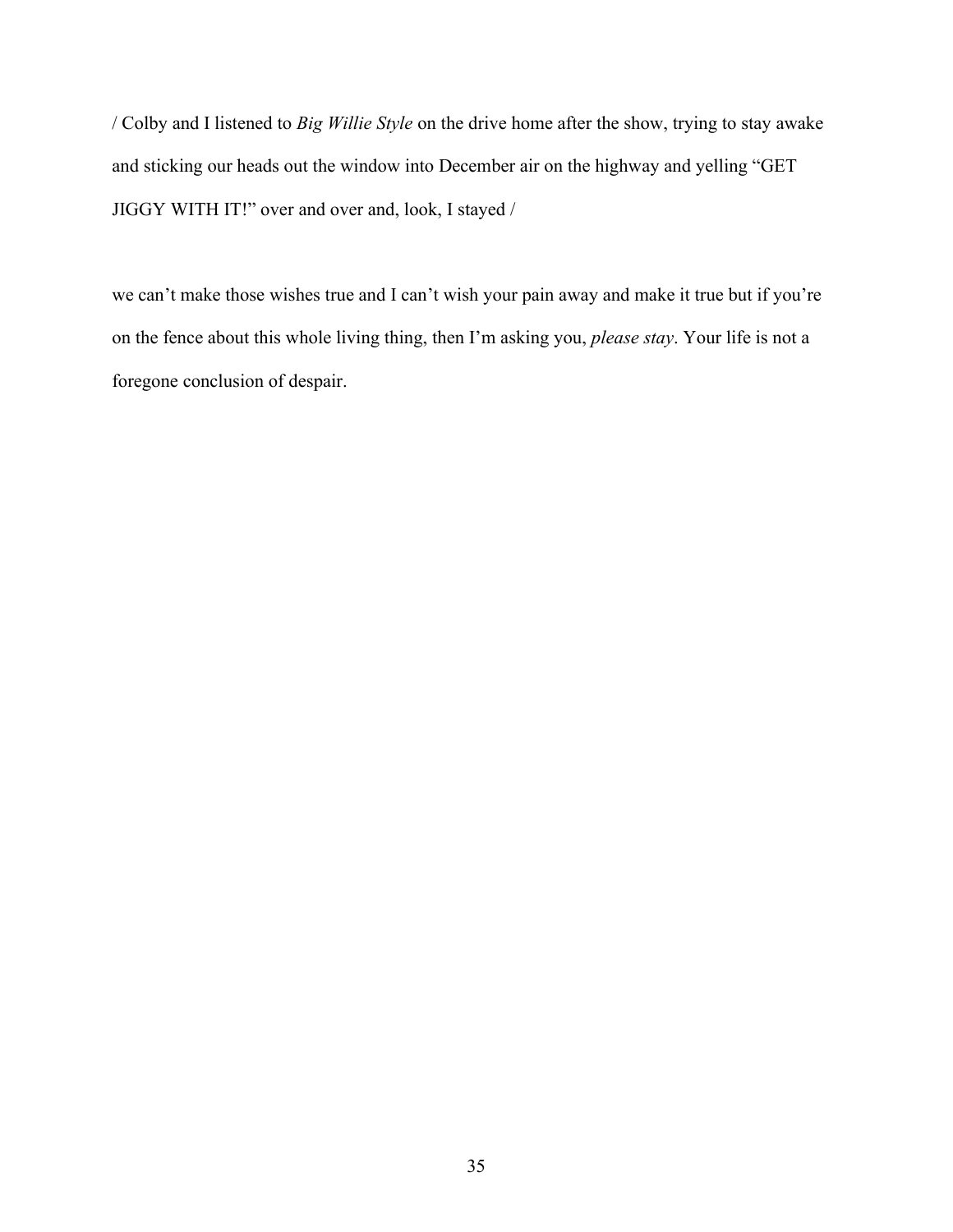/ Colby and I listened to *Big Willie Style* on the drive home after the show, trying to stay awake and sticking our heads out the window into December air on the highway and yelling "GET JIGGY WITH IT!" over and over and, look, I stayed /

we can't make those wishes true and I can't wish your pain away and make it true but if you're on the fence about this whole living thing, then I'm asking you, *please stay*. Your life is not a foregone conclusion of despair.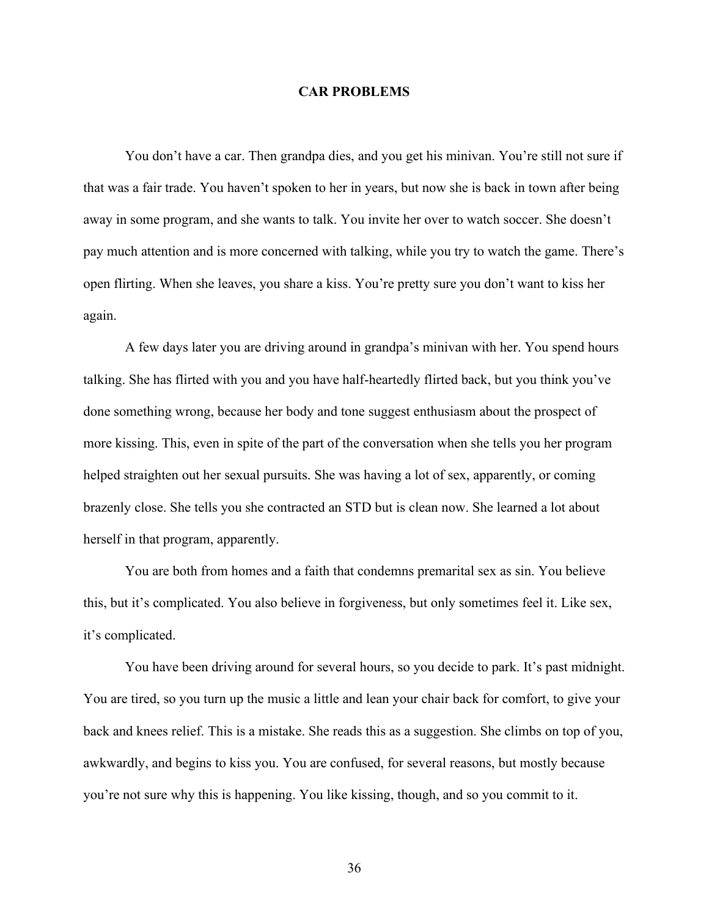# CAR PROBLEMS

You don't have a car. Then grandpa dies, and you get his minivan. You're still not sure if that was a fair trade. You haven't spoken to her in years, but now she is back in town after being away in some program, and she wants to talk. You invite her over to watch soccer. She doesn't pay much attention and is more concerned with talking, while you try to watch the game. There's open flirting. When she leaves, you share a kiss. You're pretty sure you don't want to kiss her again.

A few days later you are driving around in grandpa's minivan with her. You spend hours talking. She has flirted with you and you have half-heartedly flirted back, but you think you've done something wrong, because her body and tone suggest enthusiasm about the prospect of more kissing. This, even in spite of the part of the conversation when she tells you her program helped straighten out her sexual pursuits. She was having a lot of sex, apparently, or coming brazenly close. She tells you she contracted an STD but is clean now. She learned a lot about herself in that program, apparently.

You are both from homes and a faith that condemns premarital sex as sin. You believe this, but it's complicated. You also believe in forgiveness, but only sometimes feel it. Like sex, it's complicated.

You have been driving around for several hours, so you decide to park. It's past midnight. You are tired, so you turn up the music a little and lean your chair back for comfort, to give your back and knees relief. This is a mistake. She reads this as a suggestion. She climbs on top of you, awkwardly, and begins to kiss you. You are confused, for several reasons, but mostly because you're not sure why this is happening. You like kissing, though, and so you commit to it.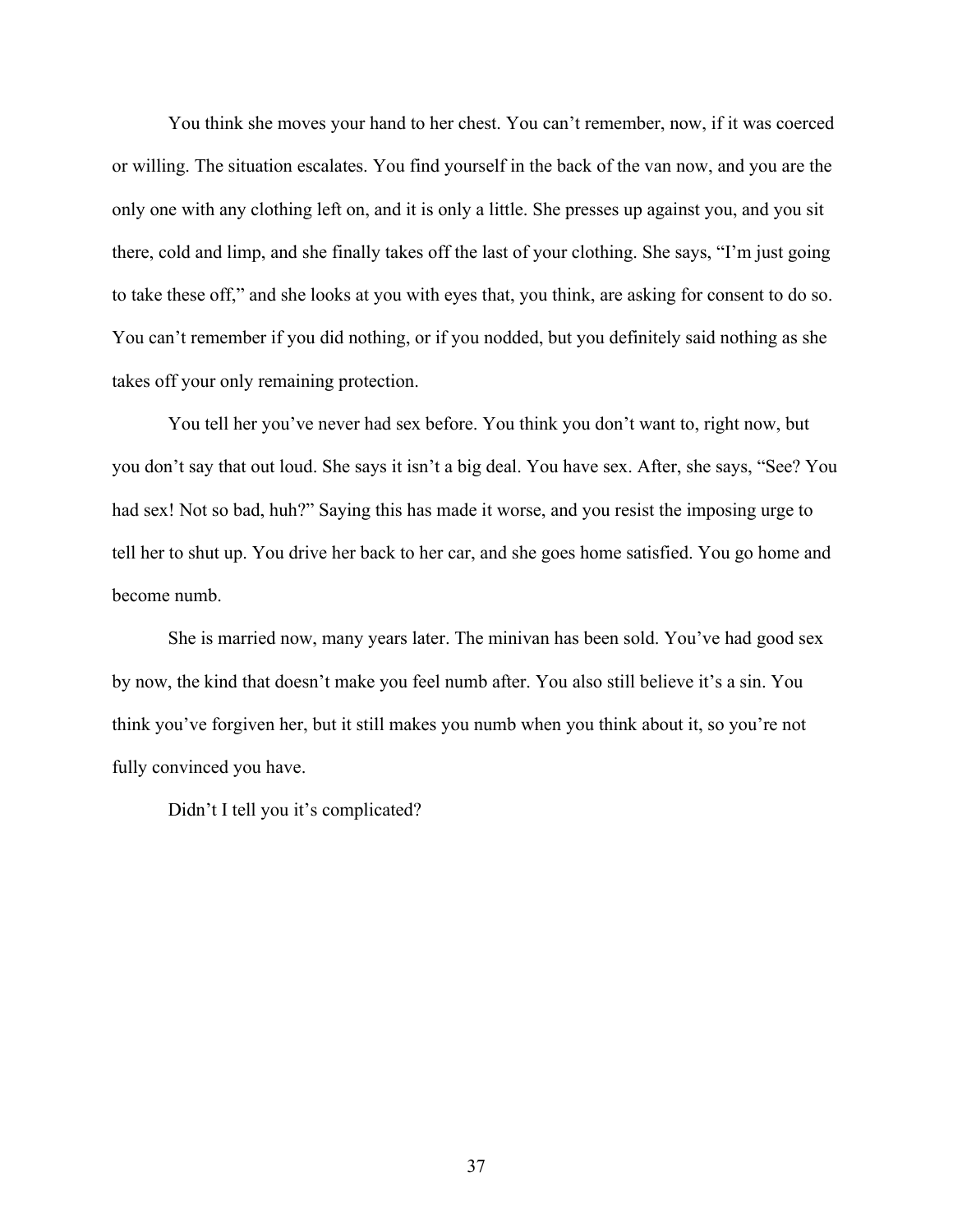You think she moves your hand to her chest. You can't remember, now, if it was coerced or willing. The situation escalates. You find yourself in the back of the van now, and you are the only one with any clothing left on, and it is only a little. She presses up against you, and you sit there, cold and limp, and she finally takes off the last of your clothing. She says, "I'm just going to take these off," and she looks at you with eyes that, you think, are asking for consent to do so. You can't remember if you did nothing, or if you nodded, but you definitely said nothing as she takes off your only remaining protection.

You tell her you've never had sex before. You think you don't want to, right now, but you don't say that out loud. She says it isn't a big deal. You have sex. After, she says, "See? You had sex! Not so bad, huh?" Saying this has made it worse, and you resist the imposing urge to tell her to shut up. You drive her back to her car, and she goes home satisfied. You go home and become numb.

She is married now, many years later. The minivan has been sold. You've had good sex by now, the kind that doesn't make you feel numb after. You also still believe it's a sin. You think you've forgiven her, but it still makes you numb when you think about it, so you're not fully convinced you have.

Didn't I tell you it's complicated?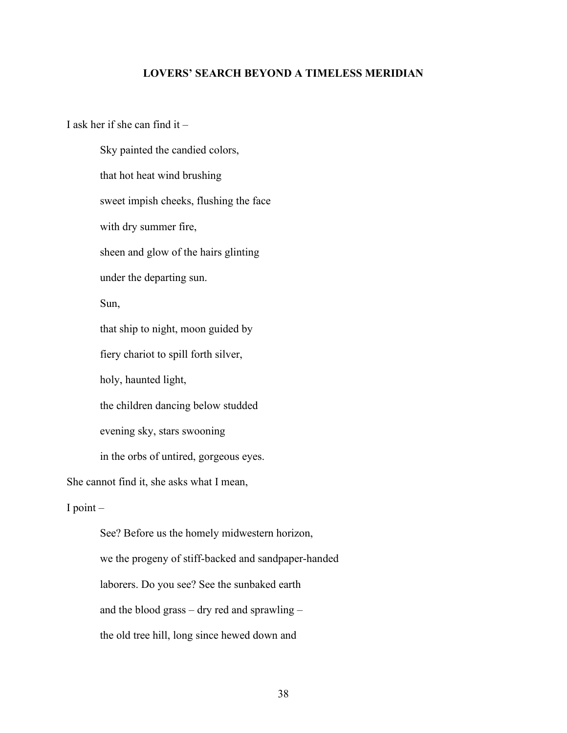## LOVERS' SEARCH BEYOND A TIMELESS MERIDIAN

I ask her if she can find it –

> Sky painted the candied colors,
>
> that hot heat wind brushing
>
> sweet impish cheeks, flushing the face
>
> with dry summer fire,
>
> sheen and glow of the hairs glinting
>
> under the departing sun.
>
> Sun,
>
> that ship to night, moon guided by
>
> fiery chariot to spill forth silver,
>
> holy, haunted light,
>
> the children dancing below studded
>
> evening sky, stars swooning
>
> in the orbs of untired, gorgeous eyes.

She cannot find it, she asks what I mean,

I point –

> See? Before us the homely midwestern horizon,
>
> we the progeny of stiff-backed and sandpaper-handed
>
> laborers. Do you see? See the sunbaked earth
>
> and the blood grass – dry red and sprawling –
>
> the old tree hill, long since hewed down and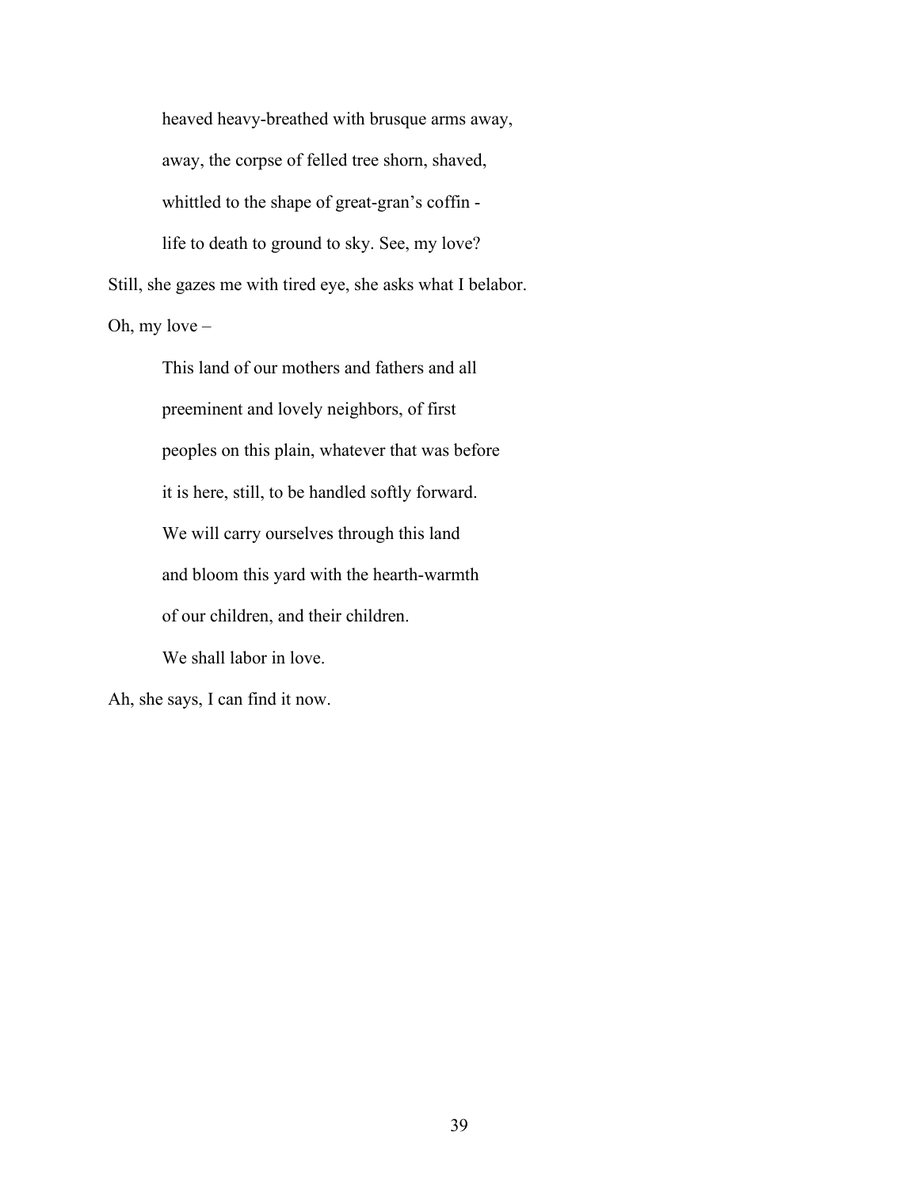heaved heavy-breathed with brusque arms away,

away, the corpse of felled tree shorn, shaved,

whittled to the shape of great-gran's coffin -

life to death to ground to sky. See, my love?

Still, she gazes me with tired eye, she asks what I belabor.

Oh, my love –

This land of our mothers and fathers and all

preeminent and lovely neighbors, of first

peoples on this plain, whatever that was before

it is here, still, to be handled softly forward.

We will carry ourselves through this land

and bloom this yard with the hearth-warmth

of our children, and their children.

We shall labor in love.

Ah, she says, I can find it now.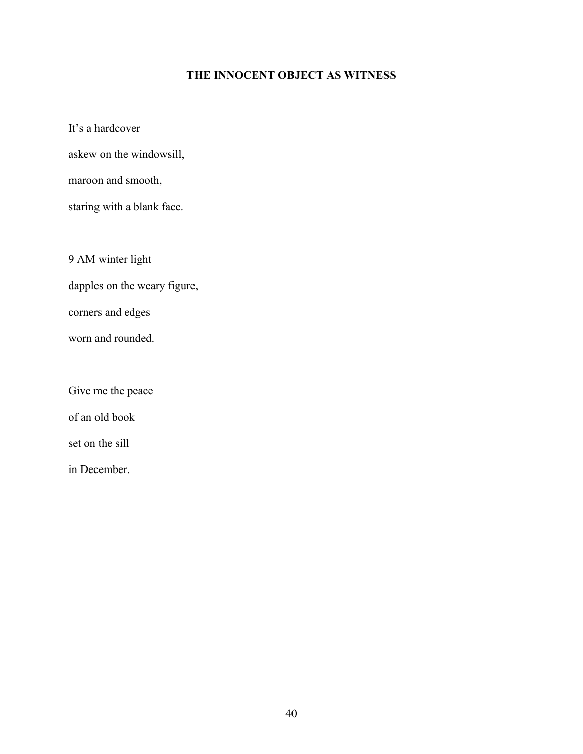## THE INNOCENT OBJECT AS WITNESS

It's a hardcover  
askew on the windowsill,  
maroon and smooth,  
staring with a blank face.

9 AM winter light  
dapples on the weary figure,  
corners and edges  
worn and rounded.

Give me the peace  
of an old book  
set on the sill  
in December.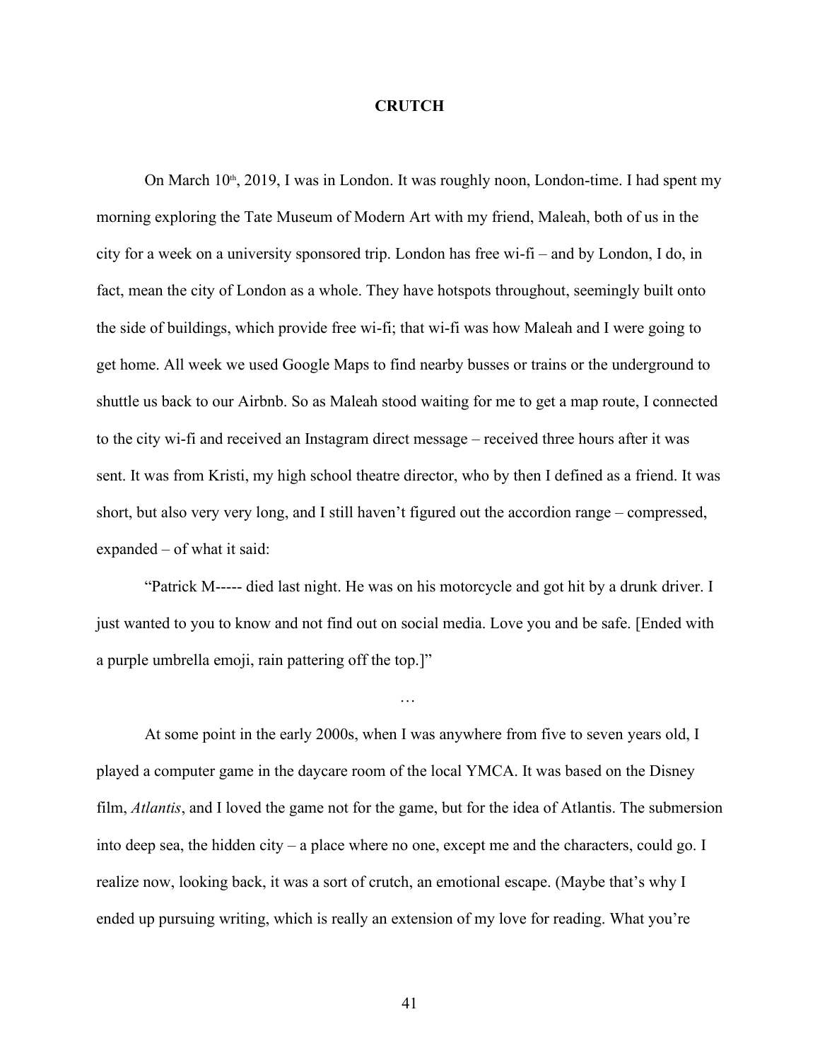# CRUTCH

On March 10th, 2019, I was in London. It was roughly noon, London-time. I had spent my morning exploring the Tate Museum of Modern Art with my friend, Maleah, both of us in the city for a week on a university sponsored trip. London has free wi-fi – and by London, I do, in fact, mean the city of London as a whole. They have hotspots throughout, seemingly built onto the side of buildings, which provide free wi-fi; that wi-fi was how Maleah and I were going to get home. All week we used Google Maps to find nearby busses or trains or the underground to shuttle us back to our Airbnb. So as Maleah stood waiting for me to get a map route, I connected to the city wi-fi and received an Instagram direct message – received three hours after it was sent. It was from Kristi, my high school theatre director, who by then I defined as a friend. It was short, but also very very long, and I still haven't figured out the accordion range – compressed, expanded – of what it said:

"Patrick M----- died last night. He was on his motorcycle and got hit by a drunk driver. I just wanted to you to know and not find out on social media. Love you and be safe. [Ended with a purple umbrella emoji, rain pattering off the top.]"

…

At some point in the early 2000s, when I was anywhere from five to seven years old, I played a computer game in the daycare room of the local YMCA. It was based on the Disney film, *Atlantis*, and I loved the game not for the game, but for the idea of Atlantis. The submersion into deep sea, the hidden city – a place where no one, except me and the characters, could go. I realize now, looking back, it was a sort of crutch, an emotional escape. (Maybe that's why I ended up pursuing writing, which is really an extension of my love for reading. What you're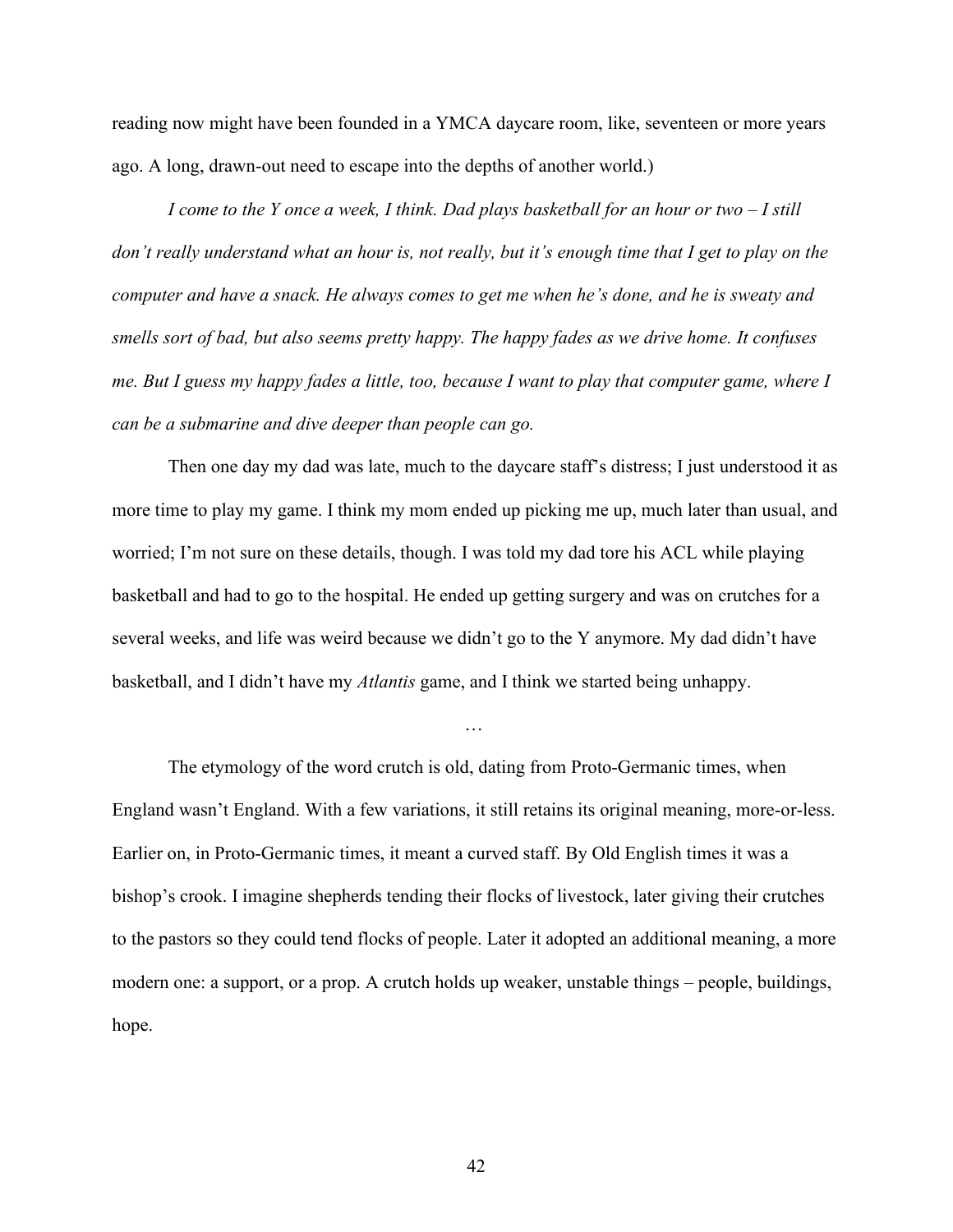reading now might have been founded in a YMCA daycare room, like, seventeen or more years ago. A long, drawn-out need to escape into the depths of another world.)

*I come to the Y once a week, I think. Dad plays basketball for an hour or two – I still don't really understand what an hour is, not really, but it's enough time that I get to play on the computer and have a snack. He always comes to get me when he's done, and he is sweaty and smells sort of bad, but also seems pretty happy. The happy fades as we drive home. It confuses me. But I guess my happy fades a little, too, because I want to play that computer game, where I can be a submarine and dive deeper than people can go.*

Then one day my dad was late, much to the daycare staff's distress; I just understood it as more time to play my game. I think my mom ended up picking me up, much later than usual, and worried; I'm not sure on these details, though. I was told my dad tore his ACL while playing basketball and had to go to the hospital. He ended up getting surgery and was on crutches for a several weeks, and life was weird because we didn't go to the Y anymore. My dad didn't have basketball, and I didn't have my *Atlantis* game, and I think we started being unhappy.

…

The etymology of the word crutch is old, dating from Proto-Germanic times, when England wasn't England. With a few variations, it still retains its original meaning, more-or-less. Earlier on, in Proto-Germanic times, it meant a curved staff. By Old English times it was a bishop's crook. I imagine shepherds tending their flocks of livestock, later giving their crutches to the pastors so they could tend flocks of people. Later it adopted an additional meaning, a more modern one: a support, or a prop. A crutch holds up weaker, unstable things – people, buildings, hope.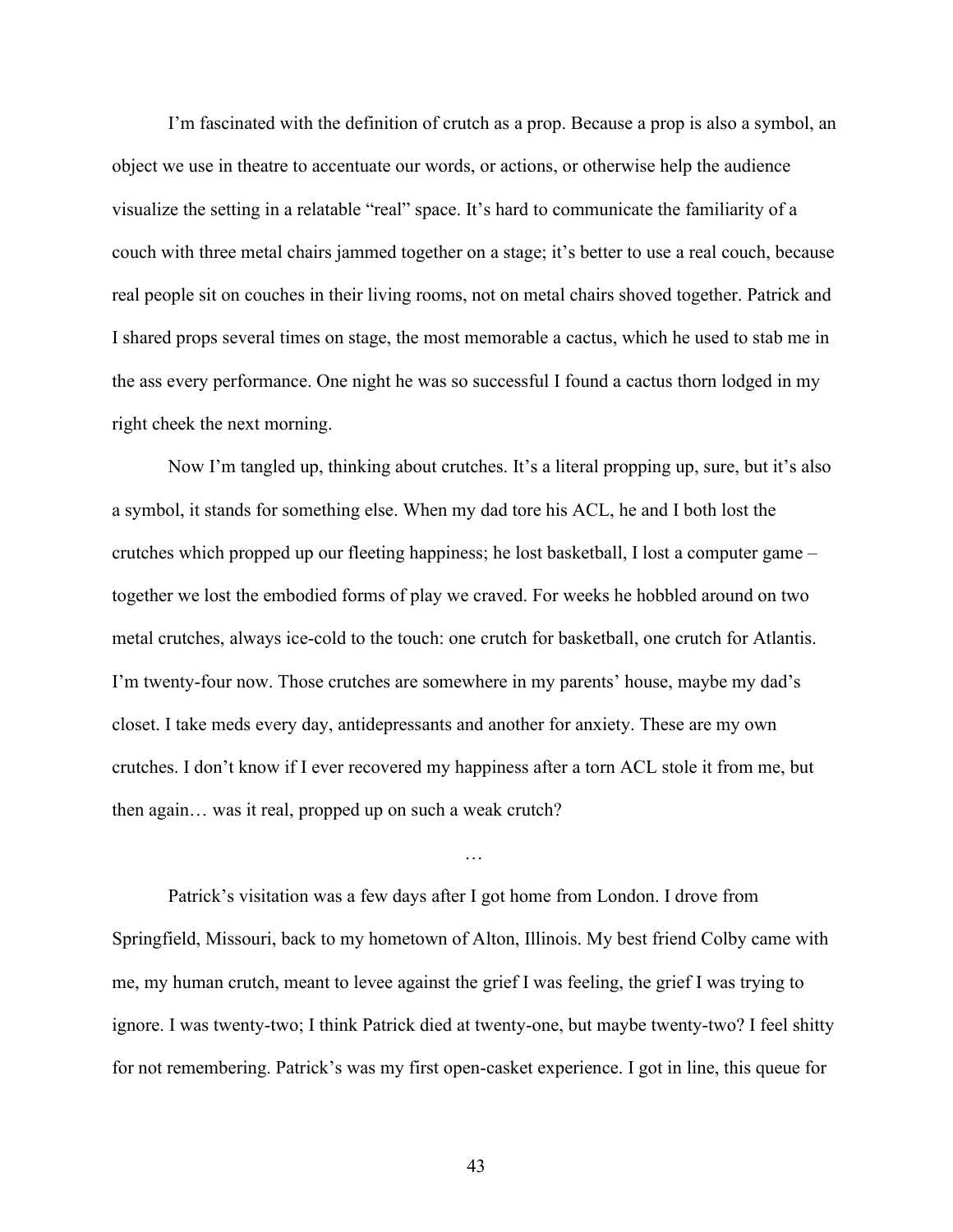I'm fascinated with the definition of crutch as a prop. Because a prop is also a symbol, an object we use in theatre to accentuate our words, or actions, or otherwise help the audience visualize the setting in a relatable "real" space. It's hard to communicate the familiarity of a couch with three metal chairs jammed together on a stage; it's better to use a real couch, because real people sit on couches in their living rooms, not on metal chairs shoved together. Patrick and I shared props several times on stage, the most memorable a cactus, which he used to stab me in the ass every performance. One night he was so successful I found a cactus thorn lodged in my right cheek the next morning.

Now I'm tangled up, thinking about crutches. It's a literal propping up, sure, but it's also a symbol, it stands for something else. When my dad tore his ACL, he and I both lost the crutches which propped up our fleeting happiness; he lost basketball, I lost a computer game – together we lost the embodied forms of play we craved. For weeks he hobbled around on two metal crutches, always ice-cold to the touch: one crutch for basketball, one crutch for Atlantis. I'm twenty-four now. Those crutches are somewhere in my parents' house, maybe my dad's closet. I take meds every day, antidepressants and another for anxiety. These are my own crutches. I don't know if I ever recovered my happiness after a torn ACL stole it from me, but then again… was it real, propped up on such a weak crutch?

…

Patrick's visitation was a few days after I got home from London. I drove from Springfield, Missouri, back to my hometown of Alton, Illinois. My best friend Colby came with me, my human crutch, meant to levee against the grief I was feeling, the grief I was trying to ignore. I was twenty-two; I think Patrick died at twenty-one, but maybe twenty-two? I feel shitty for not remembering. Patrick's was my first open-casket experience. I got in line, this queue for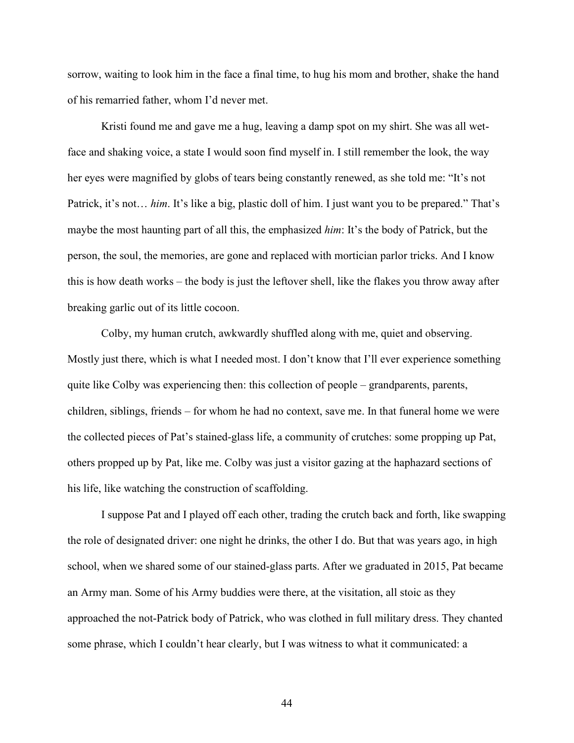sorrow, waiting to look him in the face a final time, to hug his mom and brother, shake the hand of his remarried father, whom I'd never met.

Kristi found me and gave me a hug, leaving a damp spot on my shirt. She was all wet-face and shaking voice, a state I would soon find myself in. I still remember the look, the way her eyes were magnified by globs of tears being constantly renewed, as she told me: "It's not Patrick, it's not… *him*. It's like a big, plastic doll of him. I just want you to be prepared." That's maybe the most haunting part of all this, the emphasized *him*: It's the body of Patrick, but the person, the soul, the memories, are gone and replaced with mortician parlor tricks. And I know this is how death works – the body is just the leftover shell, like the flakes you throw away after breaking garlic out of its little cocoon.

Colby, my human crutch, awkwardly shuffled along with me, quiet and observing. Mostly just there, which is what I needed most. I don't know that I'll ever experience something quite like Colby was experiencing then: this collection of people – grandparents, parents, children, siblings, friends – for whom he had no context, save me. In that funeral home we were the collected pieces of Pat's stained-glass life, a community of crutches: some propping up Pat, others propped up by Pat, like me. Colby was just a visitor gazing at the haphazard sections of his life, like watching the construction of scaffolding.

I suppose Pat and I played off each other, trading the crutch back and forth, like swapping the role of designated driver: one night he drinks, the other I do. But that was years ago, in high school, when we shared some of our stained-glass parts. After we graduated in 2015, Pat became an Army man. Some of his Army buddies were there, at the visitation, all stoic as they approached the not-Patrick body of Patrick, who was clothed in full military dress. They chanted some phrase, which I couldn't hear clearly, but I was witness to what it communicated: a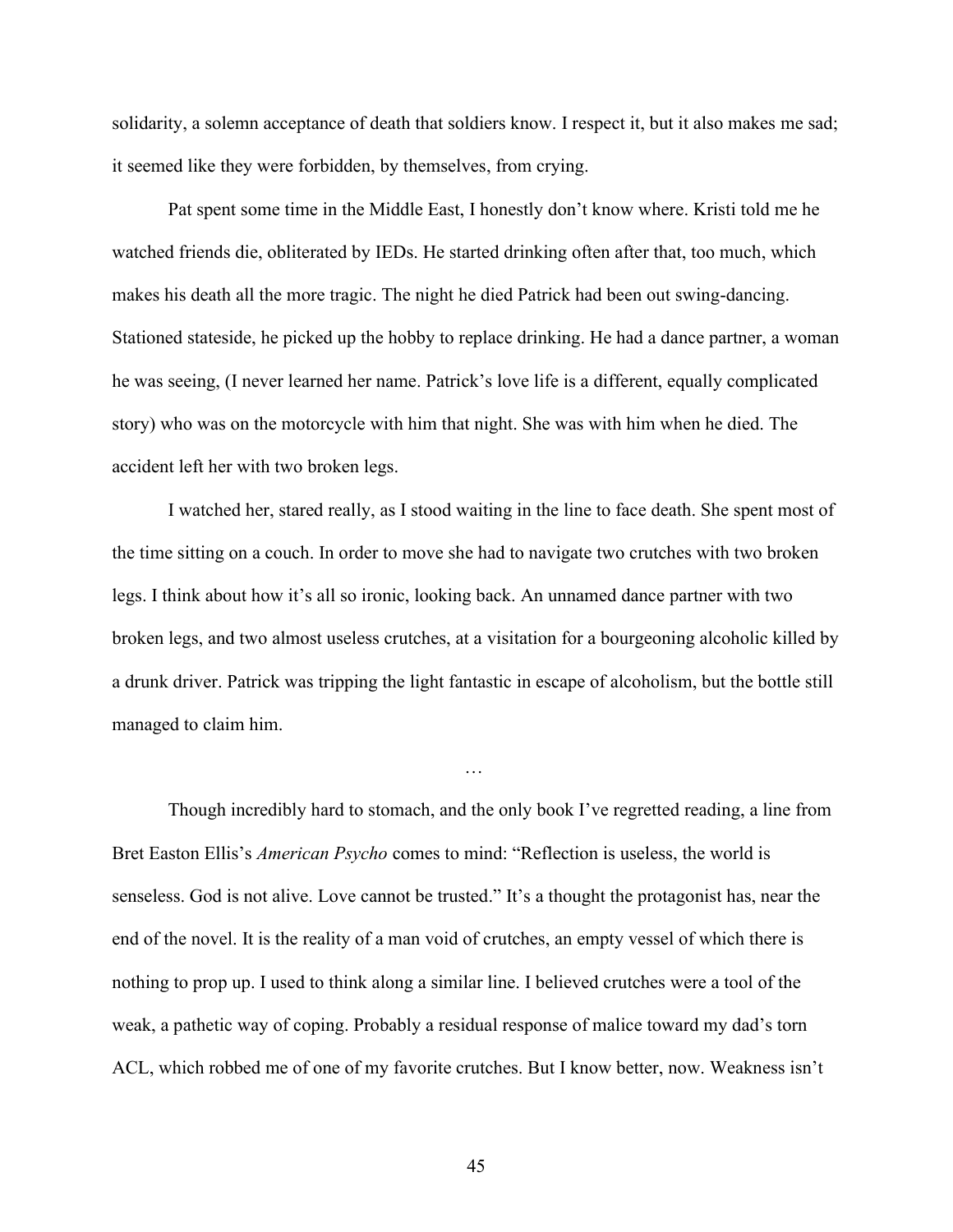solidarity, a solemn acceptance of death that soldiers know. I respect it, but it also makes me sad; it seemed like they were forbidden, by themselves, from crying.

Pat spent some time in the Middle East, I honestly don't know where. Kristi told me he watched friends die, obliterated by IEDs. He started drinking often after that, too much, which makes his death all the more tragic. The night he died Patrick had been out swing-dancing. Stationed stateside, he picked up the hobby to replace drinking. He had a dance partner, a woman he was seeing, (I never learned her name. Patrick's love life is a different, equally complicated story) who was on the motorcycle with him that night. She was with him when he died. The accident left her with two broken legs.

I watched her, stared really, as I stood waiting in the line to face death. She spent most of the time sitting on a couch. In order to move she had to navigate two crutches with two broken legs. I think about how it's all so ironic, looking back. An unnamed dance partner with two broken legs, and two almost useless crutches, at a visitation for a bourgeoning alcoholic killed by a drunk driver. Patrick was tripping the light fantastic in escape of alcoholism, but the bottle still managed to claim him.

…

Though incredibly hard to stomach, and the only book I've regretted reading, a line from Bret Easton Ellis's *American Psycho* comes to mind: "Reflection is useless, the world is senseless. God is not alive. Love cannot be trusted." It's a thought the protagonist has, near the end of the novel. It is the reality of a man void of crutches, an empty vessel of which there is nothing to prop up. I used to think along a similar line. I believed crutches were a tool of the weak, a pathetic way of coping. Probably a residual response of malice toward my dad's torn ACL, which robbed me of one of my favorite crutches. But I know better, now. Weakness isn't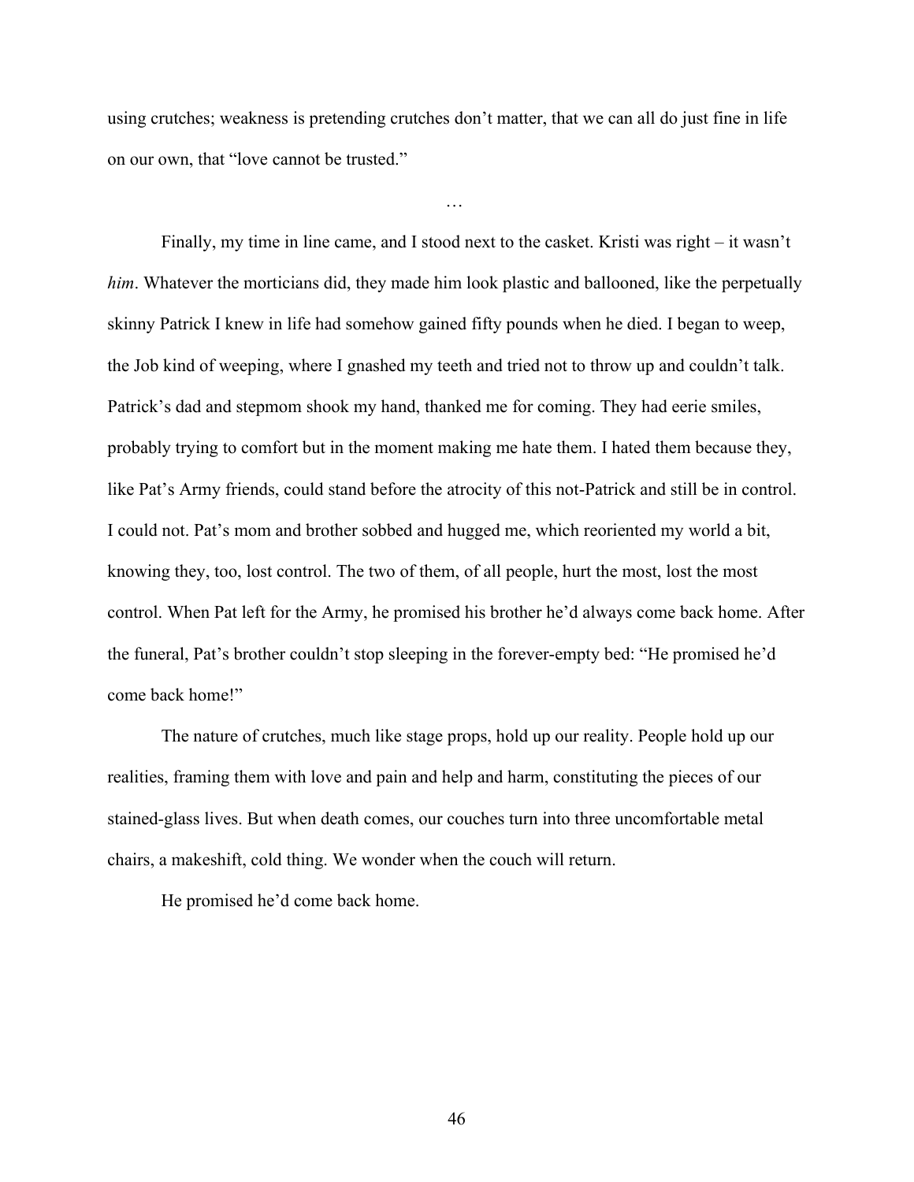using crutches; weakness is pretending crutches don't matter, that we can all do just fine in life on our own, that "love cannot be trusted."

…

Finally, my time in line came, and I stood next to the casket. Kristi was right – it wasn't *him*. Whatever the morticians did, they made him look plastic and ballooned, like the perpetually skinny Patrick I knew in life had somehow gained fifty pounds when he died. I began to weep, the Job kind of weeping, where I gnashed my teeth and tried not to throw up and couldn't talk. Patrick's dad and stepmom shook my hand, thanked me for coming. They had eerie smiles, probably trying to comfort but in the moment making me hate them. I hated them because they, like Pat's Army friends, could stand before the atrocity of this not-Patrick and still be in control. I could not. Pat's mom and brother sobbed and hugged me, which reoriented my world a bit, knowing they, too, lost control. The two of them, of all people, hurt the most, lost the most control. When Pat left for the Army, he promised his brother he'd always come back home. After the funeral, Pat's brother couldn't stop sleeping in the forever-empty bed: "He promised he'd come back home!"

The nature of crutches, much like stage props, hold up our reality. People hold up our realities, framing them with love and pain and help and harm, constituting the pieces of our stained-glass lives. But when death comes, our couches turn into three uncomfortable metal chairs, a makeshift, cold thing. We wonder when the couch will return.

He promised he'd come back home.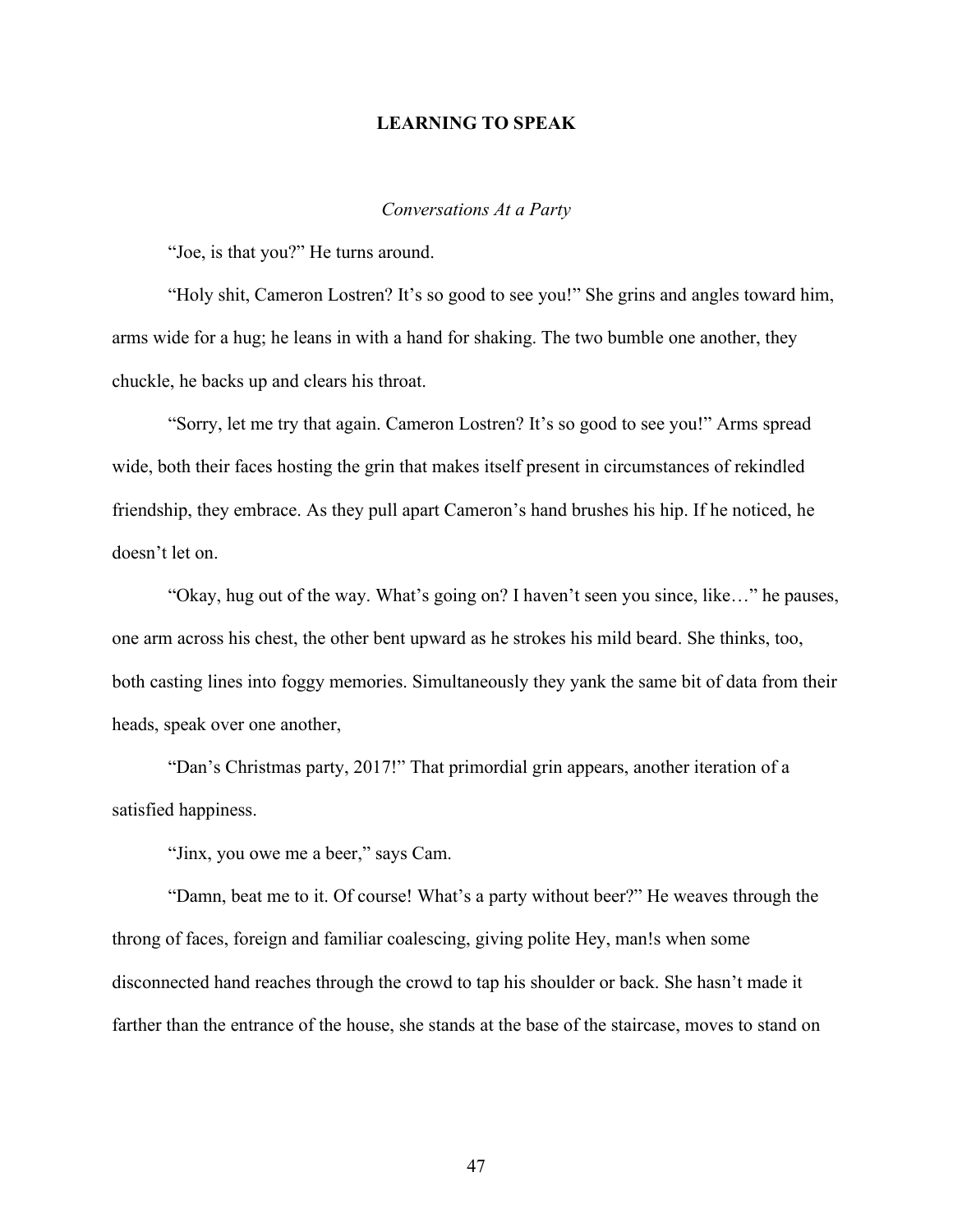## LEARNING TO SPEAK

### *Conversations At a Party*

"Joe, is that you?" He turns around.

"Holy shit, Cameron Lostren? It's so good to see you!" She grins and angles toward him, arms wide for a hug; he leans in with a hand for shaking. The two bumble one another, they chuckle, he backs up and clears his throat.

"Sorry, let me try that again. Cameron Lostren? It's so good to see you!" Arms spread wide, both their faces hosting the grin that makes itself present in circumstances of rekindled friendship, they embrace. As they pull apart Cameron's hand brushes his hip. If he noticed, he doesn't let on.

"Okay, hug out of the way. What's going on? I haven't seen you since, like…" he pauses, one arm across his chest, the other bent upward as he strokes his mild beard. She thinks, too, both casting lines into foggy memories. Simultaneously they yank the same bit of data from their heads, speak over one another,

"Dan's Christmas party, 2017!" That primordial grin appears, another iteration of a satisfied happiness.

"Jinx, you owe me a beer," says Cam.

"Damn, beat me to it. Of course! What's a party without beer?" He weaves through the throng of faces, foreign and familiar coalescing, giving polite Hey, man!s when some disconnected hand reaches through the crowd to tap his shoulder or back. She hasn't made it farther than the entrance of the house, she stands at the base of the staircase, moves to stand on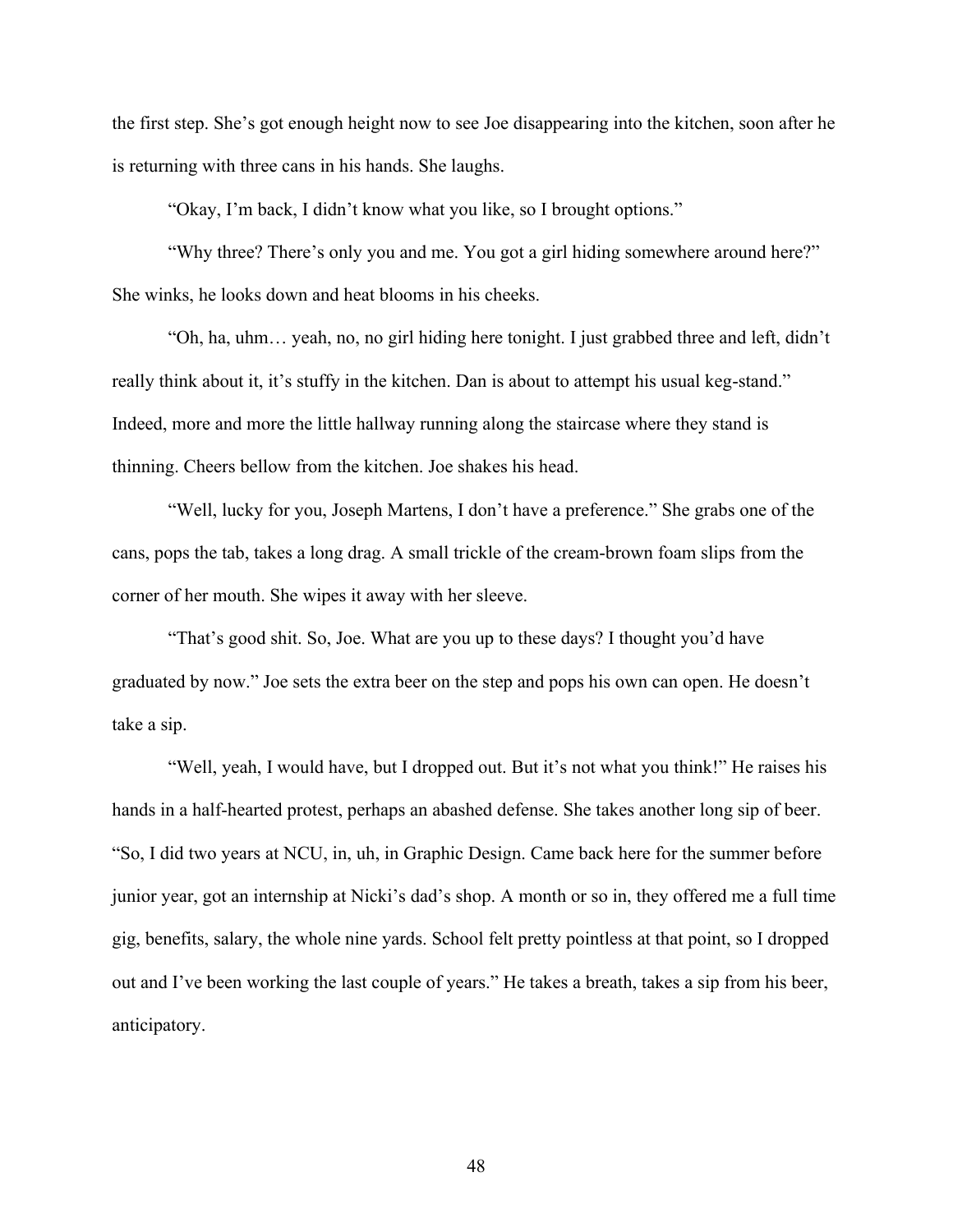the first step. She's got enough height now to see Joe disappearing into the kitchen, soon after he is returning with three cans in his hands. She laughs.

"Okay, I'm back, I didn't know what you like, so I brought options."

"Why three? There's only you and me. You got a girl hiding somewhere around here?" She winks, he looks down and heat blooms in his cheeks.

"Oh, ha, uhm… yeah, no, no girl hiding here tonight. I just grabbed three and left, didn't really think about it, it's stuffy in the kitchen. Dan is about to attempt his usual keg-stand." Indeed, more and more the little hallway running along the staircase where they stand is thinning. Cheers bellow from the kitchen. Joe shakes his head.

"Well, lucky for you, Joseph Martens, I don't have a preference." She grabs one of the cans, pops the tab, takes a long drag. A small trickle of the cream-brown foam slips from the corner of her mouth. She wipes it away with her sleeve.

"That's good shit. So, Joe. What are you up to these days? I thought you'd have graduated by now." Joe sets the extra beer on the step and pops his own can open. He doesn't take a sip.

"Well, yeah, I would have, but I dropped out. But it's not what you think!" He raises his hands in a half-hearted protest, perhaps an abashed defense. She takes another long sip of beer. "So, I did two years at NCU, in, uh, in Graphic Design. Came back here for the summer before junior year, got an internship at Nicki's dad's shop. A month or so in, they offered me a full time gig, benefits, salary, the whole nine yards. School felt pretty pointless at that point, so I dropped out and I've been working the last couple of years." He takes a breath, takes a sip from his beer, anticipatory.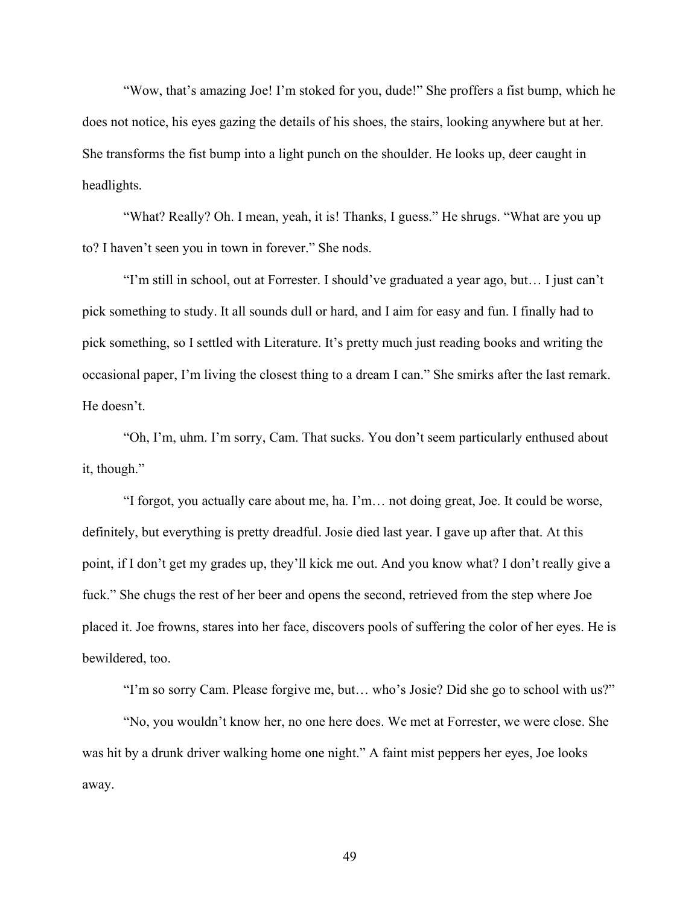"Wow, that's amazing Joe! I'm stoked for you, dude!" She proffers a fist bump, which he does not notice, his eyes gazing the details of his shoes, the stairs, looking anywhere but at her. She transforms the fist bump into a light punch on the shoulder. He looks up, deer caught in headlights.

"What? Really? Oh. I mean, yeah, it is! Thanks, I guess." He shrugs. "What are you up to? I haven't seen you in town in forever." She nods.

"I'm still in school, out at Forrester. I should've graduated a year ago, but… I just can't pick something to study. It all sounds dull or hard, and I aim for easy and fun. I finally had to pick something, so I settled with Literature. It's pretty much just reading books and writing the occasional paper, I'm living the closest thing to a dream I can." She smirks after the last remark. He doesn't.

"Oh, I'm, uhm. I'm sorry, Cam. That sucks. You don't seem particularly enthused about it, though."

"I forgot, you actually care about me, ha. I'm… not doing great, Joe. It could be worse, definitely, but everything is pretty dreadful. Josie died last year. I gave up after that. At this point, if I don't get my grades up, they'll kick me out. And you know what? I don't really give a fuck." She chugs the rest of her beer and opens the second, retrieved from the step where Joe placed it. Joe frowns, stares into her face, discovers pools of suffering the color of her eyes. He is bewildered, too.

"I'm so sorry Cam. Please forgive me, but… who's Josie? Did she go to school with us?"

"No, you wouldn't know her, no one here does. We met at Forrester, we were close. She was hit by a drunk driver walking home one night." A faint mist peppers her eyes, Joe looks away.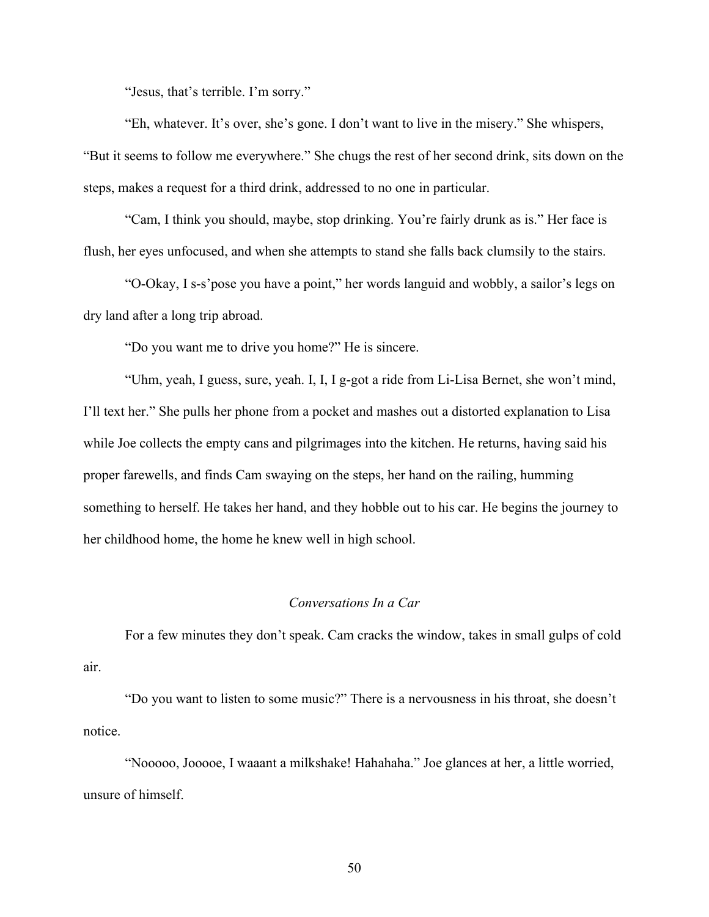"Jesus, that's terrible. I'm sorry."

"Eh, whatever. It's over, she's gone. I don't want to live in the misery." She whispers, "But it seems to follow me everywhere." She chugs the rest of her second drink, sits down on the steps, makes a request for a third drink, addressed to no one in particular.

"Cam, I think you should, maybe, stop drinking. You're fairly drunk as is." Her face is flush, her eyes unfocused, and when she attempts to stand she falls back clumsily to the stairs.

"O-Okay, I s-s'pose you have a point," her words languid and wobbly, a sailor's legs on dry land after a long trip abroad.

"Do you want me to drive you home?" He is sincere.

"Uhm, yeah, I guess, sure, yeah. I, I, I g-got a ride from Li-Lisa Bernet, she won't mind, I'll text her." She pulls her phone from a pocket and mashes out a distorted explanation to Lisa while Joe collects the empty cans and pilgrimages into the kitchen. He returns, having said his proper farewells, and finds Cam swaying on the steps, her hand on the railing, humming something to herself. He takes her hand, and they hobble out to his car. He begins the journey to her childhood home, the home he knew well in high school.

*Conversations In a Car*

For a few minutes they don't speak. Cam cracks the window, takes in small gulps of cold air.

"Do you want to listen to some music?" There is a nervousness in his throat, she doesn't notice.

"Nooooo, Jooooe, I waaant a milkshake! Hahahaha." Joe glances at her, a little worried, unsure of himself.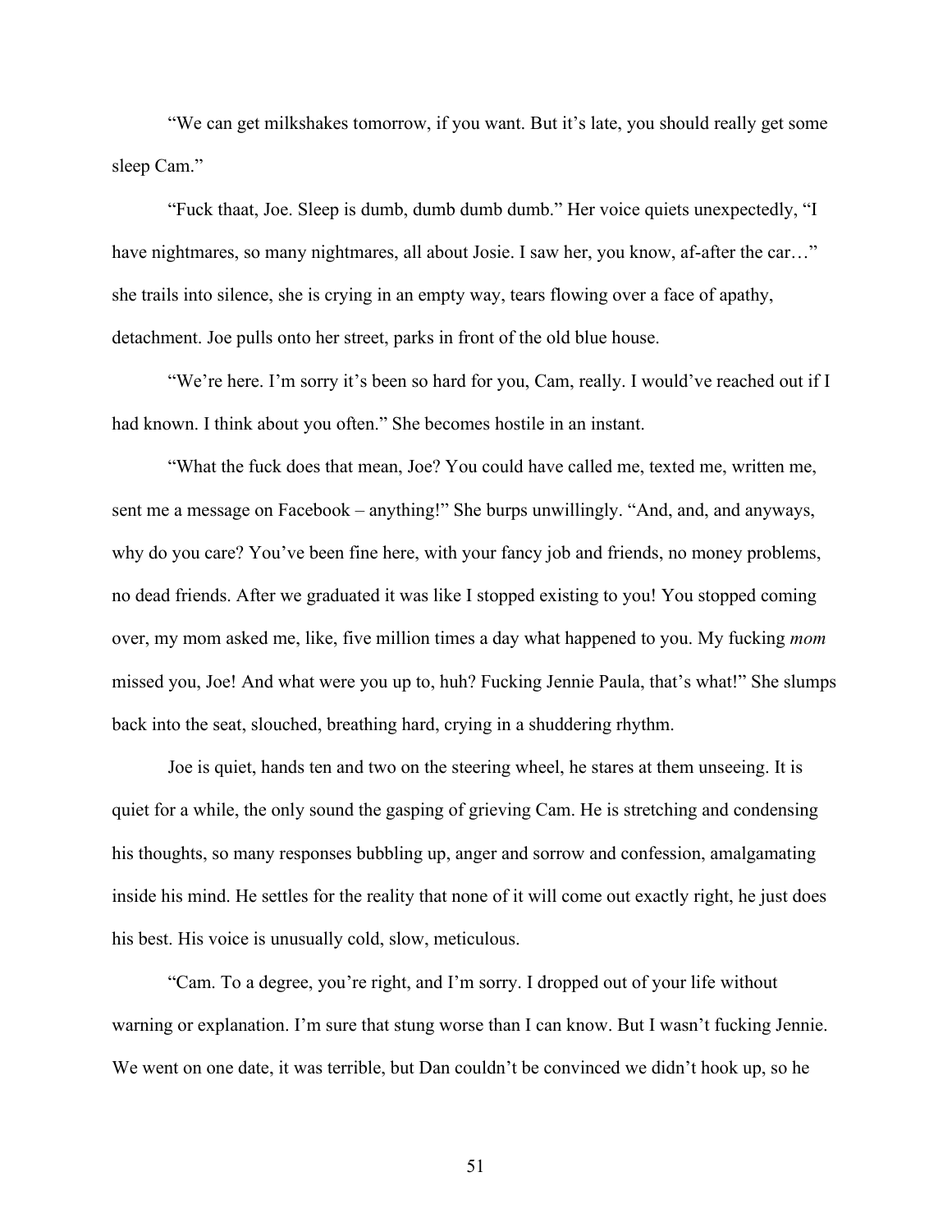"We can get milkshakes tomorrow, if you want. But it's late, you should really get some sleep Cam."

"Fuck thaat, Joe. Sleep is dumb, dumb dumb dumb." Her voice quiets unexpectedly, "I have nightmares, so many nightmares, all about Josie. I saw her, you know, af-after the car…" she trails into silence, she is crying in an empty way, tears flowing over a face of apathy, detachment. Joe pulls onto her street, parks in front of the old blue house.

"We're here. I'm sorry it's been so hard for you, Cam, really. I would've reached out if I had known. I think about you often." She becomes hostile in an instant.

"What the fuck does that mean, Joe? You could have called me, texted me, written me, sent me a message on Facebook – anything!" She burps unwillingly. "And, and, and anyways, why do you care? You've been fine here, with your fancy job and friends, no money problems, no dead friends. After we graduated it was like I stopped existing to you! You stopped coming over, my mom asked me, like, five million times a day what happened to you. My fucking *mom* missed you, Joe! And what were you up to, huh? Fucking Jennie Paula, that's what!" She slumps back into the seat, slouched, breathing hard, crying in a shuddering rhythm.

Joe is quiet, hands ten and two on the steering wheel, he stares at them unseeing. It is quiet for a while, the only sound the gasping of grieving Cam. He is stretching and condensing his thoughts, so many responses bubbling up, anger and sorrow and confession, amalgamating inside his mind. He settles for the reality that none of it will come out exactly right, he just does his best. His voice is unusually cold, slow, meticulous.

"Cam. To a degree, you're right, and I'm sorry. I dropped out of your life without warning or explanation. I'm sure that stung worse than I can know. But I wasn't fucking Jennie. We went on one date, it was terrible, but Dan couldn't be convinced we didn't hook up, so he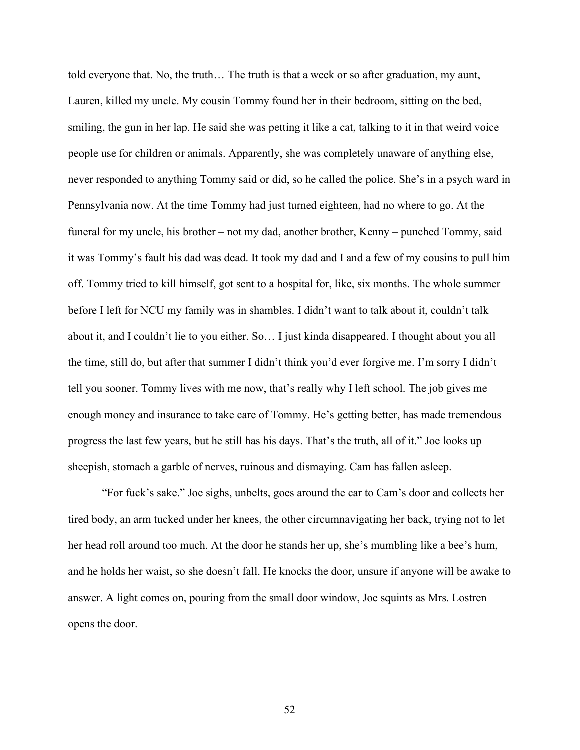told everyone that. No, the truth… The truth is that a week or so after graduation, my aunt, Lauren, killed my uncle. My cousin Tommy found her in their bedroom, sitting on the bed, smiling, the gun in her lap. He said she was petting it like a cat, talking to it in that weird voice people use for children or animals. Apparently, she was completely unaware of anything else, never responded to anything Tommy said or did, so he called the police. She's in a psych ward in Pennsylvania now. At the time Tommy had just turned eighteen, had no where to go. At the funeral for my uncle, his brother – not my dad, another brother, Kenny – punched Tommy, said it was Tommy's fault his dad was dead. It took my dad and I and a few of my cousins to pull him off. Tommy tried to kill himself, got sent to a hospital for, like, six months. The whole summer before I left for NCU my family was in shambles. I didn't want to talk about it, couldn't talk about it, and I couldn't lie to you either. So… I just kinda disappeared. I thought about you all the time, still do, but after that summer I didn't think you'd ever forgive me. I'm sorry I didn't tell you sooner. Tommy lives with me now, that's really why I left school. The job gives me enough money and insurance to take care of Tommy. He's getting better, has made tremendous progress the last few years, but he still has his days. That's the truth, all of it." Joe looks up sheepish, stomach a garble of nerves, ruinous and dismaying. Cam has fallen asleep.

"For fuck's sake." Joe sighs, unbelts, goes around the car to Cam's door and collects her tired body, an arm tucked under her knees, the other circumnavigating her back, trying not to let her head roll around too much. At the door he stands her up, she's mumbling like a bee's hum, and he holds her waist, so she doesn't fall. He knocks the door, unsure if anyone will be awake to answer. A light comes on, pouring from the small door window, Joe squints as Mrs. Lostren opens the door.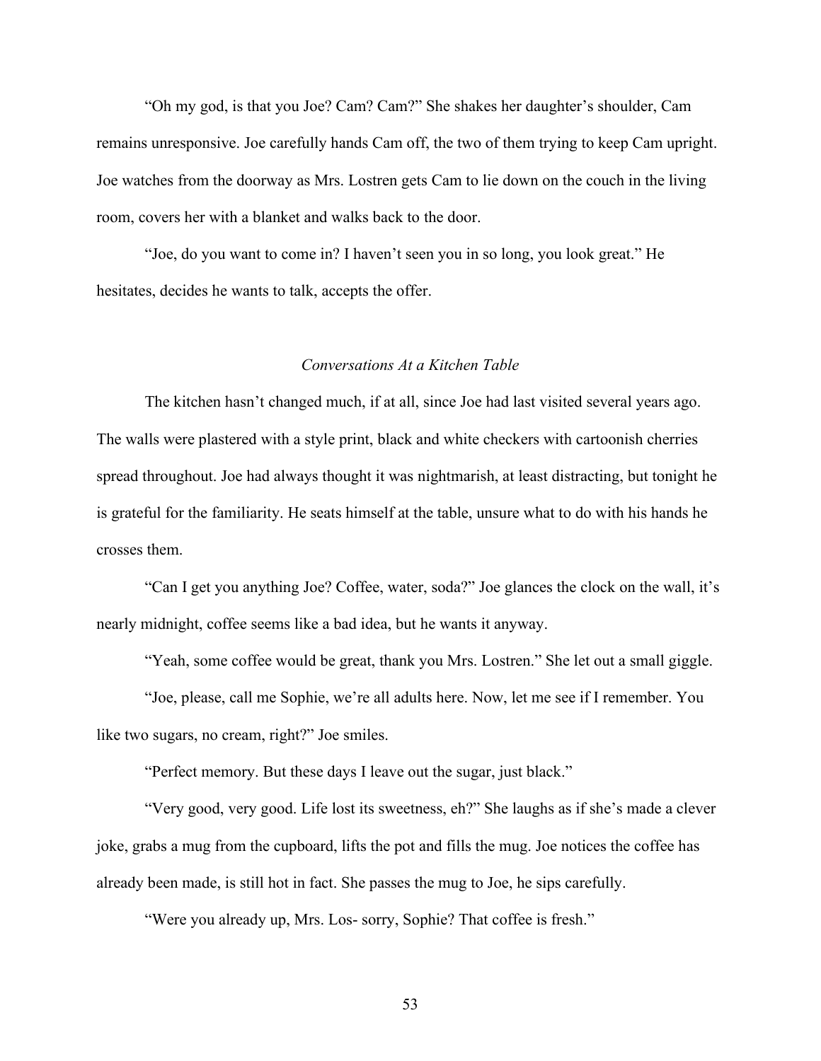"Oh my god, is that you Joe? Cam? Cam?" She shakes her daughter's shoulder, Cam remains unresponsive. Joe carefully hands Cam off, the two of them trying to keep Cam upright. Joe watches from the doorway as Mrs. Lostren gets Cam to lie down on the couch in the living room, covers her with a blanket and walks back to the door.

"Joe, do you want to come in? I haven't seen you in so long, you look great." He hesitates, decides he wants to talk, accepts the offer.

*Conversations At a Kitchen Table*

The kitchen hasn't changed much, if at all, since Joe had last visited several years ago. The walls were plastered with a style print, black and white checkers with cartoonish cherries spread throughout. Joe had always thought it was nightmarish, at least distracting, but tonight he is grateful for the familiarity. He seats himself at the table, unsure what to do with his hands he crosses them.

"Can I get you anything Joe? Coffee, water, soda?" Joe glances the clock on the wall, it's nearly midnight, coffee seems like a bad idea, but he wants it anyway.

"Yeah, some coffee would be great, thank you Mrs. Lostren." She let out a small giggle.

"Joe, please, call me Sophie, we're all adults here. Now, let me see if I remember. You like two sugars, no cream, right?" Joe smiles.

"Perfect memory. But these days I leave out the sugar, just black."

"Very good, very good. Life lost its sweetness, eh?" She laughs as if she's made a clever joke, grabs a mug from the cupboard, lifts the pot and fills the mug. Joe notices the coffee has already been made, is still hot in fact. She passes the mug to Joe, he sips carefully.

"Were you already up, Mrs. Los- sorry, Sophie? That coffee is fresh."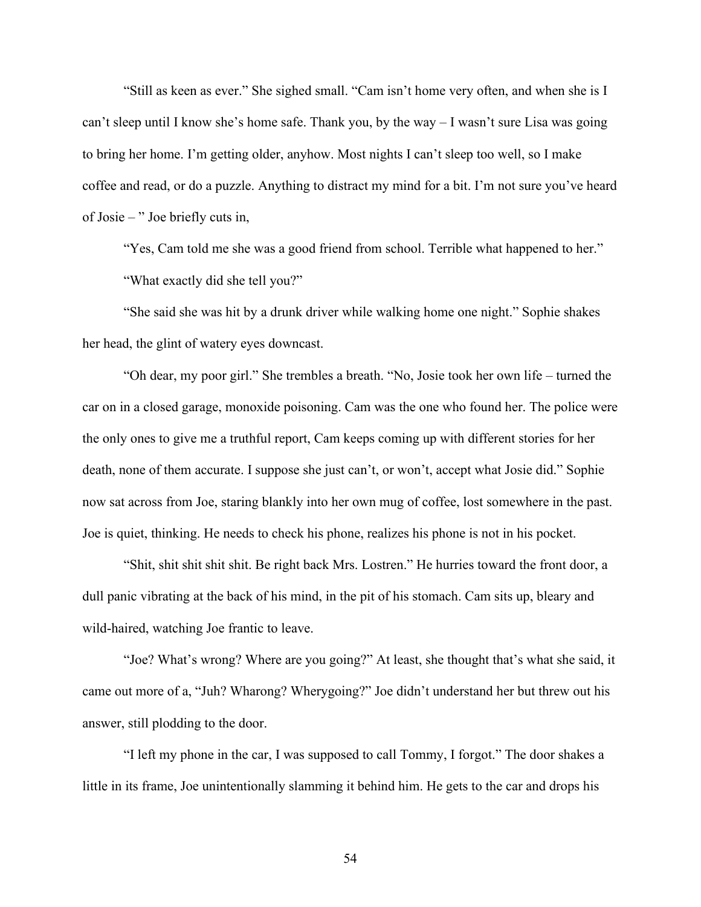"Still as keen as ever." She sighed small. "Cam isn't home very often, and when she is I can't sleep until I know she's home safe. Thank you, by the way – I wasn't sure Lisa was going to bring her home. I'm getting older, anyhow. Most nights I can't sleep too well, so I make coffee and read, or do a puzzle. Anything to distract my mind for a bit. I'm not sure you've heard of Josie – " Joe briefly cuts in,

"Yes, Cam told me she was a good friend from school. Terrible what happened to her."

"What exactly did she tell you?"

"She said she was hit by a drunk driver while walking home one night." Sophie shakes her head, the glint of watery eyes downcast.

"Oh dear, my poor girl." She trembles a breath. "No, Josie took her own life – turned the car on in a closed garage, monoxide poisoning. Cam was the one who found her. The police were the only ones to give me a truthful report, Cam keeps coming up with different stories for her death, none of them accurate. I suppose she just can't, or won't, accept what Josie did." Sophie now sat across from Joe, staring blankly into her own mug of coffee, lost somewhere in the past. Joe is quiet, thinking. He needs to check his phone, realizes his phone is not in his pocket.

"Shit, shit shit shit shit. Be right back Mrs. Lostren." He hurries toward the front door, a dull panic vibrating at the back of his mind, in the pit of his stomach. Cam sits up, bleary and wild-haired, watching Joe frantic to leave.

"Joe? What's wrong? Where are you going?" At least, she thought that's what she said, it came out more of a, "Juh? Wharong? Wherygoing?" Joe didn't understand her but threw out his answer, still plodding to the door.

"I left my phone in the car, I was supposed to call Tommy, I forgot." The door shakes a little in its frame, Joe unintentionally slamming it behind him. He gets to the car and drops his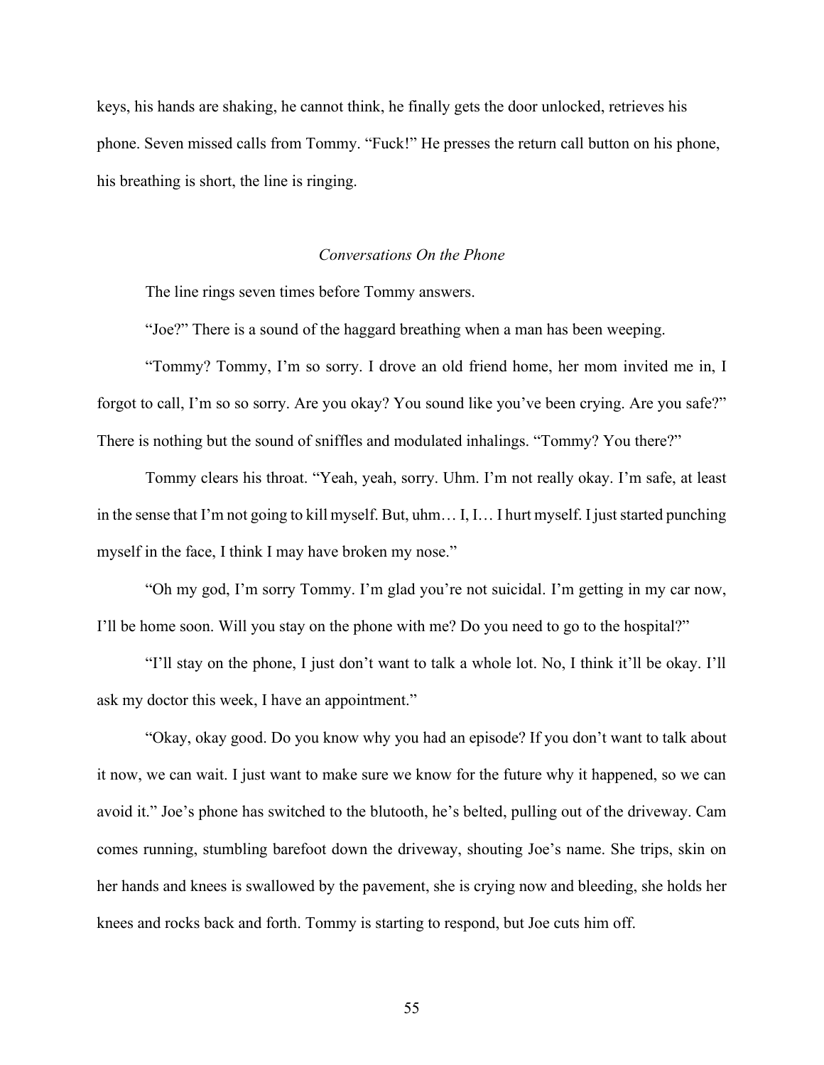keys, his hands are shaking, he cannot think, he finally gets the door unlocked, retrieves his phone. Seven missed calls from Tommy. "Fuck!" He presses the return call button on his phone, his breathing is short, the line is ringing.

### *Conversations On the Phone*

The line rings seven times before Tommy answers.

"Joe?" There is a sound of the haggard breathing when a man has been weeping.

"Tommy? Tommy, I'm so sorry. I drove an old friend home, her mom invited me in, I forgot to call, I'm so so sorry. Are you okay? You sound like you've been crying. Are you safe?" There is nothing but the sound of sniffles and modulated inhalings. "Tommy? You there?"

Tommy clears his throat. "Yeah, yeah, sorry. Uhm. I'm not really okay. I'm safe, at least in the sense that I'm not going to kill myself. But, uhm… I, I… I hurt myself. I just started punching myself in the face, I think I may have broken my nose."

"Oh my god, I'm sorry Tommy. I'm glad you're not suicidal. I'm getting in my car now, I'll be home soon. Will you stay on the phone with me? Do you need to go to the hospital?"

"I'll stay on the phone, I just don't want to talk a whole lot. No, I think it'll be okay. I'll ask my doctor this week, I have an appointment."

"Okay, okay good. Do you know why you had an episode? If you don't want to talk about it now, we can wait. I just want to make sure we know for the future why it happened, so we can avoid it." Joe's phone has switched to the blutooth, he's belted, pulling out of the driveway. Cam comes running, stumbling barefoot down the driveway, shouting Joe's name. She trips, skin on her hands and knees is swallowed by the pavement, she is crying now and bleeding, she holds her knees and rocks back and forth. Tommy is starting to respond, but Joe cuts him off.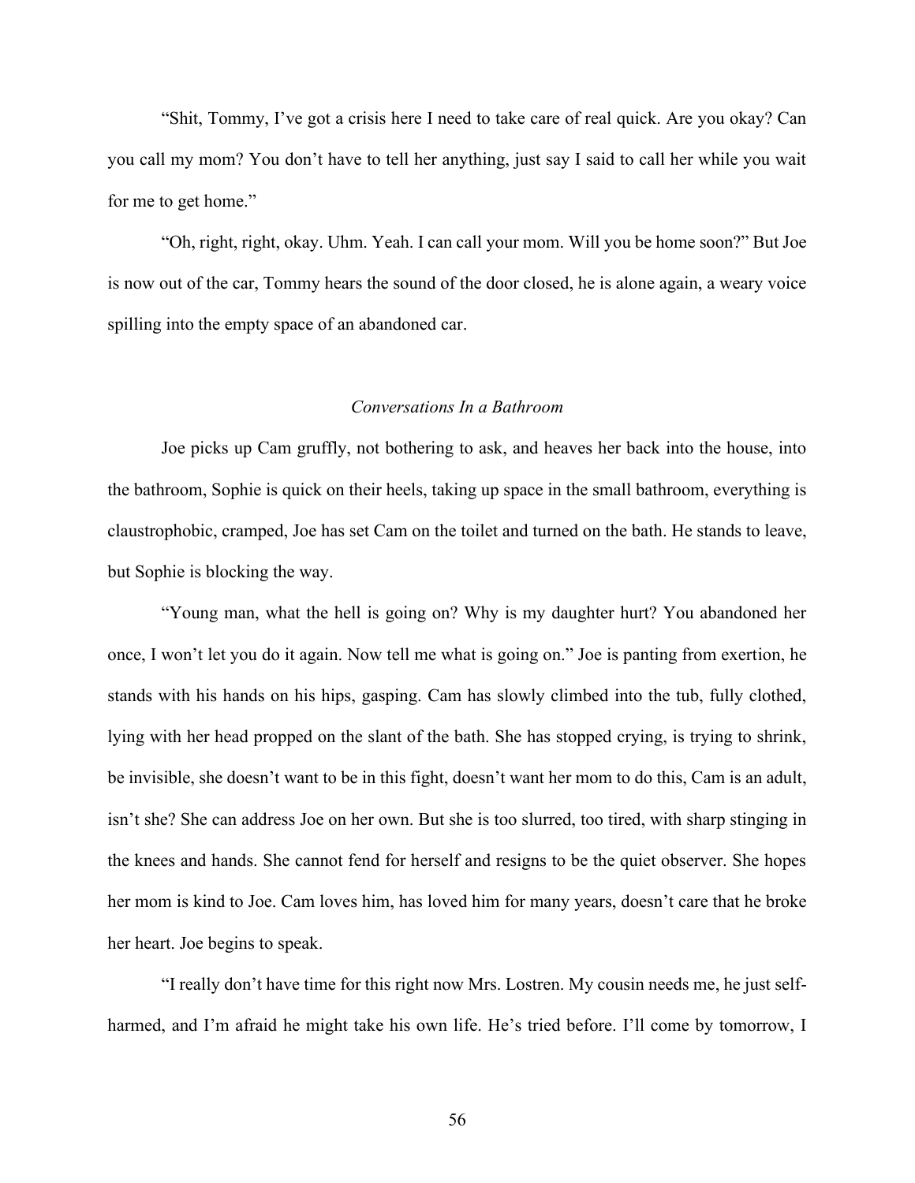"Shit, Tommy, I've got a crisis here I need to take care of real quick. Are you okay? Can you call my mom? You don't have to tell her anything, just say I said to call her while you wait for me to get home."

"Oh, right, right, okay. Uhm. Yeah. I can call your mom. Will you be home soon?" But Joe is now out of the car, Tommy hears the sound of the door closed, he is alone again, a weary voice spilling into the empty space of an abandoned car.

*Conversations In a Bathroom*

Joe picks up Cam gruffly, not bothering to ask, and heaves her back into the house, into the bathroom, Sophie is quick on their heels, taking up space in the small bathroom, everything is claustrophobic, cramped, Joe has set Cam on the toilet and turned on the bath. He stands to leave, but Sophie is blocking the way.

"Young man, what the hell is going on? Why is my daughter hurt? You abandoned her once, I won't let you do it again. Now tell me what is going on." Joe is panting from exertion, he stands with his hands on his hips, gasping. Cam has slowly climbed into the tub, fully clothed, lying with her head propped on the slant of the bath. She has stopped crying, is trying to shrink, be invisible, she doesn't want to be in this fight, doesn't want her mom to do this, Cam is an adult, isn't she? She can address Joe on her own. But she is too slurred, too tired, with sharp stinging in the knees and hands. She cannot fend for herself and resigns to be the quiet observer. She hopes her mom is kind to Joe. Cam loves him, has loved him for many years, doesn't care that he broke her heart. Joe begins to speak.

"I really don't have time for this right now Mrs. Lostren. My cousin needs me, he just self-harmed, and I'm afraid he might take his own life. He's tried before. I'll come by tomorrow, I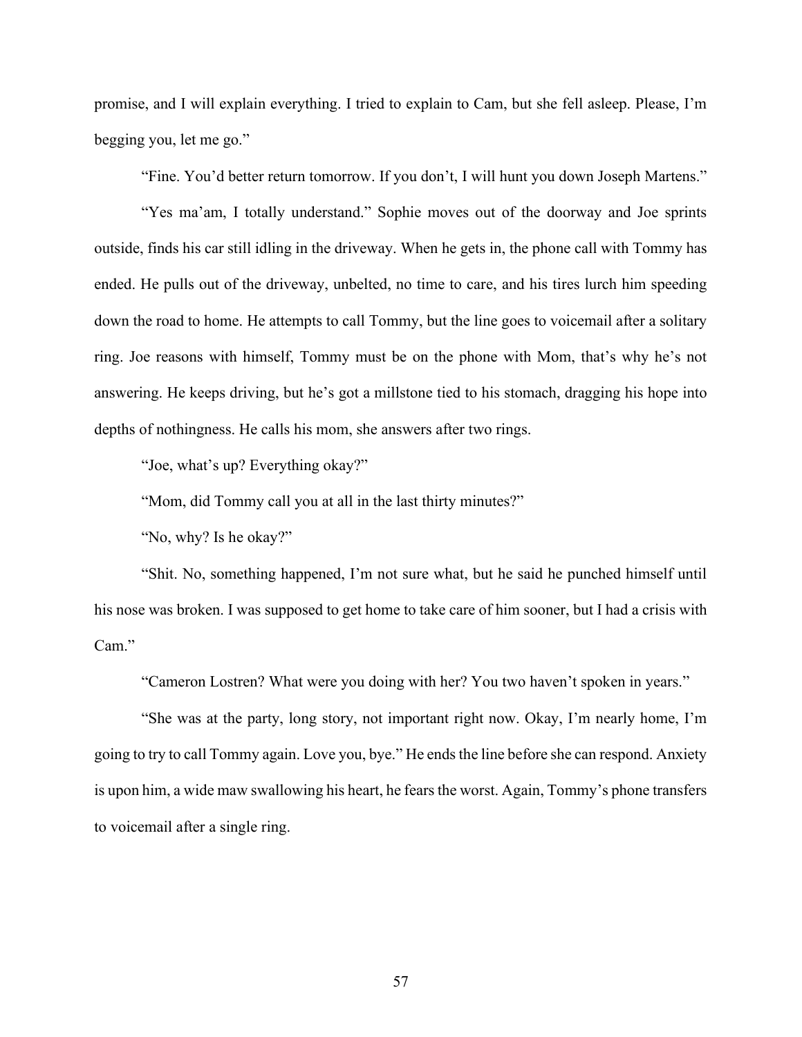promise, and I will explain everything. I tried to explain to Cam, but she fell asleep. Please, I'm begging you, let me go."

"Fine. You'd better return tomorrow. If you don't, I will hunt you down Joseph Martens."

"Yes ma'am, I totally understand." Sophie moves out of the doorway and Joe sprints outside, finds his car still idling in the driveway. When he gets in, the phone call with Tommy has ended. He pulls out of the driveway, unbelted, no time to care, and his tires lurch him speeding down the road to home. He attempts to call Tommy, but the line goes to voicemail after a solitary ring. Joe reasons with himself, Tommy must be on the phone with Mom, that's why he's not answering. He keeps driving, but he's got a millstone tied to his stomach, dragging his hope into depths of nothingness. He calls his mom, she answers after two rings.

"Joe, what's up? Everything okay?"

"Mom, did Tommy call you at all in the last thirty minutes?"

"No, why? Is he okay?"

"Shit. No, something happened, I'm not sure what, but he said he punched himself until his nose was broken. I was supposed to get home to take care of him sooner, but I had a crisis with Cam."

"Cameron Lostren? What were you doing with her? You two haven't spoken in years."

"She was at the party, long story, not important right now. Okay, I'm nearly home, I'm going to try to call Tommy again. Love you, bye." He ends the line before she can respond. Anxiety is upon him, a wide maw swallowing his heart, he fears the worst. Again, Tommy's phone transfers to voicemail after a single ring.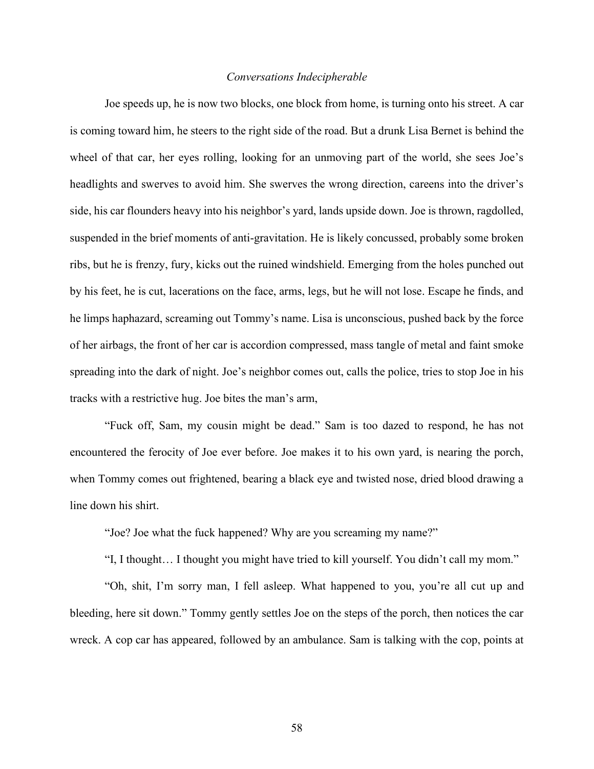*Conversations Indecipherable*

Joe speeds up, he is now two blocks, one block from home, is turning onto his street. A car is coming toward him, he steers to the right side of the road. But a drunk Lisa Bernet is behind the wheel of that car, her eyes rolling, looking for an unmoving part of the world, she sees Joe's headlights and swerves to avoid him. She swerves the wrong direction, careens into the driver's side, his car flounders heavy into his neighbor's yard, lands upside down. Joe is thrown, ragdolled, suspended in the brief moments of anti-gravitation. He is likely concussed, probably some broken ribs, but he is frenzy, fury, kicks out the ruined windshield. Emerging from the holes punched out by his feet, he is cut, lacerations on the face, arms, legs, but he will not lose. Escape he finds, and he limps haphazard, screaming out Tommy's name. Lisa is unconscious, pushed back by the force of her airbags, the front of her car is accordion compressed, mass tangle of metal and faint smoke spreading into the dark of night. Joe's neighbor comes out, calls the police, tries to stop Joe in his tracks with a restrictive hug. Joe bites the man's arm,

"Fuck off, Sam, my cousin might be dead." Sam is too dazed to respond, he has not encountered the ferocity of Joe ever before. Joe makes it to his own yard, is nearing the porch, when Tommy comes out frightened, bearing a black eye and twisted nose, dried blood drawing a line down his shirt.

"Joe? Joe what the fuck happened? Why are you screaming my name?"

"I, I thought… I thought you might have tried to kill yourself. You didn't call my mom."

"Oh, shit, I'm sorry man, I fell asleep. What happened to you, you're all cut up and bleeding, here sit down." Tommy gently settles Joe on the steps of the porch, then notices the car wreck. A cop car has appeared, followed by an ambulance. Sam is talking with the cop, points at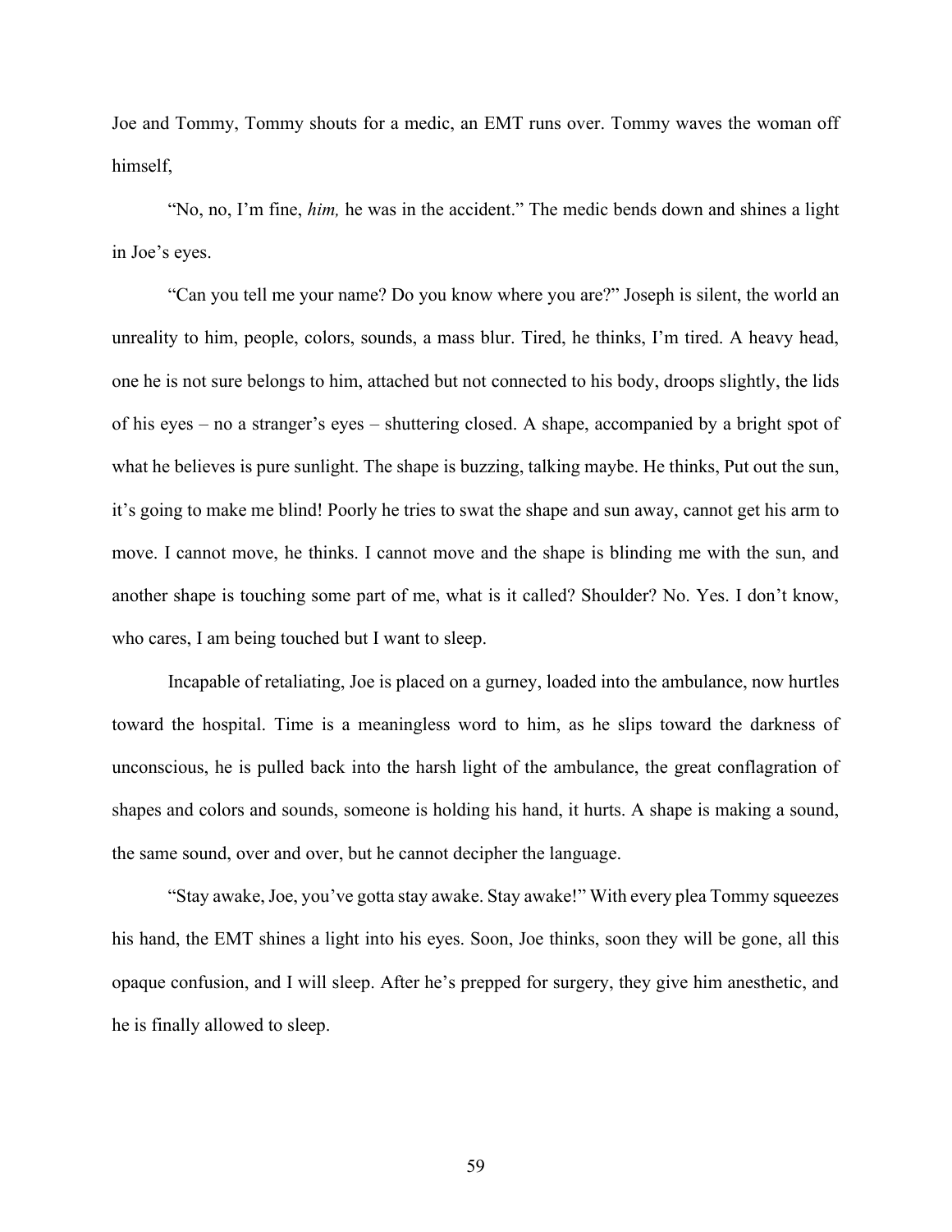Joe and Tommy, Tommy shouts for a medic, an EMT runs over. Tommy waves the woman off himself,

"No, no, I'm fine, *him,* he was in the accident." The medic bends down and shines a light in Joe's eyes.

"Can you tell me your name? Do you know where you are?" Joseph is silent, the world an unreality to him, people, colors, sounds, a mass blur. Tired, he thinks, I'm tired. A heavy head, one he is not sure belongs to him, attached but not connected to his body, droops slightly, the lids of his eyes – no a stranger's eyes – shuttering closed. A shape, accompanied by a bright spot of what he believes is pure sunlight. The shape is buzzing, talking maybe. He thinks, Put out the sun, it's going to make me blind! Poorly he tries to swat the shape and sun away, cannot get his arm to move. I cannot move, he thinks. I cannot move and the shape is blinding me with the sun, and another shape is touching some part of me, what is it called? Shoulder? No. Yes. I don't know, who cares, I am being touched but I want to sleep.

Incapable of retaliating, Joe is placed on a gurney, loaded into the ambulance, now hurtles toward the hospital. Time is a meaningless word to him, as he slips toward the darkness of unconscious, he is pulled back into the harsh light of the ambulance, the great conflagration of shapes and colors and sounds, someone is holding his hand, it hurts. A shape is making a sound, the same sound, over and over, but he cannot decipher the language.

"Stay awake, Joe, you've gotta stay awake. Stay awake!" With every plea Tommy squeezes his hand, the EMT shines a light into his eyes. Soon, Joe thinks, soon they will be gone, all this opaque confusion, and I will sleep. After he's prepped for surgery, they give him anesthetic, and he is finally allowed to sleep.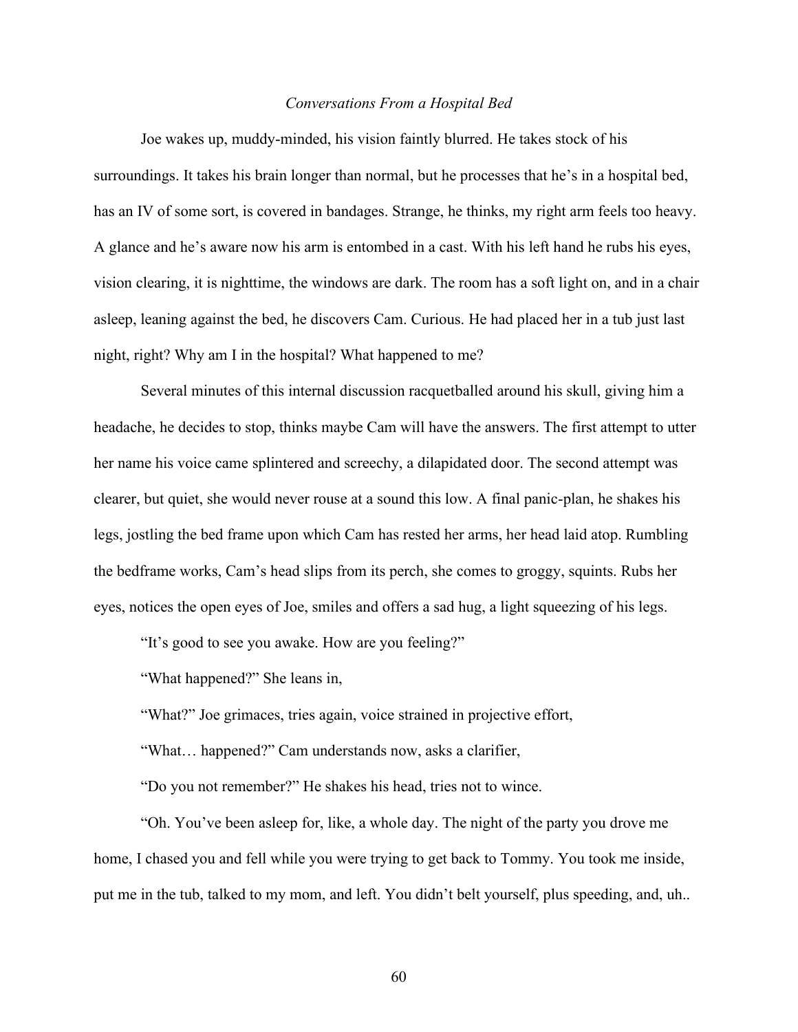*Conversations From a Hospital Bed*

Joe wakes up, muddy-minded, his vision faintly blurred. He takes stock of his surroundings. It takes his brain longer than normal, but he processes that he's in a hospital bed, has an IV of some sort, is covered in bandages. Strange, he thinks, my right arm feels too heavy. A glance and he's aware now his arm is entombed in a cast. With his left hand he rubs his eyes, vision clearing, it is nighttime, the windows are dark. The room has a soft light on, and in a chair asleep, leaning against the bed, he discovers Cam. Curious. He had placed her in a tub just last night, right? Why am I in the hospital? What happened to me?

Several minutes of this internal discussion racquetballed around his skull, giving him a headache, he decides to stop, thinks maybe Cam will have the answers. The first attempt to utter her name his voice came splintered and screechy, a dilapidated door. The second attempt was clearer, but quiet, she would never rouse at a sound this low. A final panic-plan, he shakes his legs, jostling the bed frame upon which Cam has rested her arms, her head laid atop. Rumbling the bedframe works, Cam's head slips from its perch, she comes to groggy, squints. Rubs her eyes, notices the open eyes of Joe, smiles and offers a sad hug, a light squeezing of his legs.

"It's good to see you awake. How are you feeling?"

"What happened?" She leans in,

"What?" Joe grimaces, tries again, voice strained in projective effort,

"What… happened?" Cam understands now, asks a clarifier,

"Do you not remember?" He shakes his head, tries not to wince.

"Oh. You've been asleep for, like, a whole day. The night of the party you drove me home, I chased you and fell while you were trying to get back to Tommy. You took me inside, put me in the tub, talked to my mom, and left. You didn't belt yourself, plus speeding, and, uh..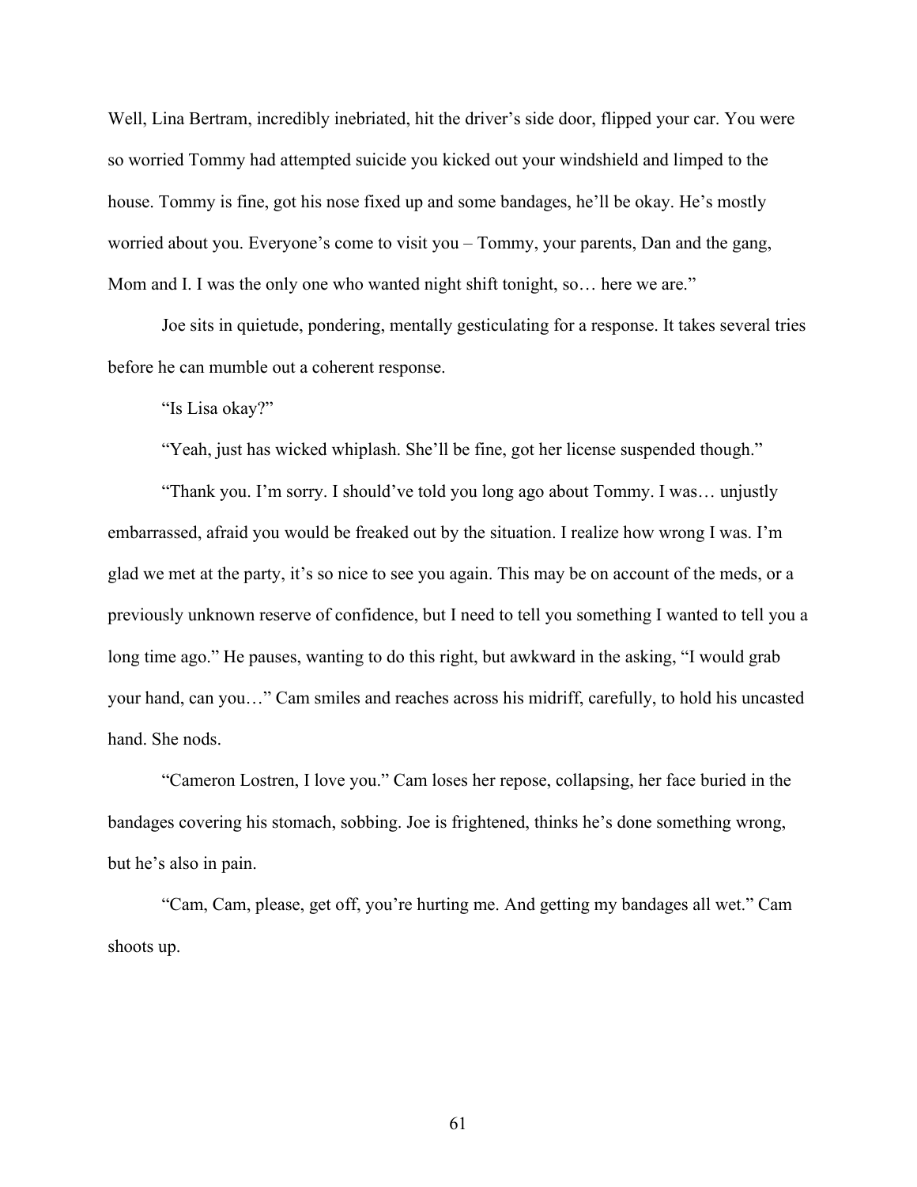Well, Lina Bertram, incredibly inebriated, hit the driver's side door, flipped your car. You were so worried Tommy had attempted suicide you kicked out your windshield and limped to the house. Tommy is fine, got his nose fixed up and some bandages, he'll be okay. He's mostly worried about you. Everyone's come to visit you – Tommy, your parents, Dan and the gang, Mom and I. I was the only one who wanted night shift tonight, so… here we are."

Joe sits in quietude, pondering, mentally gesticulating for a response. It takes several tries before he can mumble out a coherent response.

"Is Lisa okay?"

"Yeah, just has wicked whiplash. She'll be fine, got her license suspended though."

"Thank you. I'm sorry. I should've told you long ago about Tommy. I was… unjustly embarrassed, afraid you would be freaked out by the situation. I realize how wrong I was. I'm glad we met at the party, it's so nice to see you again. This may be on account of the meds, or a previously unknown reserve of confidence, but I need to tell you something I wanted to tell you a long time ago." He pauses, wanting to do this right, but awkward in the asking, "I would grab your hand, can you…" Cam smiles and reaches across his midriff, carefully, to hold his uncasted hand. She nods.

"Cameron Lostren, I love you." Cam loses her repose, collapsing, her face buried in the bandages covering his stomach, sobbing. Joe is frightened, thinks he's done something wrong, but he's also in pain.

"Cam, Cam, please, get off, you're hurting me. And getting my bandages all wet." Cam shoots up.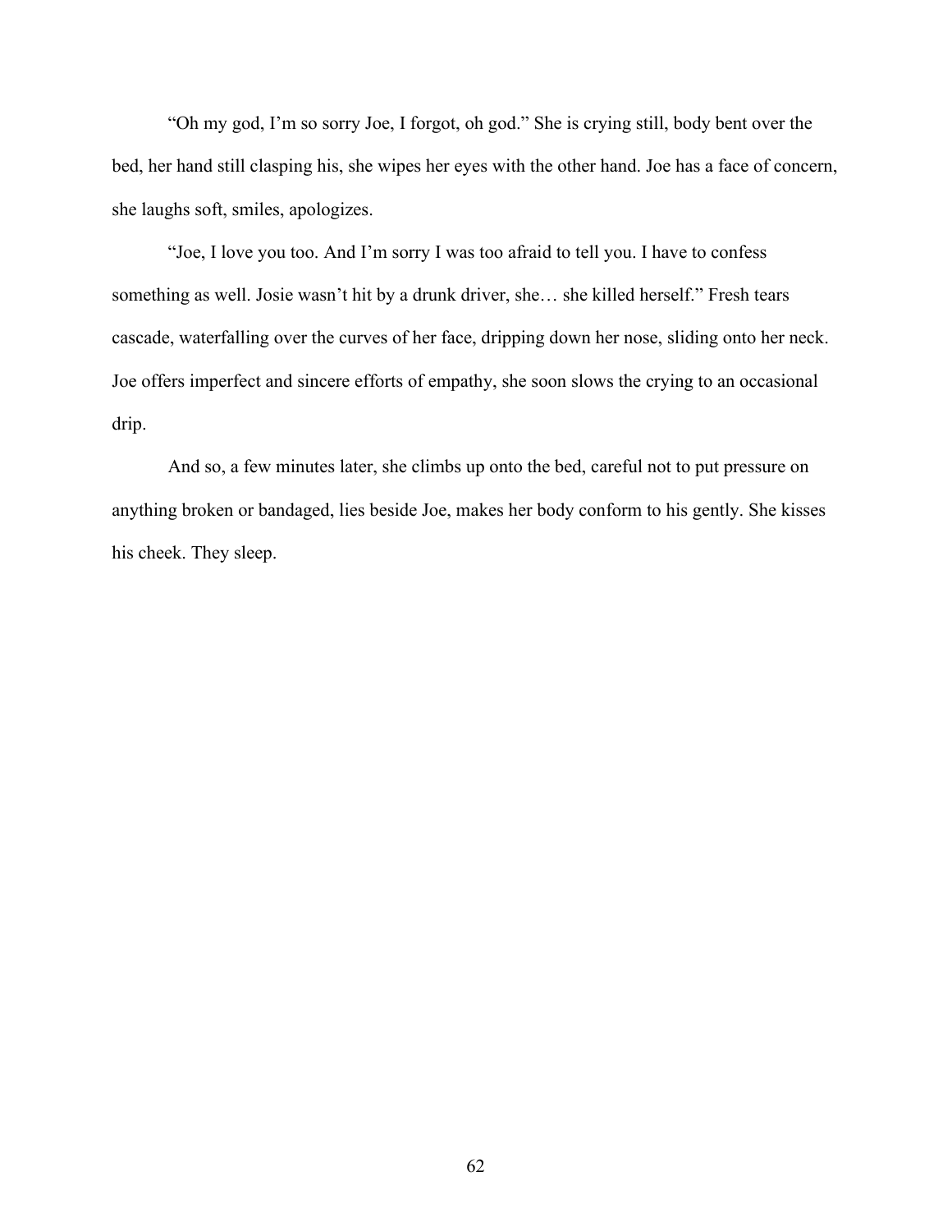"Oh my god, I'm so sorry Joe, I forgot, oh god." She is crying still, body bent over the bed, her hand still clasping his, she wipes her eyes with the other hand. Joe has a face of concern, she laughs soft, smiles, apologizes.

"Joe, I love you too. And I'm sorry I was too afraid to tell you. I have to confess something as well. Josie wasn't hit by a drunk driver, she… she killed herself." Fresh tears cascade, waterfalling over the curves of her face, dripping down her nose, sliding onto her neck. Joe offers imperfect and sincere efforts of empathy, she soon slows the crying to an occasional drip.

And so, a few minutes later, she climbs up onto the bed, careful not to put pressure on anything broken or bandaged, lies beside Joe, makes her body conform to his gently. She kisses his cheek. They sleep.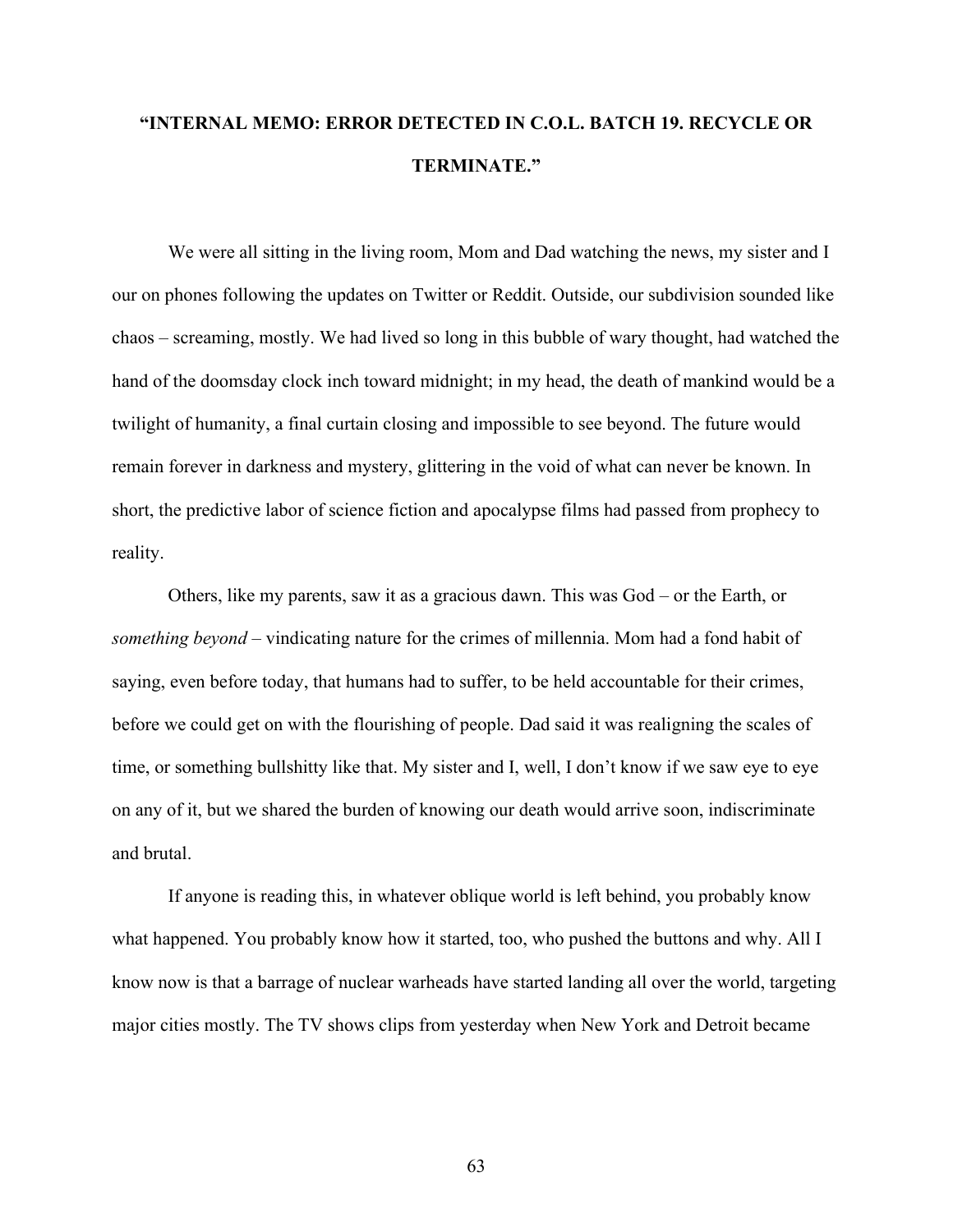## "INTERNAL MEMO: ERROR DETECTED IN C.O.L. BATCH 19. RECYCLE OR TERMINATE."

We were all sitting in the living room, Mom and Dad watching the news, my sister and I our on phones following the updates on Twitter or Reddit. Outside, our subdivision sounded like chaos – screaming, mostly. We had lived so long in this bubble of wary thought, had watched the hand of the doomsday clock inch toward midnight; in my head, the death of mankind would be a twilight of humanity, a final curtain closing and impossible to see beyond. The future would remain forever in darkness and mystery, glittering in the void of what can never be known. In short, the predictive labor of science fiction and apocalypse films had passed from prophecy to reality.

Others, like my parents, saw it as a gracious dawn. This was God – or the Earth, or *something beyond* – vindicating nature for the crimes of millennia. Mom had a fond habit of saying, even before today, that humans had to suffer, to be held accountable for their crimes, before we could get on with the flourishing of people. Dad said it was realigning the scales of time, or something bullshitty like that. My sister and I, well, I don't know if we saw eye to eye on any of it, but we shared the burden of knowing our death would arrive soon, indiscriminate and brutal.

If anyone is reading this, in whatever oblique world is left behind, you probably know what happened. You probably know how it started, too, who pushed the buttons and why. All I know now is that a barrage of nuclear warheads have started landing all over the world, targeting major cities mostly. The TV shows clips from yesterday when New York and Detroit became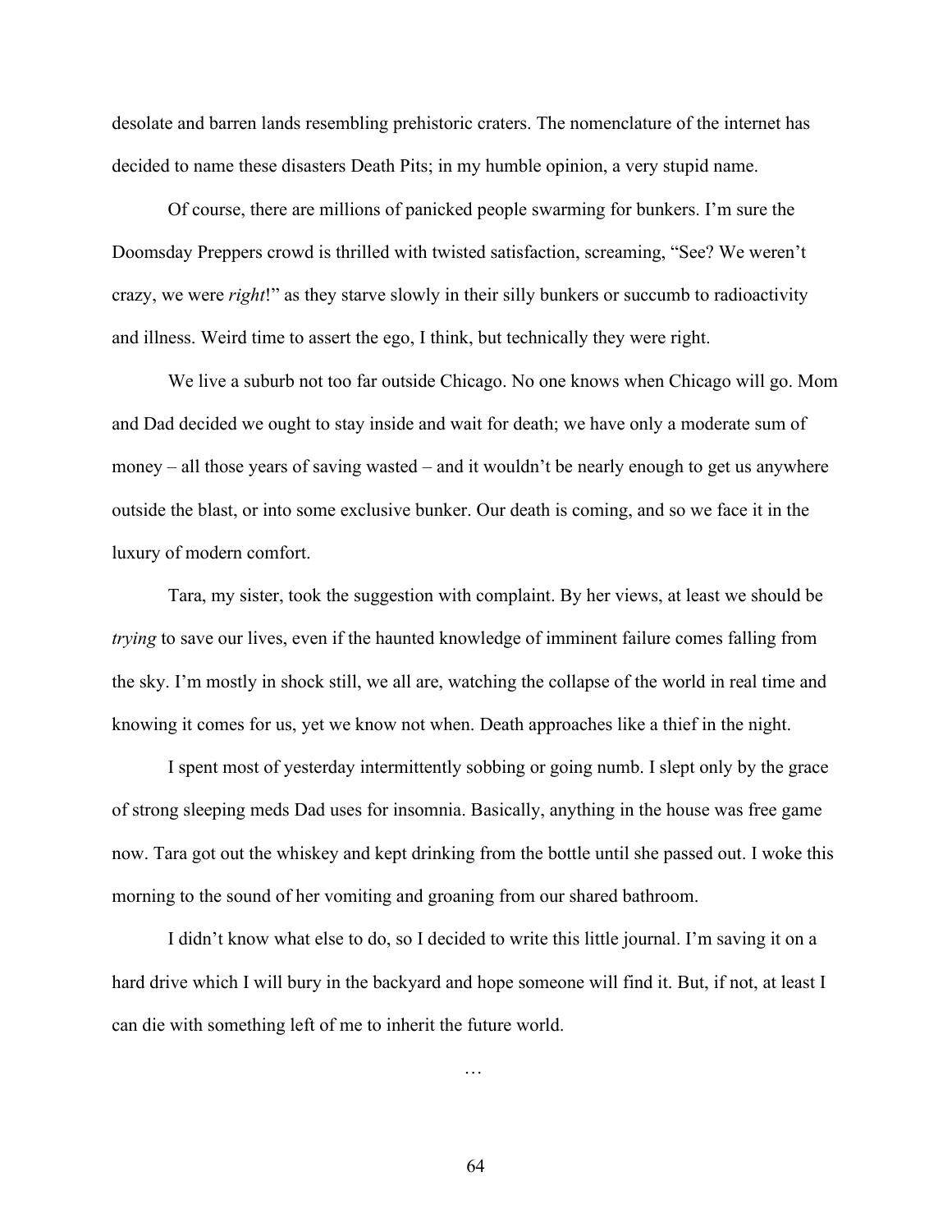desolate and barren lands resembling prehistoric craters. The nomenclature of the internet has decided to name these disasters Death Pits; in my humble opinion, a very stupid name.

Of course, there are millions of panicked people swarming for bunkers. I'm sure the Doomsday Preppers crowd is thrilled with twisted satisfaction, screaming, "See? We weren't crazy, we were *right*!" as they starve slowly in their silly bunkers or succumb to radioactivity and illness. Weird time to assert the ego, I think, but technically they were right.

We live a suburb not too far outside Chicago. No one knows when Chicago will go. Mom and Dad decided we ought to stay inside and wait for death; we have only a moderate sum of money – all those years of saving wasted – and it wouldn't be nearly enough to get us anywhere outside the blast, or into some exclusive bunker. Our death is coming, and so we face it in the luxury of modern comfort.

Tara, my sister, took the suggestion with complaint. By her views, at least we should be *trying* to save our lives, even if the haunted knowledge of imminent failure comes falling from the sky. I'm mostly in shock still, we all are, watching the collapse of the world in real time and knowing it comes for us, yet we know not when. Death approaches like a thief in the night.

I spent most of yesterday intermittently sobbing or going numb. I slept only by the grace of strong sleeping meds Dad uses for insomnia. Basically, anything in the house was free game now. Tara got out the whiskey and kept drinking from the bottle until she passed out. I woke this morning to the sound of her vomiting and groaning from our shared bathroom.

I didn't know what else to do, so I decided to write this little journal. I'm saving it on a hard drive which I will bury in the backyard and hope someone will find it. But, if not, at least I can die with something left of me to inherit the future world.

…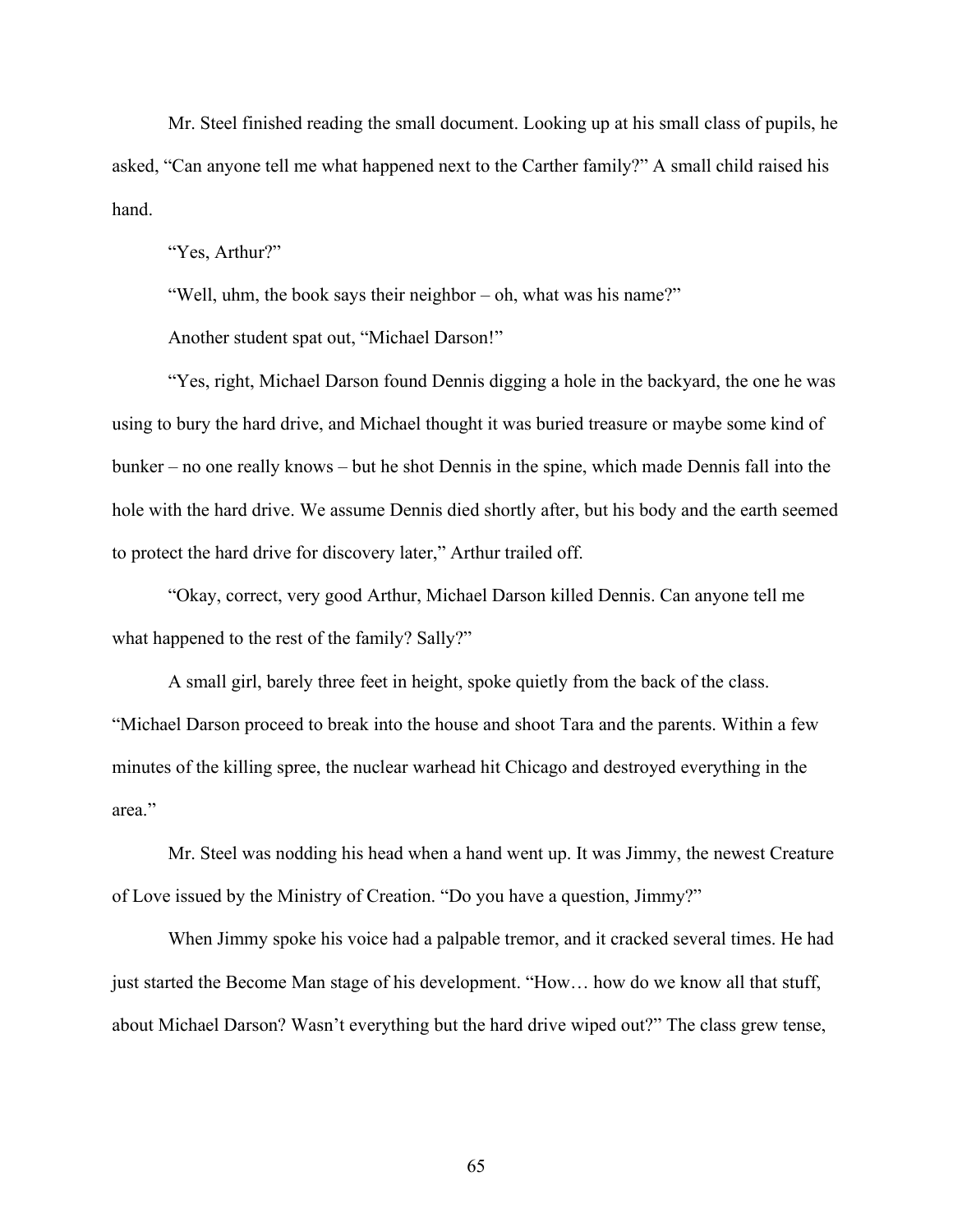Mr. Steel finished reading the small document. Looking up at his small class of pupils, he asked, "Can anyone tell me what happened next to the Carther family?" A small child raised his hand.

"Yes, Arthur?"

"Well, uhm, the book says their neighbor – oh, what was his name?"

Another student spat out, "Michael Darson!"

"Yes, right, Michael Darson found Dennis digging a hole in the backyard, the one he was using to bury the hard drive, and Michael thought it was buried treasure or maybe some kind of bunker – no one really knows – but he shot Dennis in the spine, which made Dennis fall into the hole with the hard drive. We assume Dennis died shortly after, but his body and the earth seemed to protect the hard drive for discovery later," Arthur trailed off.

"Okay, correct, very good Arthur, Michael Darson killed Dennis. Can anyone tell me what happened to the rest of the family? Sally?"

A small girl, barely three feet in height, spoke quietly from the back of the class. "Michael Darson proceed to break into the house and shoot Tara and the parents. Within a few minutes of the killing spree, the nuclear warhead hit Chicago and destroyed everything in the area."

Mr. Steel was nodding his head when a hand went up. It was Jimmy, the newest Creature of Love issued by the Ministry of Creation. "Do you have a question, Jimmy?"

When Jimmy spoke his voice had a palpable tremor, and it cracked several times. He had just started the Become Man stage of his development. "How… how do we know all that stuff, about Michael Darson? Wasn't everything but the hard drive wiped out?" The class grew tense,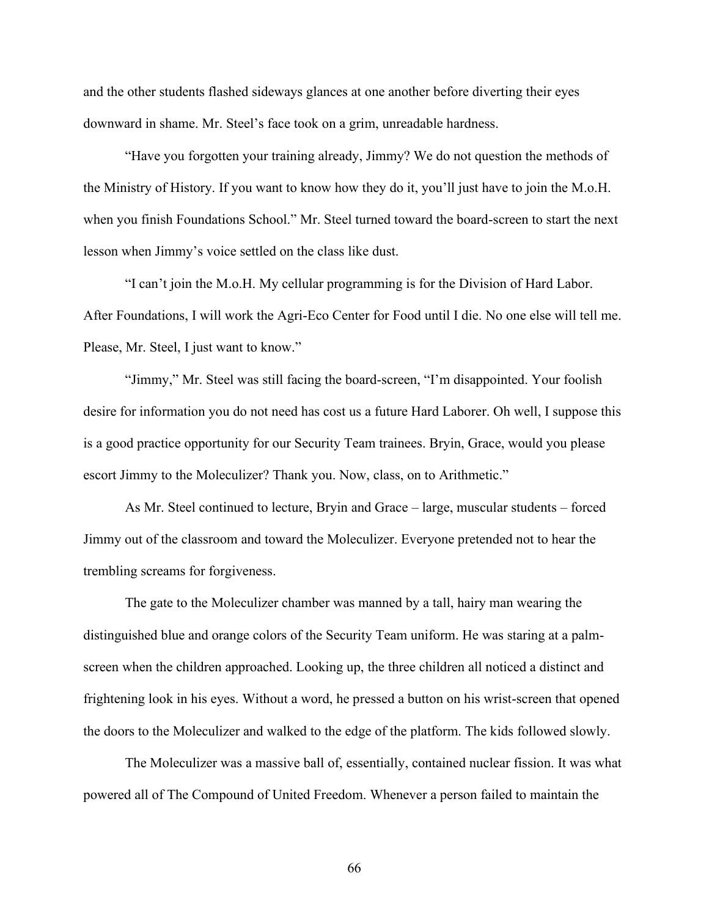and the other students flashed sideways glances at one another before diverting their eyes downward in shame. Mr. Steel's face took on a grim, unreadable hardness.

"Have you forgotten your training already, Jimmy? We do not question the methods of the Ministry of History. If you want to know how they do it, you'll just have to join the M.o.H. when you finish Foundations School." Mr. Steel turned toward the board-screen to start the next lesson when Jimmy's voice settled on the class like dust.

"I can't join the M.o.H. My cellular programming is for the Division of Hard Labor. After Foundations, I will work the Agri-Eco Center for Food until I die. No one else will tell me. Please, Mr. Steel, I just want to know."

"Jimmy," Mr. Steel was still facing the board-screen, "I'm disappointed. Your foolish desire for information you do not need has cost us a future Hard Laborer. Oh well, I suppose this is a good practice opportunity for our Security Team trainees. Bryin, Grace, would you please escort Jimmy to the Moleculizer? Thank you. Now, class, on to Arithmetic."

As Mr. Steel continued to lecture, Bryin and Grace – large, muscular students – forced Jimmy out of the classroom and toward the Moleculizer. Everyone pretended not to hear the trembling screams for forgiveness.

The gate to the Moleculizer chamber was manned by a tall, hairy man wearing the distinguished blue and orange colors of the Security Team uniform. He was staring at a palm-screen when the children approached. Looking up, the three children all noticed a distinct and frightening look in his eyes. Without a word, he pressed a button on his wrist-screen that opened the doors to the Moleculizer and walked to the edge of the platform. The kids followed slowly.

The Moleculizer was a massive ball of, essentially, contained nuclear fission. It was what powered all of The Compound of United Freedom. Whenever a person failed to maintain the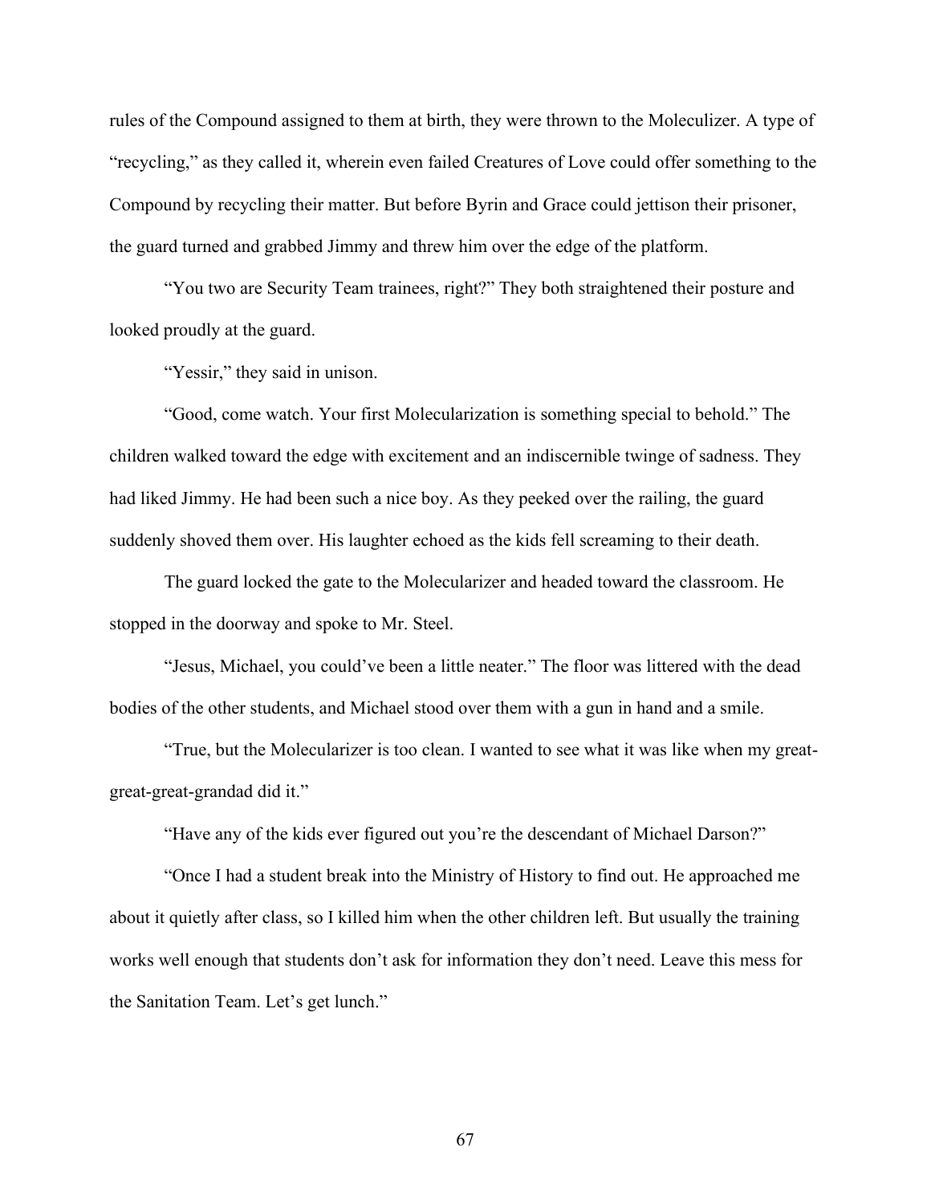rules of the Compound assigned to them at birth, they were thrown to the Moleculizer. A type of "recycling," as they called it, wherein even failed Creatures of Love could offer something to the Compound by recycling their matter. But before Byrin and Grace could jettison their prisoner, the guard turned and grabbed Jimmy and threw him over the edge of the platform.

"You two are Security Team trainees, right?" They both straightened their posture and looked proudly at the guard.

"Yessir," they said in unison.

"Good, come watch. Your first Molecularization is something special to behold." The children walked toward the edge with excitement and an indiscernible twinge of sadness. They had liked Jimmy. He had been such a nice boy. As they peeked over the railing, the guard suddenly shoved them over. His laughter echoed as the kids fell screaming to their death.

The guard locked the gate to the Molecularizer and headed toward the classroom. He stopped in the doorway and spoke to Mr. Steel.

"Jesus, Michael, you could've been a little neater." The floor was littered with the dead bodies of the other students, and Michael stood over them with a gun in hand and a smile.

"True, but the Molecularizer is too clean. I wanted to see what it was like when my great-great-great-grandad did it."

"Have any of the kids ever figured out you're the descendant of Michael Darson?"

"Once I had a student break into the Ministry of History to find out. He approached me about it quietly after class, so I killed him when the other children left. But usually the training works well enough that students don't ask for information they don't need. Leave this mess for the Sanitation Team. Let's get lunch."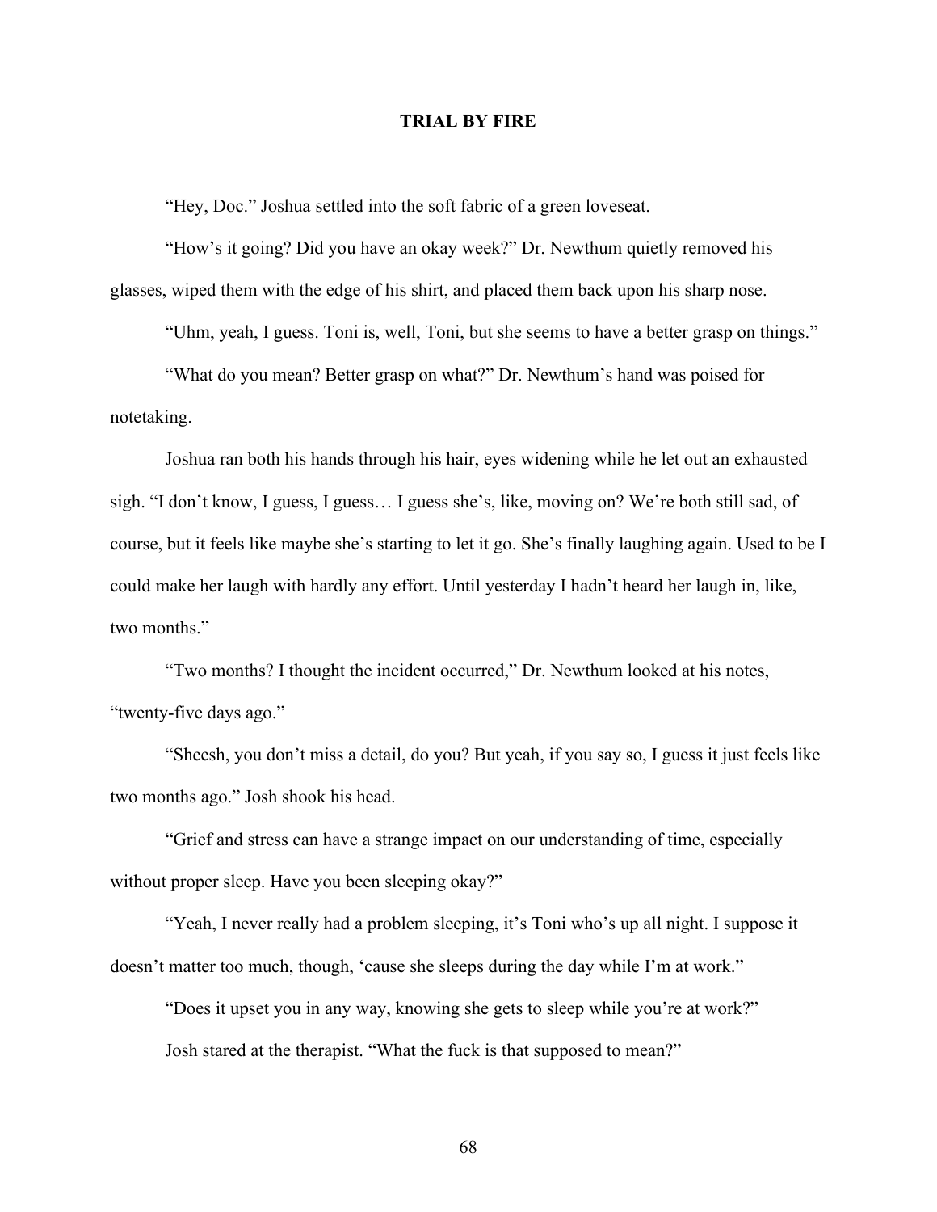# TRIAL BY FIRE

"Hey, Doc." Joshua settled into the soft fabric of a green loveseat.

"How's it going? Did you have an okay week?" Dr. Newthum quietly removed his glasses, wiped them with the edge of his shirt, and placed them back upon his sharp nose.

"Uhm, yeah, I guess. Toni is, well, Toni, but she seems to have a better grasp on things."

"What do you mean? Better grasp on what?" Dr. Newthum's hand was poised for notetaking.

Joshua ran both his hands through his hair, eyes widening while he let out an exhausted sigh. "I don't know, I guess, I guess… I guess she's, like, moving on? We're both still sad, of course, but it feels like maybe she's starting to let it go. She's finally laughing again. Used to be I could make her laugh with hardly any effort. Until yesterday I hadn't heard her laugh in, like, two months."

"Two months? I thought the incident occurred," Dr. Newthum looked at his notes, "twenty-five days ago."

"Sheesh, you don't miss a detail, do you? But yeah, if you say so, I guess it just feels like two months ago." Josh shook his head.

"Grief and stress can have a strange impact on our understanding of time, especially without proper sleep. Have you been sleeping okay?"

"Yeah, I never really had a problem sleeping, it's Toni who's up all night. I suppose it doesn't matter too much, though, 'cause she sleeps during the day while I'm at work."

"Does it upset you in any way, knowing she gets to sleep while you're at work?"

Josh stared at the therapist. "What the fuck is that supposed to mean?"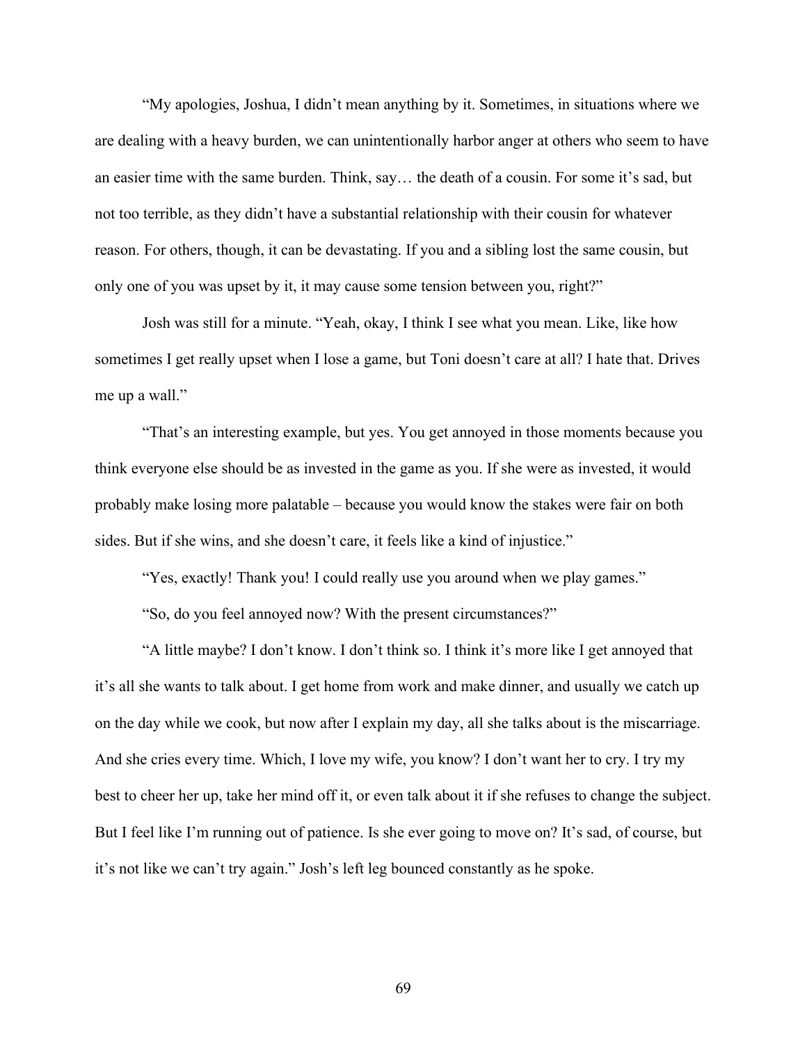"My apologies, Joshua, I didn't mean anything by it. Sometimes, in situations where we are dealing with a heavy burden, we can unintentionally harbor anger at others who seem to have an easier time with the same burden. Think, say… the death of a cousin. For some it's sad, but not too terrible, as they didn't have a substantial relationship with their cousin for whatever reason. For others, though, it can be devastating. If you and a sibling lost the same cousin, but only one of you was upset by it, it may cause some tension between you, right?"

Josh was still for a minute. "Yeah, okay, I think I see what you mean. Like, like how sometimes I get really upset when I lose a game, but Toni doesn't care at all? I hate that. Drives me up a wall."

"That's an interesting example, but yes. You get annoyed in those moments because you think everyone else should be as invested in the game as you. If she were as invested, it would probably make losing more palatable – because you would know the stakes were fair on both sides. But if she wins, and she doesn't care, it feels like a kind of injustice."

"Yes, exactly! Thank you! I could really use you around when we play games."

"So, do you feel annoyed now? With the present circumstances?"

"A little maybe? I don't know. I don't think so. I think it's more like I get annoyed that it's all she wants to talk about. I get home from work and make dinner, and usually we catch up on the day while we cook, but now after I explain my day, all she talks about is the miscarriage. And she cries every time. Which, I love my wife, you know? I don't want her to cry. I try my best to cheer her up, take her mind off it, or even talk about it if she refuses to change the subject. But I feel like I'm running out of patience. Is she ever going to move on? It's sad, of course, but it's not like we can't try again." Josh's left leg bounced constantly as he spoke.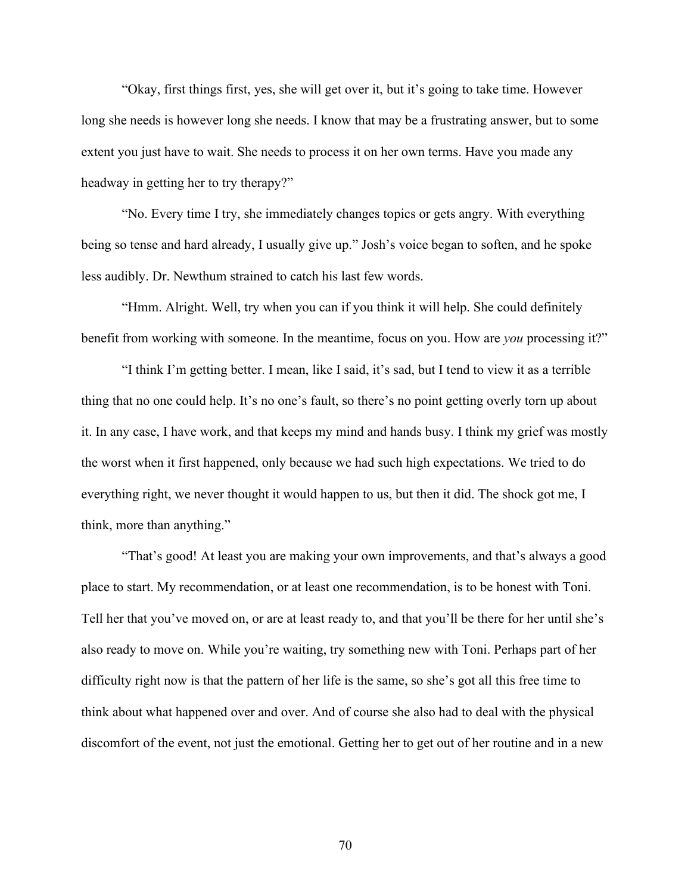"Okay, first things first, yes, she will get over it, but it's going to take time. However long she needs is however long she needs. I know that may be a frustrating answer, but to some extent you just have to wait. She needs to process it on her own terms. Have you made any headway in getting her to try therapy?"

"No. Every time I try, she immediately changes topics or gets angry. With everything being so tense and hard already, I usually give up." Josh's voice began to soften, and he spoke less audibly. Dr. Newthum strained to catch his last few words.

"Hmm. Alright. Well, try when you can if you think it will help. She could definitely benefit from working with someone. In the meantime, focus on you. How are *you* processing it?"

"I think I'm getting better. I mean, like I said, it's sad, but I tend to view it as a terrible thing that no one could help. It's no one's fault, so there's no point getting overly torn up about it. In any case, I have work, and that keeps my mind and hands busy. I think my grief was mostly the worst when it first happened, only because we had such high expectations. We tried to do everything right, we never thought it would happen to us, but then it did. The shock got me, I think, more than anything."

"That's good! At least you are making your own improvements, and that's always a good place to start. My recommendation, or at least one recommendation, is to be honest with Toni. Tell her that you've moved on, or are at least ready to, and that you'll be there for her until she's also ready to move on. While you're waiting, try something new with Toni. Perhaps part of her difficulty right now is that the pattern of her life is the same, so she's got all this free time to think about what happened over and over. And of course she also had to deal with the physical discomfort of the event, not just the emotional. Getting her to get out of her routine and in a new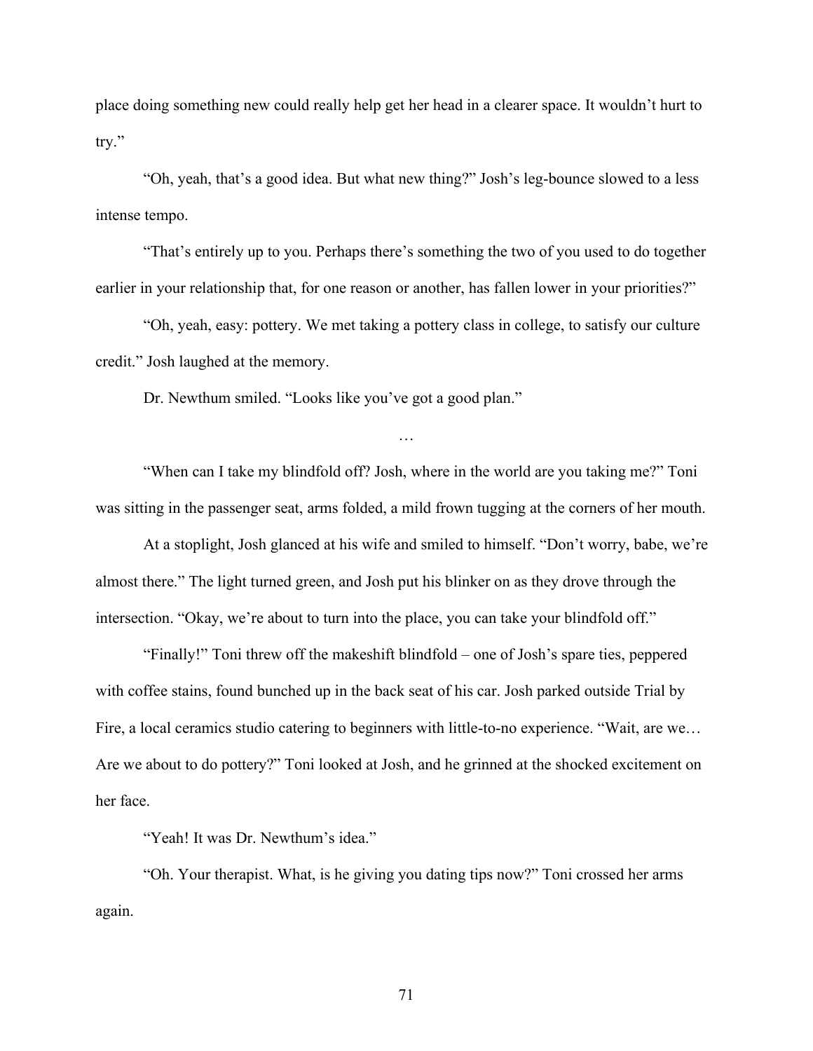place doing something new could really help get her head in a clearer space. It wouldn't hurt to try."

"Oh, yeah, that's a good idea. But what new thing?" Josh's leg-bounce slowed to a less intense tempo.

"That's entirely up to you. Perhaps there's something the two of you used to do together earlier in your relationship that, for one reason or another, has fallen lower in your priorities?"

"Oh, yeah, easy: pottery. We met taking a pottery class in college, to satisfy our culture credit." Josh laughed at the memory.

Dr. Newthum smiled. "Looks like you've got a good plan."

…

"When can I take my blindfold off? Josh, where in the world are you taking me?" Toni was sitting in the passenger seat, arms folded, a mild frown tugging at the corners of her mouth.

At a stoplight, Josh glanced at his wife and smiled to himself. "Don't worry, babe, we're almost there." The light turned green, and Josh put his blinker on as they drove through the intersection. "Okay, we're about to turn into the place, you can take your blindfold off."

"Finally!" Toni threw off the makeshift blindfold – one of Josh's spare ties, peppered with coffee stains, found bunched up in the back seat of his car. Josh parked outside Trial by Fire, a local ceramics studio catering to beginners with little-to-no experience. "Wait, are we… Are we about to do pottery?" Toni looked at Josh, and he grinned at the shocked excitement on her face.

"Yeah! It was Dr. Newthum's idea."

"Oh. Your therapist. What, is he giving you dating tips now?" Toni crossed her arms again.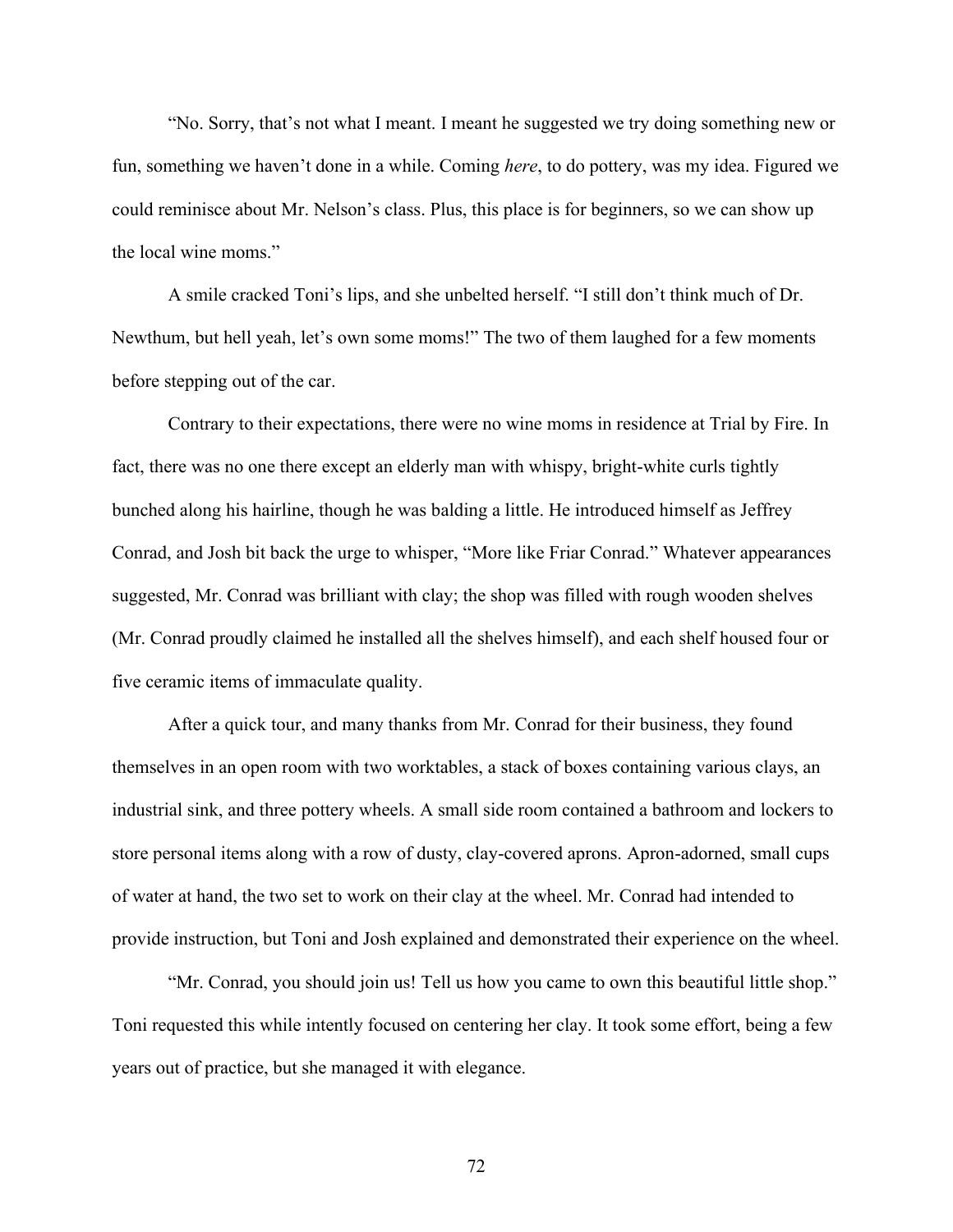"No. Sorry, that's not what I meant. I meant he suggested we try doing something new or fun, something we haven't done in a while. Coming *here*, to do pottery, was my idea. Figured we could reminisce about Mr. Nelson's class. Plus, this place is for beginners, so we can show up the local wine moms."

A smile cracked Toni's lips, and she unbelted herself. "I still don't think much of Dr. Newthum, but hell yeah, let's own some moms!" The two of them laughed for a few moments before stepping out of the car.

Contrary to their expectations, there were no wine moms in residence at Trial by Fire. In fact, there was no one there except an elderly man with whispy, bright-white curls tightly bunched along his hairline, though he was balding a little. He introduced himself as Jeffrey Conrad, and Josh bit back the urge to whisper, "More like Friar Conrad." Whatever appearances suggested, Mr. Conrad was brilliant with clay; the shop was filled with rough wooden shelves (Mr. Conrad proudly claimed he installed all the shelves himself), and each shelf housed four or five ceramic items of immaculate quality.

After a quick tour, and many thanks from Mr. Conrad for their business, they found themselves in an open room with two worktables, a stack of boxes containing various clays, an industrial sink, and three pottery wheels. A small side room contained a bathroom and lockers to store personal items along with a row of dusty, clay-covered aprons. Apron-adorned, small cups of water at hand, the two set to work on their clay at the wheel. Mr. Conrad had intended to provide instruction, but Toni and Josh explained and demonstrated their experience on the wheel.

"Mr. Conrad, you should join us! Tell us how you came to own this beautiful little shop." Toni requested this while intently focused on centering her clay. It took some effort, being a few years out of practice, but she managed it with elegance.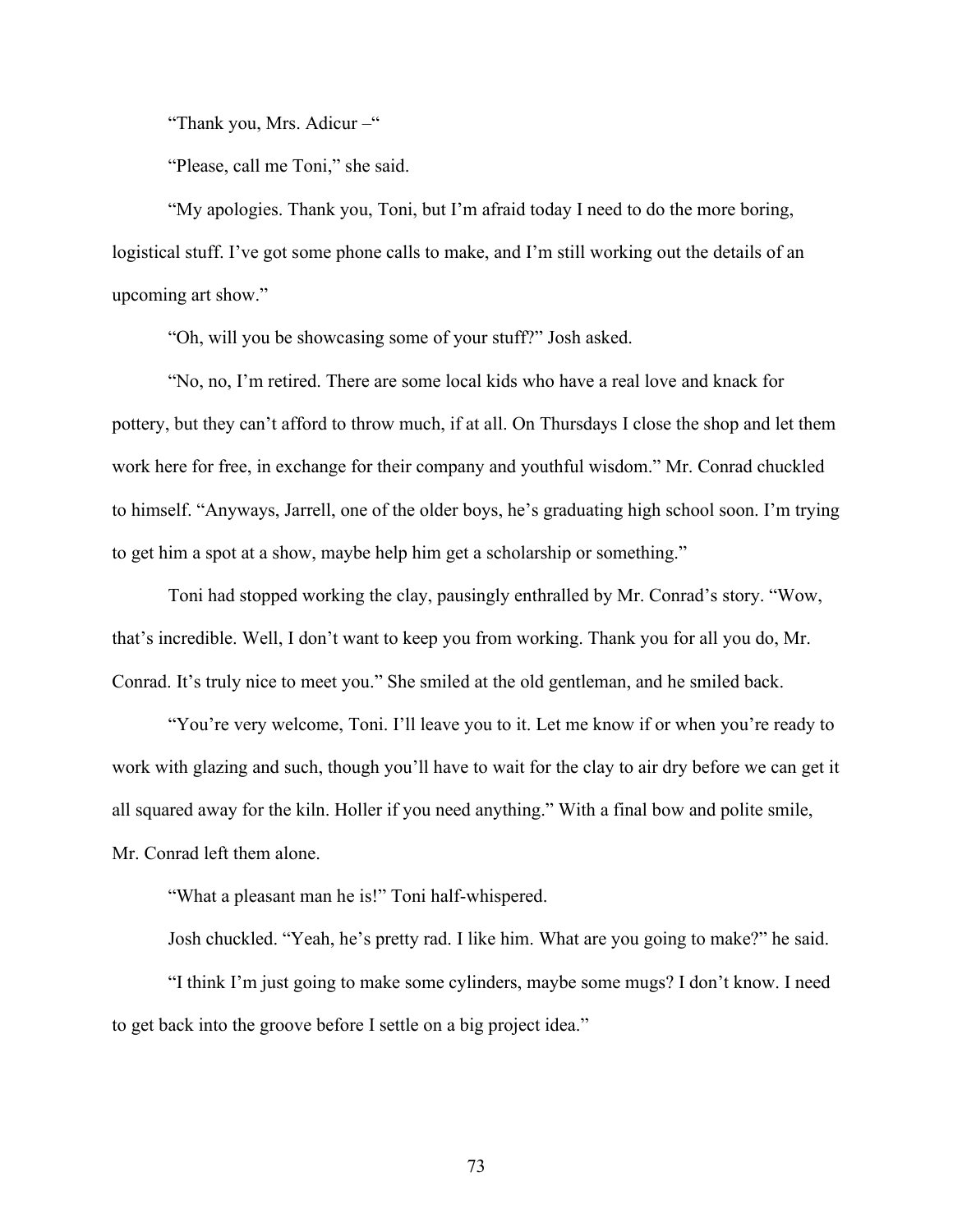"Thank you, Mrs. Adicur –"

"Please, call me Toni," she said.

"My apologies. Thank you, Toni, but I'm afraid today I need to do the more boring, logistical stuff. I've got some phone calls to make, and I'm still working out the details of an upcoming art show."

"Oh, will you be showcasing some of your stuff?" Josh asked.

"No, no, I'm retired. There are some local kids who have a real love and knack for pottery, but they can't afford to throw much, if at all. On Thursdays I close the shop and let them work here for free, in exchange for their company and youthful wisdom." Mr. Conrad chuckled to himself. "Anyways, Jarrell, one of the older boys, he's graduating high school soon. I'm trying to get him a spot at a show, maybe help him get a scholarship or something."

Toni had stopped working the clay, pausingly enthralled by Mr. Conrad's story. "Wow, that's incredible. Well, I don't want to keep you from working. Thank you for all you do, Mr. Conrad. It's truly nice to meet you." She smiled at the old gentleman, and he smiled back.

"You're very welcome, Toni. I'll leave you to it. Let me know if or when you're ready to work with glazing and such, though you'll have to wait for the clay to air dry before we can get it all squared away for the kiln. Holler if you need anything." With a final bow and polite smile, Mr. Conrad left them alone.

"What a pleasant man he is!" Toni half-whispered.

Josh chuckled. "Yeah, he's pretty rad. I like him. What are you going to make?" he said.

"I think I'm just going to make some cylinders, maybe some mugs? I don't know. I need to get back into the groove before I settle on a big project idea."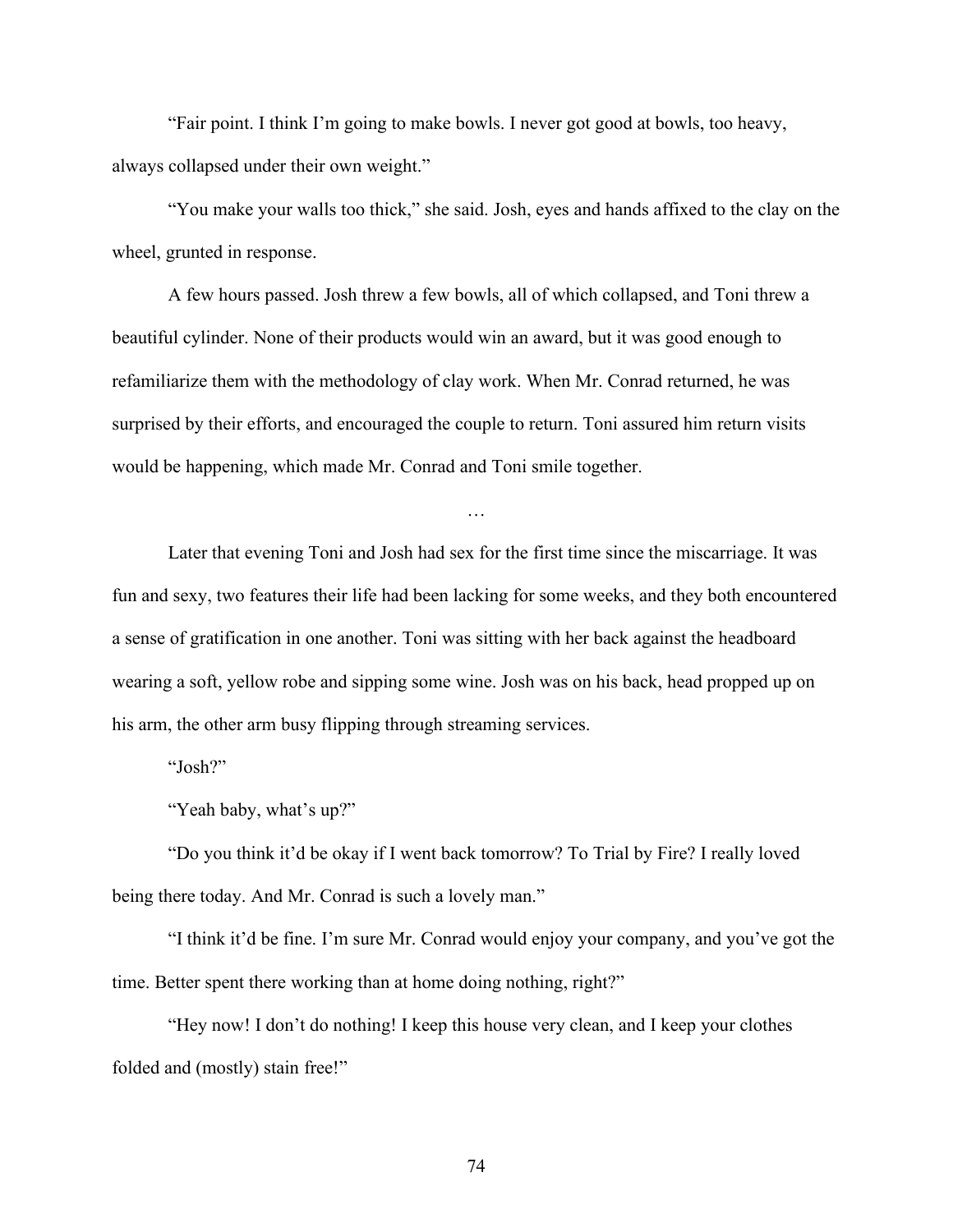"Fair point. I think I'm going to make bowls. I never got good at bowls, too heavy, always collapsed under their own weight."

"You make your walls too thick," she said. Josh, eyes and hands affixed to the clay on the wheel, grunted in response.

A few hours passed. Josh threw a few bowls, all of which collapsed, and Toni threw a beautiful cylinder. None of their products would win an award, but it was good enough to refamiliarize them with the methodology of clay work. When Mr. Conrad returned, he was surprised by their efforts, and encouraged the couple to return. Toni assured him return visits would be happening, which made Mr. Conrad and Toni smile together.

…

Later that evening Toni and Josh had sex for the first time since the miscarriage. It was fun and sexy, two features their life had been lacking for some weeks, and they both encountered a sense of gratification in one another. Toni was sitting with her back against the headboard wearing a soft, yellow robe and sipping some wine. Josh was on his back, head propped up on his arm, the other arm busy flipping through streaming services.

"Josh?"

"Yeah baby, what's up?"

"Do you think it'd be okay if I went back tomorrow? To Trial by Fire? I really loved being there today. And Mr. Conrad is such a lovely man."

"I think it'd be fine. I'm sure Mr. Conrad would enjoy your company, and you've got the time. Better spent there working than at home doing nothing, right?"

"Hey now! I don't do nothing! I keep this house very clean, and I keep your clothes folded and (mostly) stain free!"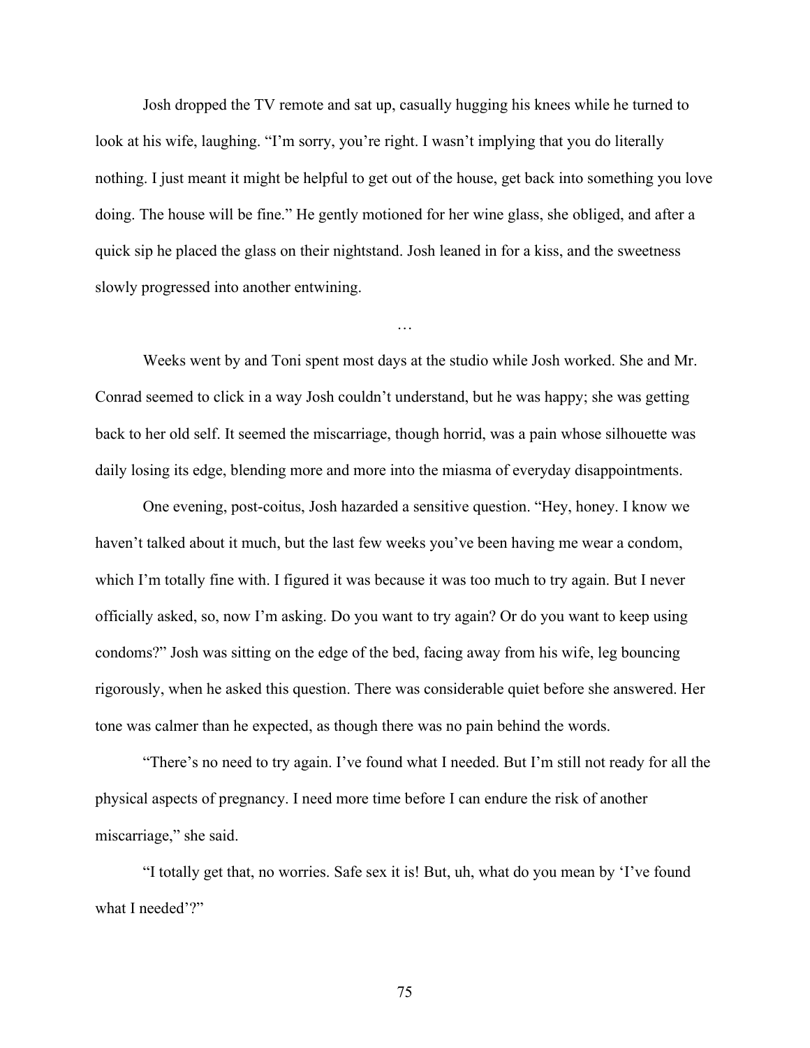Josh dropped the TV remote and sat up, casually hugging his knees while he turned to look at his wife, laughing. "I'm sorry, you're right. I wasn't implying that you do literally nothing. I just meant it might be helpful to get out of the house, get back into something you love doing. The house will be fine." He gently motioned for her wine glass, she obliged, and after a quick sip he placed the glass on their nightstand. Josh leaned in for a kiss, and the sweetness slowly progressed into another entwining.

…

Weeks went by and Toni spent most days at the studio while Josh worked. She and Mr. Conrad seemed to click in a way Josh couldn't understand, but he was happy; she was getting back to her old self. It seemed the miscarriage, though horrid, was a pain whose silhouette was daily losing its edge, blending more and more into the miasma of everyday disappointments.

One evening, post-coitus, Josh hazarded a sensitive question. "Hey, honey. I know we haven't talked about it much, but the last few weeks you've been having me wear a condom, which I'm totally fine with. I figured it was because it was too much to try again. But I never officially asked, so, now I'm asking. Do you want to try again? Or do you want to keep using condoms?" Josh was sitting on the edge of the bed, facing away from his wife, leg bouncing rigorously, when he asked this question. There was considerable quiet before she answered. Her tone was calmer than he expected, as though there was no pain behind the words.

"There's no need to try again. I've found what I needed. But I'm still not ready for all the physical aspects of pregnancy. I need more time before I can endure the risk of another miscarriage," she said.

"I totally get that, no worries. Safe sex it is! But, uh, what do you mean by 'I've found what I needed'?"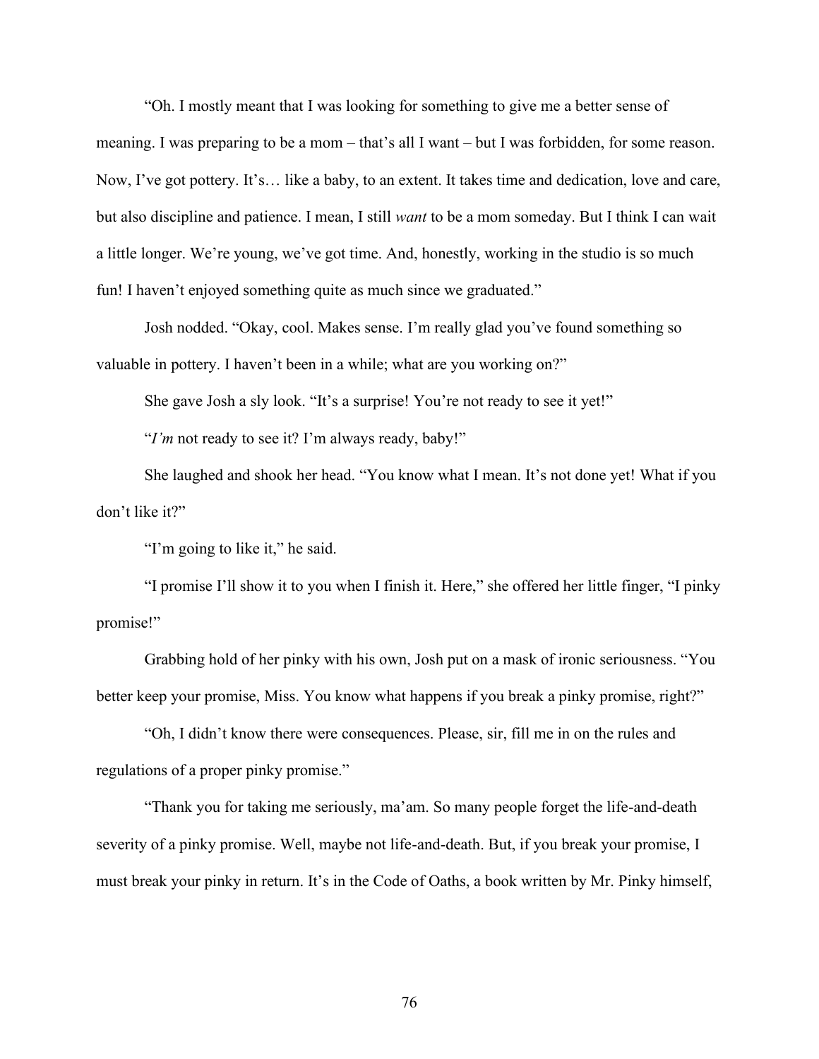"Oh. I mostly meant that I was looking for something to give me a better sense of meaning. I was preparing to be a mom – that's all I want – but I was forbidden, for some reason. Now, I've got pottery. It's… like a baby, to an extent. It takes time and dedication, love and care, but also discipline and patience. I mean, I still *want* to be a mom someday. But I think I can wait a little longer. We're young, we've got time. And, honestly, working in the studio is so much fun! I haven't enjoyed something quite as much since we graduated."

Josh nodded. "Okay, cool. Makes sense. I'm really glad you've found something so valuable in pottery. I haven't been in a while; what are you working on?"

She gave Josh a sly look. "It's a surprise! You're not ready to see it yet!"

"*I'm* not ready to see it? I'm always ready, baby!"

She laughed and shook her head. "You know what I mean. It's not done yet! What if you don't like it?"

"I'm going to like it," he said.

"I promise I'll show it to you when I finish it. Here," she offered her little finger, "I pinky promise!"

Grabbing hold of her pinky with his own, Josh put on a mask of ironic seriousness. "You better keep your promise, Miss. You know what happens if you break a pinky promise, right?"

"Oh, I didn't know there were consequences. Please, sir, fill me in on the rules and regulations of a proper pinky promise."

"Thank you for taking me seriously, ma'am. So many people forget the life-and-death severity of a pinky promise. Well, maybe not life-and-death. But, if you break your promise, I must break your pinky in return. It's in the Code of Oaths, a book written by Mr. Pinky himself,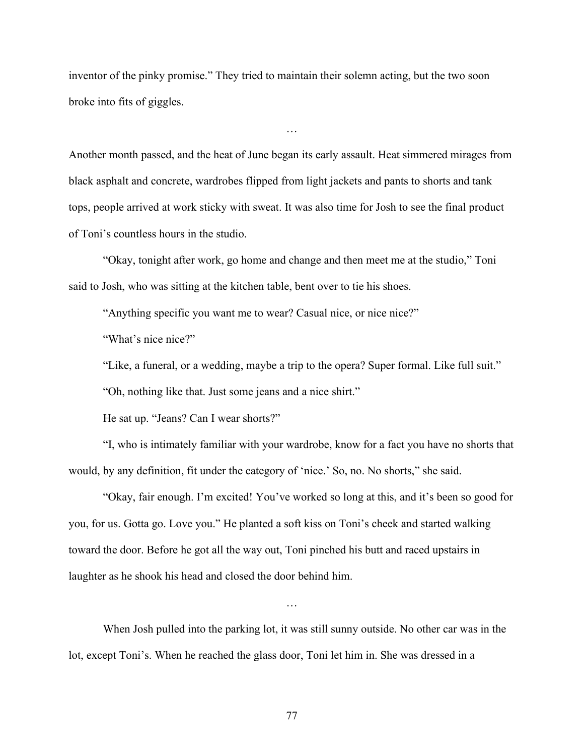inventor of the pinky promise." They tried to maintain their solemn acting, but the two soon broke into fits of giggles.

…

Another month passed, and the heat of June began its early assault. Heat simmered mirages from black asphalt and concrete, wardrobes flipped from light jackets and pants to shorts and tank tops, people arrived at work sticky with sweat. It was also time for Josh to see the final product of Toni's countless hours in the studio.

"Okay, tonight after work, go home and change and then meet me at the studio," Toni said to Josh, who was sitting at the kitchen table, bent over to tie his shoes.

"Anything specific you want me to wear? Casual nice, or nice nice?"

"What's nice nice?"

"Like, a funeral, or a wedding, maybe a trip to the opera? Super formal. Like full suit."

"Oh, nothing like that. Just some jeans and a nice shirt."

He sat up. "Jeans? Can I wear shorts?"

"I, who is intimately familiar with your wardrobe, know for a fact you have no shorts that would, by any definition, fit under the category of 'nice.' So, no. No shorts," she said.

"Okay, fair enough. I'm excited! You've worked so long at this, and it's been so good for you, for us. Gotta go. Love you." He planted a soft kiss on Toni's cheek and started walking toward the door. Before he got all the way out, Toni pinched his butt and raced upstairs in laughter as he shook his head and closed the door behind him.

…

When Josh pulled into the parking lot, it was still sunny outside. No other car was in the lot, except Toni's. When he reached the glass door, Toni let him in. She was dressed in a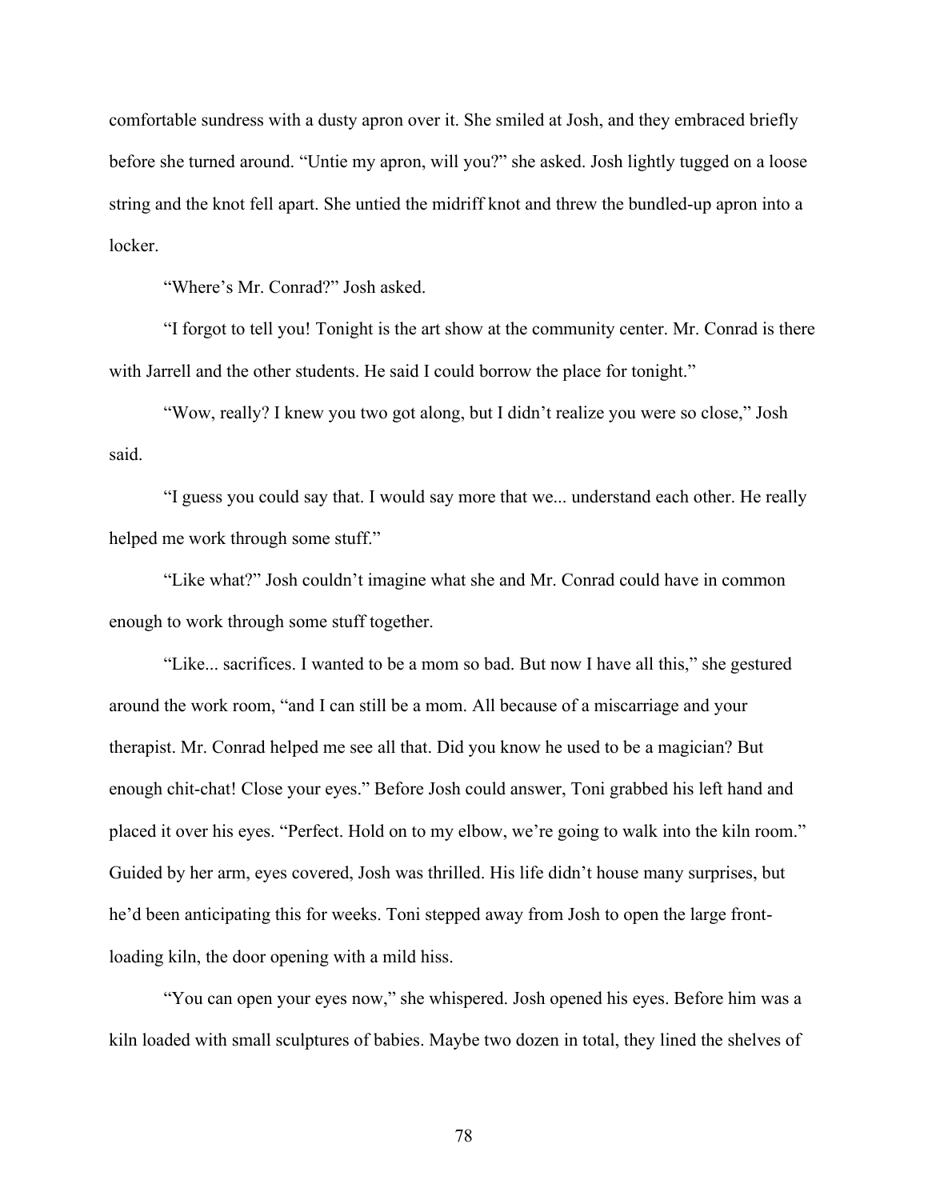comfortable sundress with a dusty apron over it. She smiled at Josh, and they embraced briefly before she turned around. "Untie my apron, will you?" she asked. Josh lightly tugged on a loose string and the knot fell apart. She untied the midriff knot and threw the bundled-up apron into a locker.

"Where's Mr. Conrad?" Josh asked.

"I forgot to tell you! Tonight is the art show at the community center. Mr. Conrad is there with Jarrell and the other students. He said I could borrow the place for tonight."

"Wow, really? I knew you two got along, but I didn't realize you were so close," Josh said.

"I guess you could say that. I would say more that we... understand each other. He really helped me work through some stuff."

"Like what?" Josh couldn't imagine what she and Mr. Conrad could have in common enough to work through some stuff together.

"Like... sacrifices. I wanted to be a mom so bad. But now I have all this," she gestured around the work room, "and I can still be a mom. All because of a miscarriage and your therapist. Mr. Conrad helped me see all that. Did you know he used to be a magician? But enough chit-chat! Close your eyes." Before Josh could answer, Toni grabbed his left hand and placed it over his eyes. "Perfect. Hold on to my elbow, we're going to walk into the kiln room." Guided by her arm, eyes covered, Josh was thrilled. His life didn't house many surprises, but he'd been anticipating this for weeks. Toni stepped away from Josh to open the large front-loading kiln, the door opening with a mild hiss.

"You can open your eyes now," she whispered. Josh opened his eyes. Before him was a kiln loaded with small sculptures of babies. Maybe two dozen in total, they lined the shelves of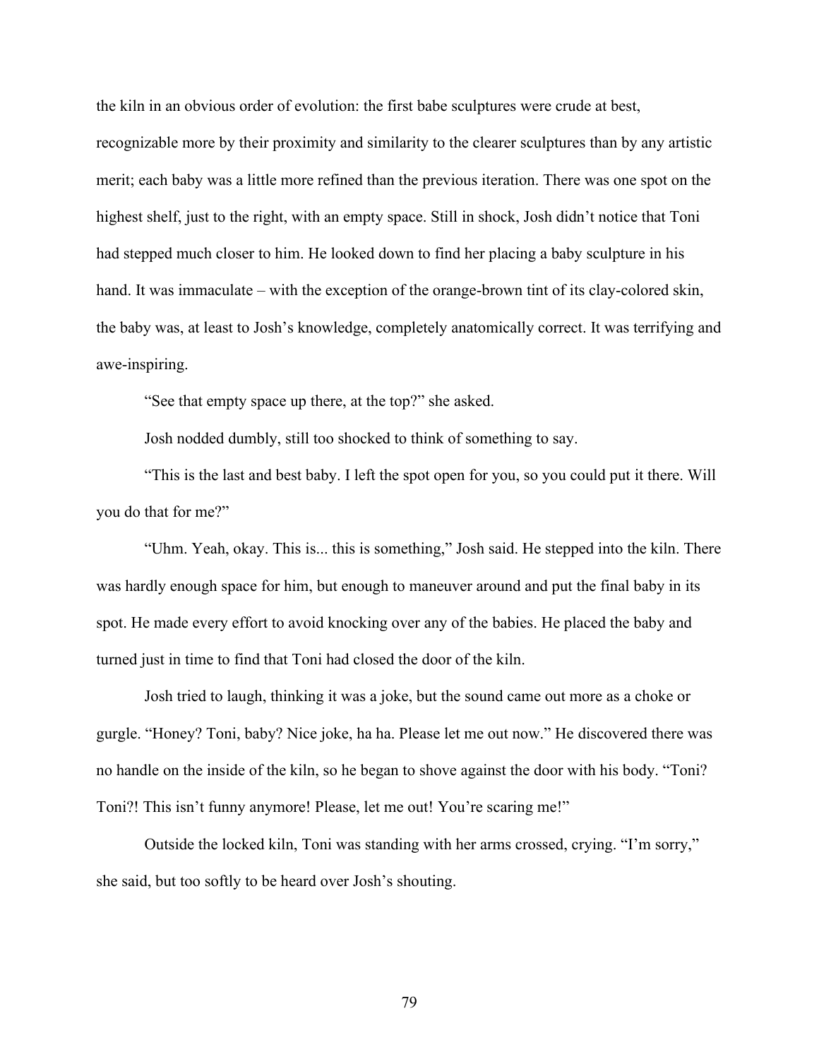the kiln in an obvious order of evolution: the first babe sculptures were crude at best, recognizable more by their proximity and similarity to the clearer sculptures than by any artistic merit; each baby was a little more refined than the previous iteration. There was one spot on the highest shelf, just to the right, with an empty space. Still in shock, Josh didn't notice that Toni had stepped much closer to him. He looked down to find her placing a baby sculpture in his hand. It was immaculate – with the exception of the orange-brown tint of its clay-colored skin, the baby was, at least to Josh's knowledge, completely anatomically correct. It was terrifying and awe-inspiring.

"See that empty space up there, at the top?" she asked.

Josh nodded dumbly, still too shocked to think of something to say.

"This is the last and best baby. I left the spot open for you, so you could put it there. Will you do that for me?"

"Uhm. Yeah, okay. This is... this is something," Josh said. He stepped into the kiln. There was hardly enough space for him, but enough to maneuver around and put the final baby in its spot. He made every effort to avoid knocking over any of the babies. He placed the baby and turned just in time to find that Toni had closed the door of the kiln.

Josh tried to laugh, thinking it was a joke, but the sound came out more as a choke or gurgle. "Honey? Toni, baby? Nice joke, ha ha. Please let me out now." He discovered there was no handle on the inside of the kiln, so he began to shove against the door with his body. "Toni? Toni?! This isn't funny anymore! Please, let me out! You're scaring me!"

Outside the locked kiln, Toni was standing with her arms crossed, crying. "I'm sorry," she said, but too softly to be heard over Josh's shouting.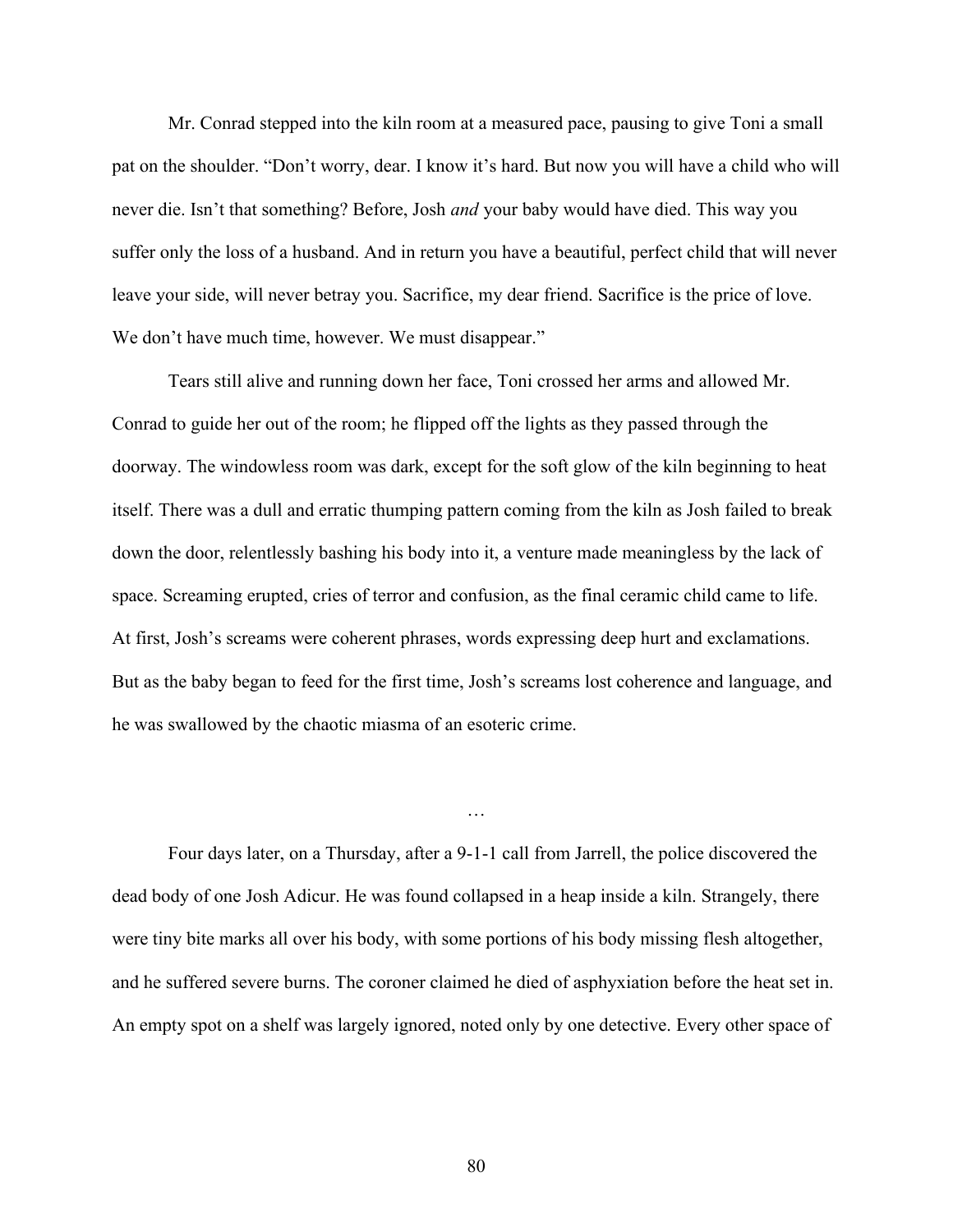Mr. Conrad stepped into the kiln room at a measured pace, pausing to give Toni a small pat on the shoulder. "Don't worry, dear. I know it's hard. But now you will have a child who will never die. Isn't that something? Before, Josh *and* your baby would have died. This way you suffer only the loss of a husband. And in return you have a beautiful, perfect child that will never leave your side, will never betray you. Sacrifice, my dear friend. Sacrifice is the price of love. We don't have much time, however. We must disappear."

Tears still alive and running down her face, Toni crossed her arms and allowed Mr. Conrad to guide her out of the room; he flipped off the lights as they passed through the doorway. The windowless room was dark, except for the soft glow of the kiln beginning to heat itself. There was a dull and erratic thumping pattern coming from the kiln as Josh failed to break down the door, relentlessly bashing his body into it, a venture made meaningless by the lack of space. Screaming erupted, cries of terror and confusion, as the final ceramic child came to life. At first, Josh's screams were coherent phrases, words expressing deep hurt and exclamations. But as the baby began to feed for the first time, Josh's screams lost coherence and language, and he was swallowed by the chaotic miasma of an esoteric crime.

…

Four days later, on a Thursday, after a 9-1-1 call from Jarrell, the police discovered the dead body of one Josh Adicur. He was found collapsed in a heap inside a kiln. Strangely, there were tiny bite marks all over his body, with some portions of his body missing flesh altogether, and he suffered severe burns. The coroner claimed he died of asphyxiation before the heat set in. An empty spot on a shelf was largely ignored, noted only by one detective. Every other space of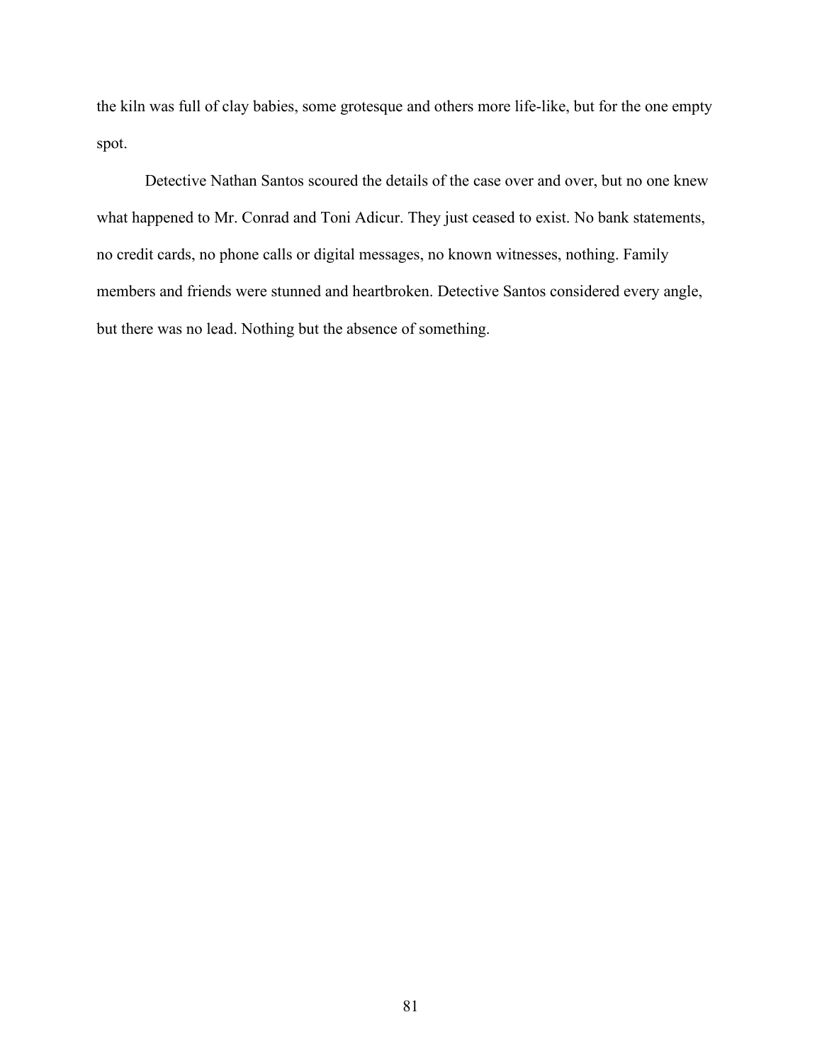the kiln was full of clay babies, some grotesque and others more life-like, but for the one empty spot.

Detective Nathan Santos scoured the details of the case over and over, but no one knew what happened to Mr. Conrad and Toni Adicur. They just ceased to exist. No bank statements, no credit cards, no phone calls or digital messages, no known witnesses, nothing. Family members and friends were stunned and heartbroken. Detective Santos considered every angle, but there was no lead. Nothing but the absence of something.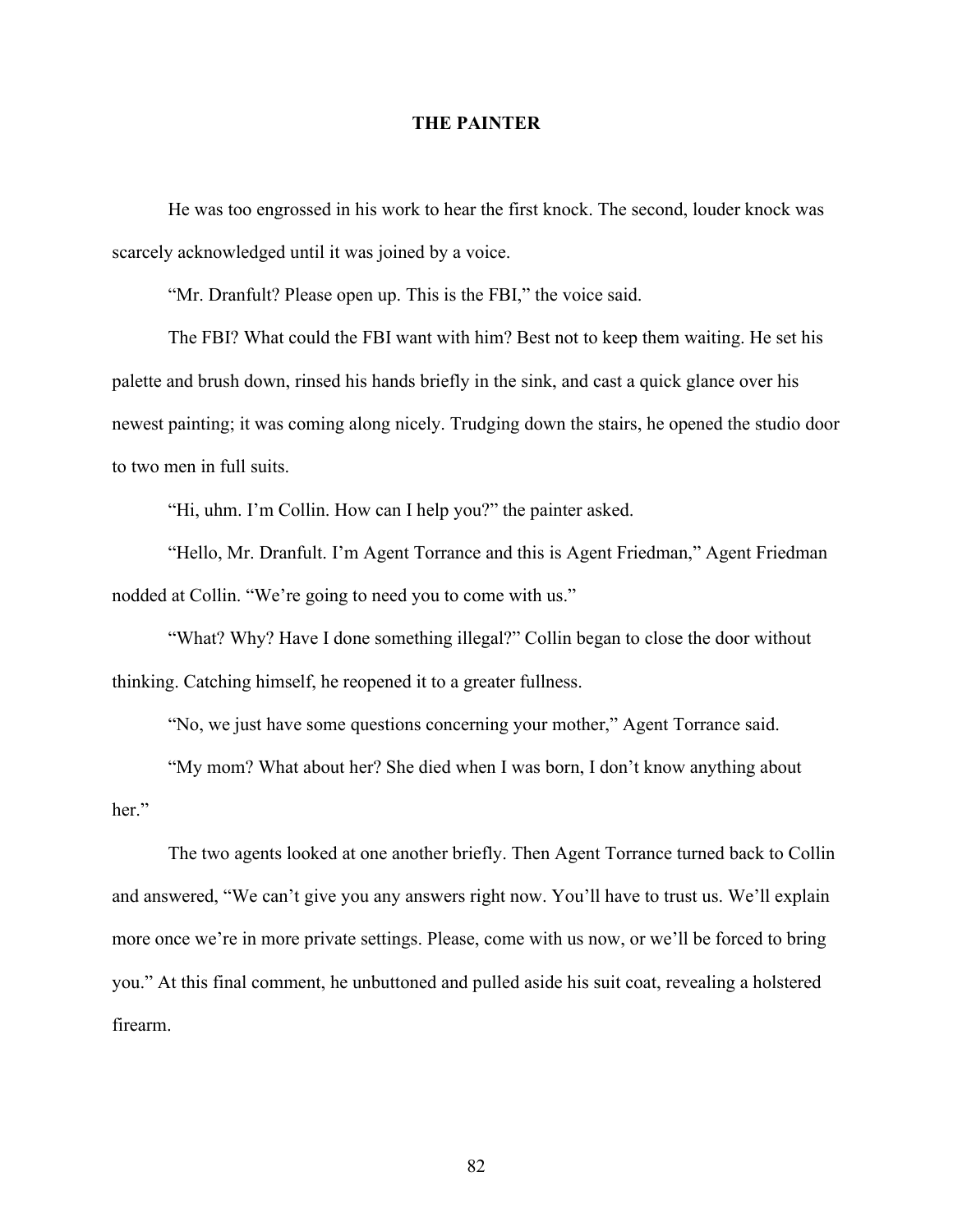## THE PAINTER

He was too engrossed in his work to hear the first knock. The second, louder knock was scarcely acknowledged until it was joined by a voice.

"Mr. Dranfult? Please open up. This is the FBI," the voice said.

The FBI? What could the FBI want with him? Best not to keep them waiting. He set his palette and brush down, rinsed his hands briefly in the sink, and cast a quick glance over his newest painting; it was coming along nicely. Trudging down the stairs, he opened the studio door to two men in full suits.

"Hi, uhm. I'm Collin. How can I help you?" the painter asked.

"Hello, Mr. Dranfult. I'm Agent Torrance and this is Agent Friedman," Agent Friedman nodded at Collin. "We're going to need you to come with us."

"What? Why? Have I done something illegal?" Collin began to close the door without thinking. Catching himself, he reopened it to a greater fullness.

"No, we just have some questions concerning your mother," Agent Torrance said.

"My mom? What about her? She died when I was born, I don't know anything about her."

The two agents looked at one another briefly. Then Agent Torrance turned back to Collin and answered, "We can't give you any answers right now. You'll have to trust us. We'll explain more once we're in more private settings. Please, come with us now, or we'll be forced to bring you." At this final comment, he unbuttoned and pulled aside his suit coat, revealing a holstered firearm.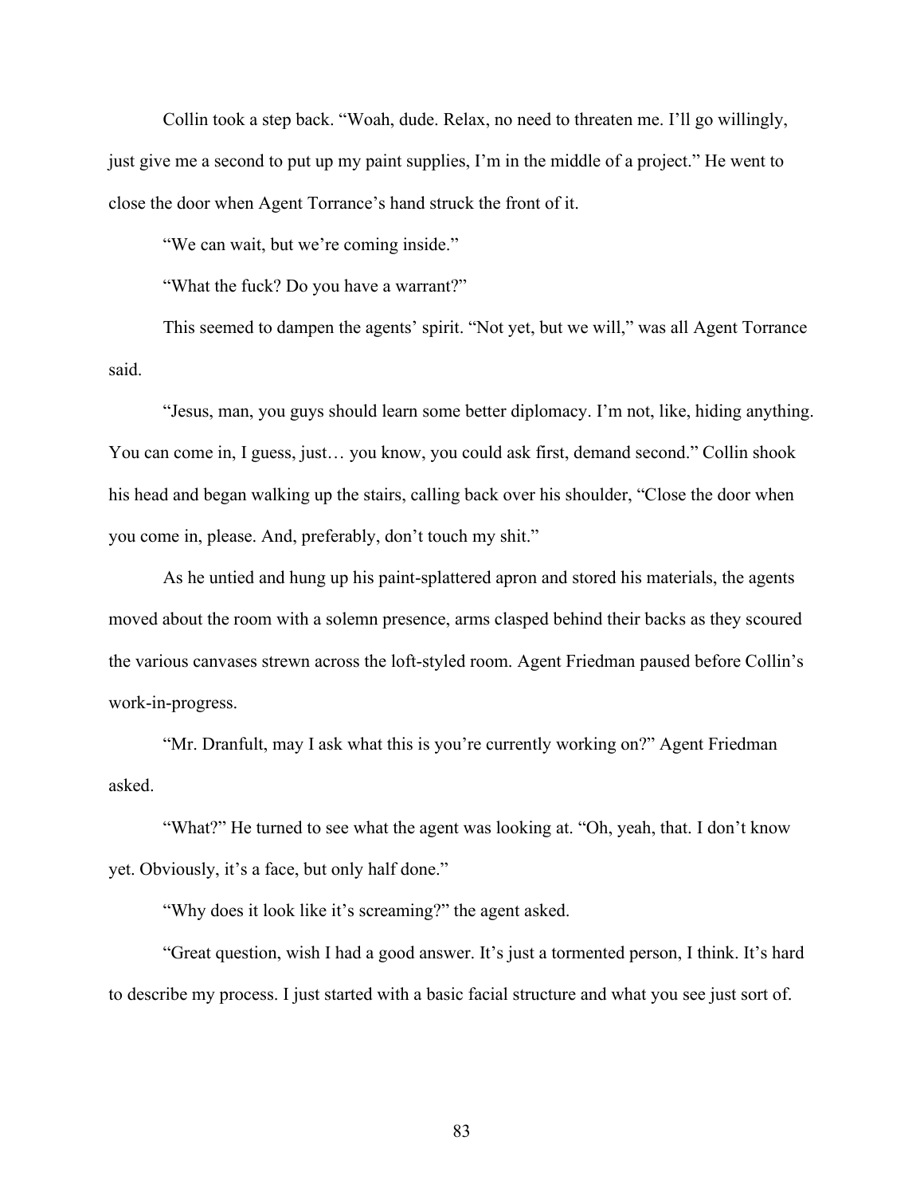Collin took a step back. "Woah, dude. Relax, no need to threaten me. I'll go willingly, just give me a second to put up my paint supplies, I'm in the middle of a project." He went to close the door when Agent Torrance's hand struck the front of it.

"We can wait, but we're coming inside."

"What the fuck? Do you have a warrant?"

This seemed to dampen the agents' spirit. "Not yet, but we will," was all Agent Torrance said.

"Jesus, man, you guys should learn some better diplomacy. I'm not, like, hiding anything. You can come in, I guess, just… you know, you could ask first, demand second." Collin shook his head and began walking up the stairs, calling back over his shoulder, "Close the door when you come in, please. And, preferably, don't touch my shit."

As he untied and hung up his paint-splattered apron and stored his materials, the agents moved about the room with a solemn presence, arms clasped behind their backs as they scoured the various canvases strewn across the loft-styled room. Agent Friedman paused before Collin's work-in-progress.

"Mr. Dranfult, may I ask what this is you're currently working on?" Agent Friedman asked.

"What?" He turned to see what the agent was looking at. "Oh, yeah, that. I don't know yet. Obviously, it's a face, but only half done."

"Why does it look like it's screaming?" the agent asked.

"Great question, wish I had a good answer. It's just a tormented person, I think. It's hard to describe my process. I just started with a basic facial structure and what you see just sort of.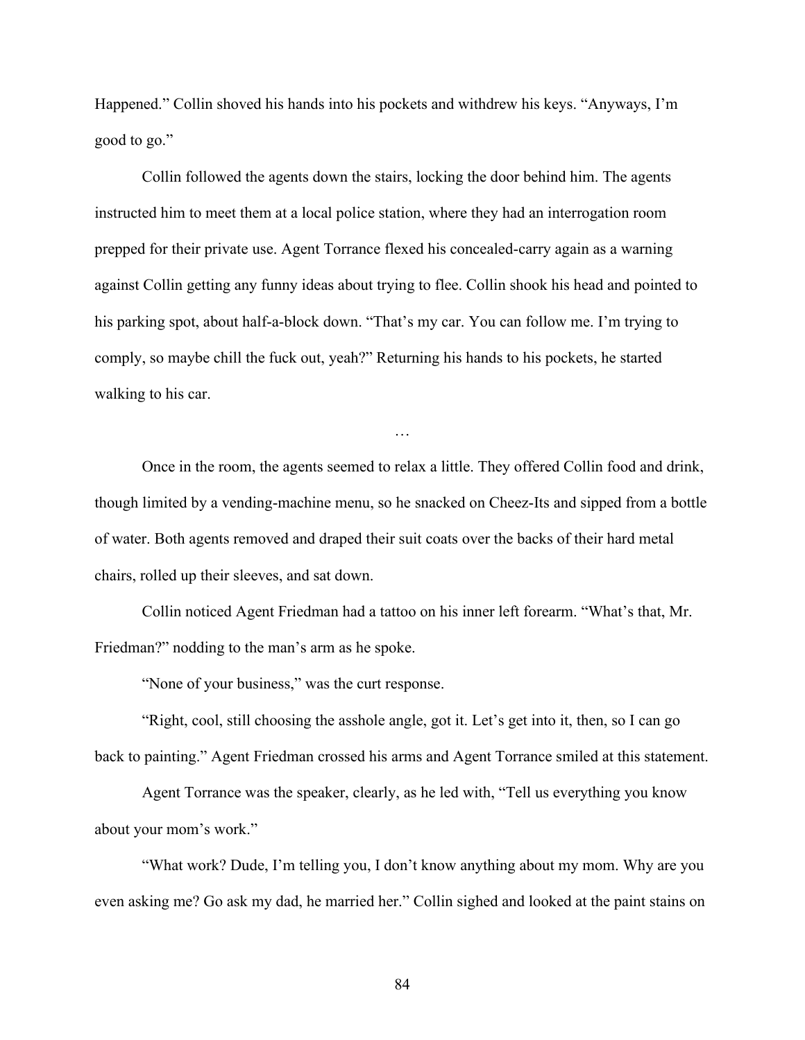Happened." Collin shoved his hands into his pockets and withdrew his keys. "Anyways, I'm good to go."

Collin followed the agents down the stairs, locking the door behind him. The agents instructed him to meet them at a local police station, where they had an interrogation room prepped for their private use. Agent Torrance flexed his concealed-carry again as a warning against Collin getting any funny ideas about trying to flee. Collin shook his head and pointed to his parking spot, about half-a-block down. "That's my car. You can follow me. I'm trying to comply, so maybe chill the fuck out, yeah?" Returning his hands to his pockets, he started walking to his car.

…

Once in the room, the agents seemed to relax a little. They offered Collin food and drink, though limited by a vending-machine menu, so he snacked on Cheez-Its and sipped from a bottle of water. Both agents removed and draped their suit coats over the backs of their hard metal chairs, rolled up their sleeves, and sat down.

Collin noticed Agent Friedman had a tattoo on his inner left forearm. "What's that, Mr. Friedman?" nodding to the man's arm as he spoke.

"None of your business," was the curt response.

"Right, cool, still choosing the asshole angle, got it. Let's get into it, then, so I can go back to painting." Agent Friedman crossed his arms and Agent Torrance smiled at this statement.

Agent Torrance was the speaker, clearly, as he led with, "Tell us everything you know about your mom's work."

"What work? Dude, I'm telling you, I don't know anything about my mom. Why are you even asking me? Go ask my dad, he married her." Collin sighed and looked at the paint stains on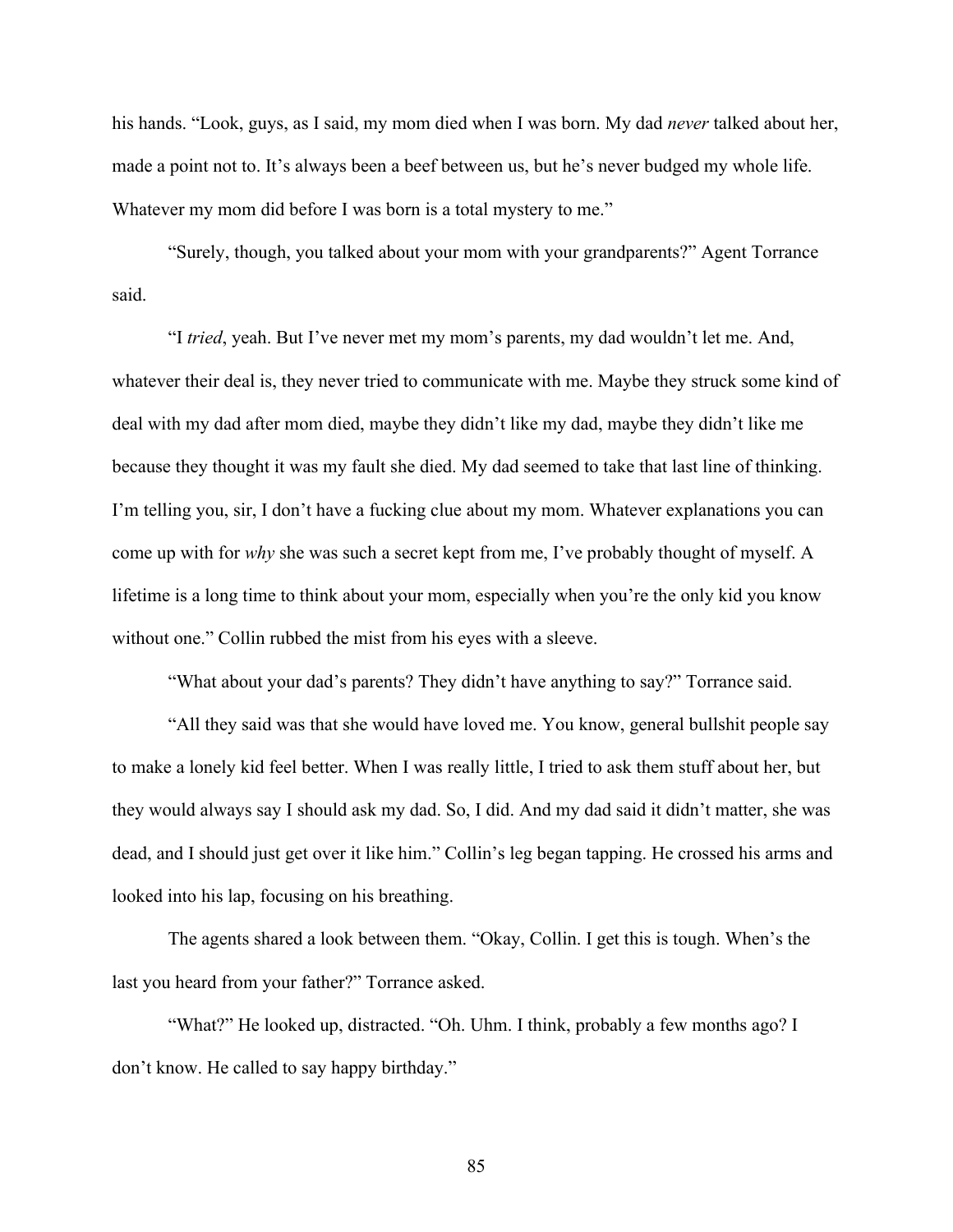his hands. "Look, guys, as I said, my mom died when I was born. My dad *never* talked about her, made a point not to. It's always been a beef between us, but he's never budged my whole life. Whatever my mom did before I was born is a total mystery to me."

"Surely, though, you talked about your mom with your grandparents?" Agent Torrance said.

"I *tried*, yeah. But I've never met my mom's parents, my dad wouldn't let me. And, whatever their deal is, they never tried to communicate with me. Maybe they struck some kind of deal with my dad after mom died, maybe they didn't like my dad, maybe they didn't like me because they thought it was my fault she died. My dad seemed to take that last line of thinking. I'm telling you, sir, I don't have a fucking clue about my mom. Whatever explanations you can come up with for *why* she was such a secret kept from me, I've probably thought of myself. A lifetime is a long time to think about your mom, especially when you're the only kid you know without one." Collin rubbed the mist from his eyes with a sleeve.

"What about your dad's parents? They didn't have anything to say?" Torrance said.

"All they said was that she would have loved me. You know, general bullshit people say to make a lonely kid feel better. When I was really little, I tried to ask them stuff about her, but they would always say I should ask my dad. So, I did. And my dad said it didn't matter, she was dead, and I should just get over it like him." Collin's leg began tapping. He crossed his arms and looked into his lap, focusing on his breathing.

The agents shared a look between them. "Okay, Collin. I get this is tough. When's the last you heard from your father?" Torrance asked.

"What?" He looked up, distracted. "Oh. Uhm. I think, probably a few months ago? I don't know. He called to say happy birthday."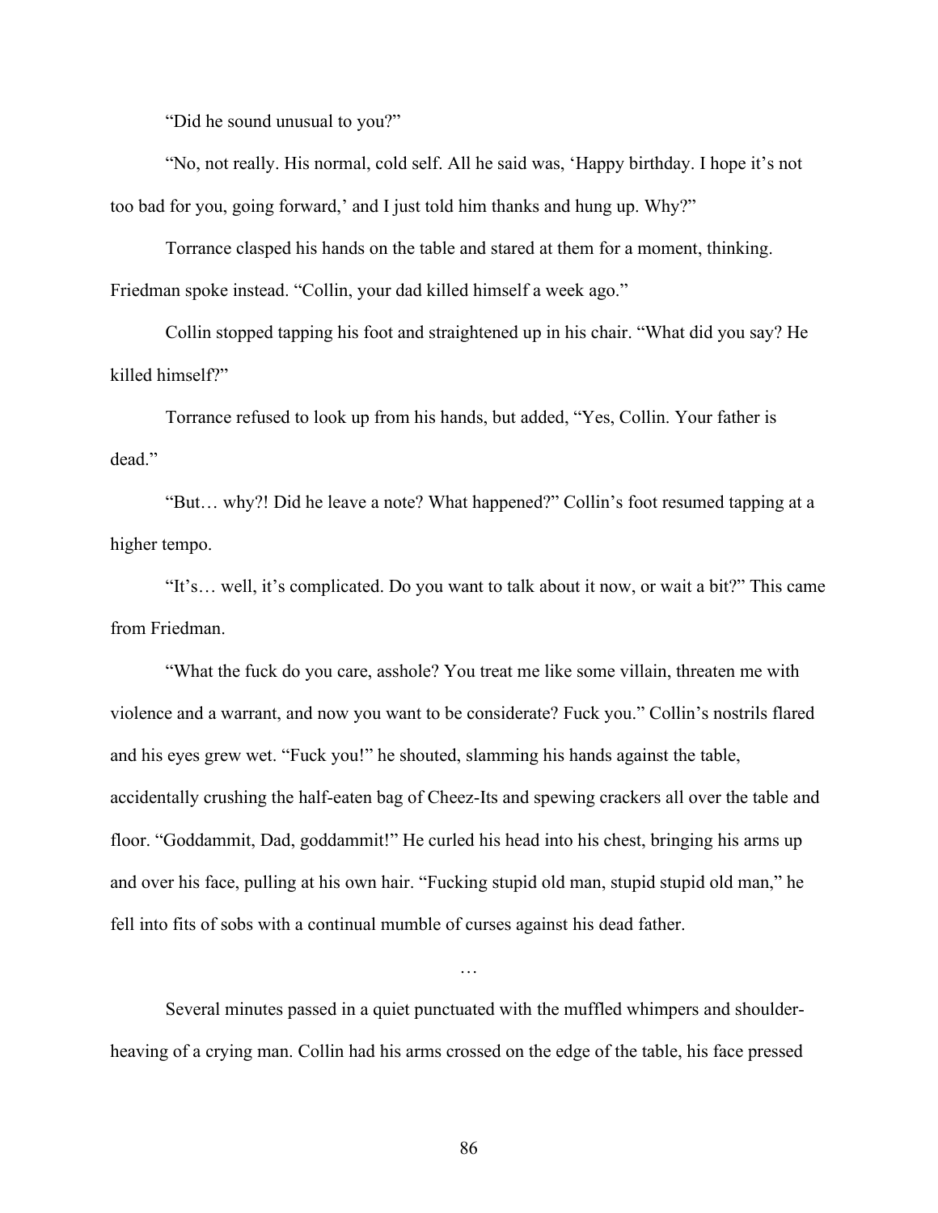"Did he sound unusual to you?"

"No, not really. His normal, cold self. All he said was, 'Happy birthday. I hope it's not too bad for you, going forward,' and I just told him thanks and hung up. Why?"

Torrance clasped his hands on the table and stared at them for a moment, thinking. Friedman spoke instead. "Collin, your dad killed himself a week ago."

Collin stopped tapping his foot and straightened up in his chair. "What did you say? He killed himself?"

Torrance refused to look up from his hands, but added, "Yes, Collin. Your father is dead."

"But… why?! Did he leave a note? What happened?" Collin's foot resumed tapping at a higher tempo.

"It's… well, it's complicated. Do you want to talk about it now, or wait a bit?" This came from Friedman.

"What the fuck do you care, asshole? You treat me like some villain, threaten me with violence and a warrant, and now you want to be considerate? Fuck you." Collin's nostrils flared and his eyes grew wet. "Fuck you!" he shouted, slamming his hands against the table, accidentally crushing the half-eaten bag of Cheez-Its and spewing crackers all over the table and floor. "Goddammit, Dad, goddammit!" He curled his head into his chest, bringing his arms up and over his face, pulling at his own hair. "Fucking stupid old man, stupid stupid old man," he fell into fits of sobs with a continual mumble of curses against his dead father.

…

Several minutes passed in a quiet punctuated with the muffled whimpers and shoulder-heaving of a crying man. Collin had his arms crossed on the edge of the table, his face pressed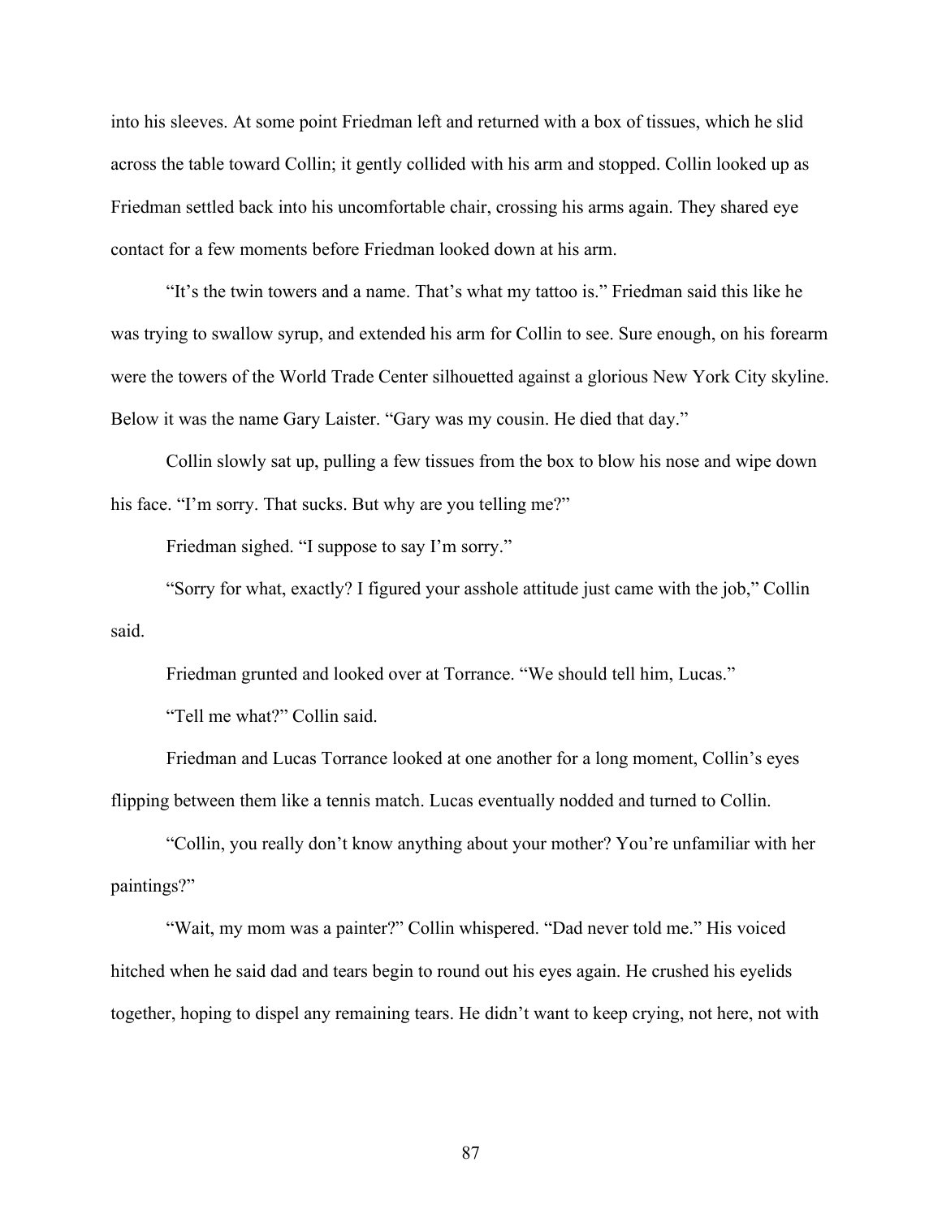into his sleeves. At some point Friedman left and returned with a box of tissues, which he slid across the table toward Collin; it gently collided with his arm and stopped. Collin looked up as Friedman settled back into his uncomfortable chair, crossing his arms again. They shared eye contact for a few moments before Friedman looked down at his arm.

"It's the twin towers and a name. That's what my tattoo is." Friedman said this like he was trying to swallow syrup, and extended his arm for Collin to see. Sure enough, on his forearm were the towers of the World Trade Center silhouetted against a glorious New York City skyline. Below it was the name Gary Laister. "Gary was my cousin. He died that day."

Collin slowly sat up, pulling a few tissues from the box to blow his nose and wipe down his face. "I'm sorry. That sucks. But why are you telling me?"

Friedman sighed. "I suppose to say I'm sorry."

"Sorry for what, exactly? I figured your asshole attitude just came with the job," Collin said.

Friedman grunted and looked over at Torrance. "We should tell him, Lucas."

"Tell me what?" Collin said.

Friedman and Lucas Torrance looked at one another for a long moment, Collin's eyes flipping between them like a tennis match. Lucas eventually nodded and turned to Collin.

"Collin, you really don't know anything about your mother? You're unfamiliar with her paintings?"

"Wait, my mom was a painter?" Collin whispered. "Dad never told me." His voiced hitched when he said dad and tears begin to round out his eyes again. He crushed his eyelids together, hoping to dispel any remaining tears. He didn't want to keep crying, not here, not with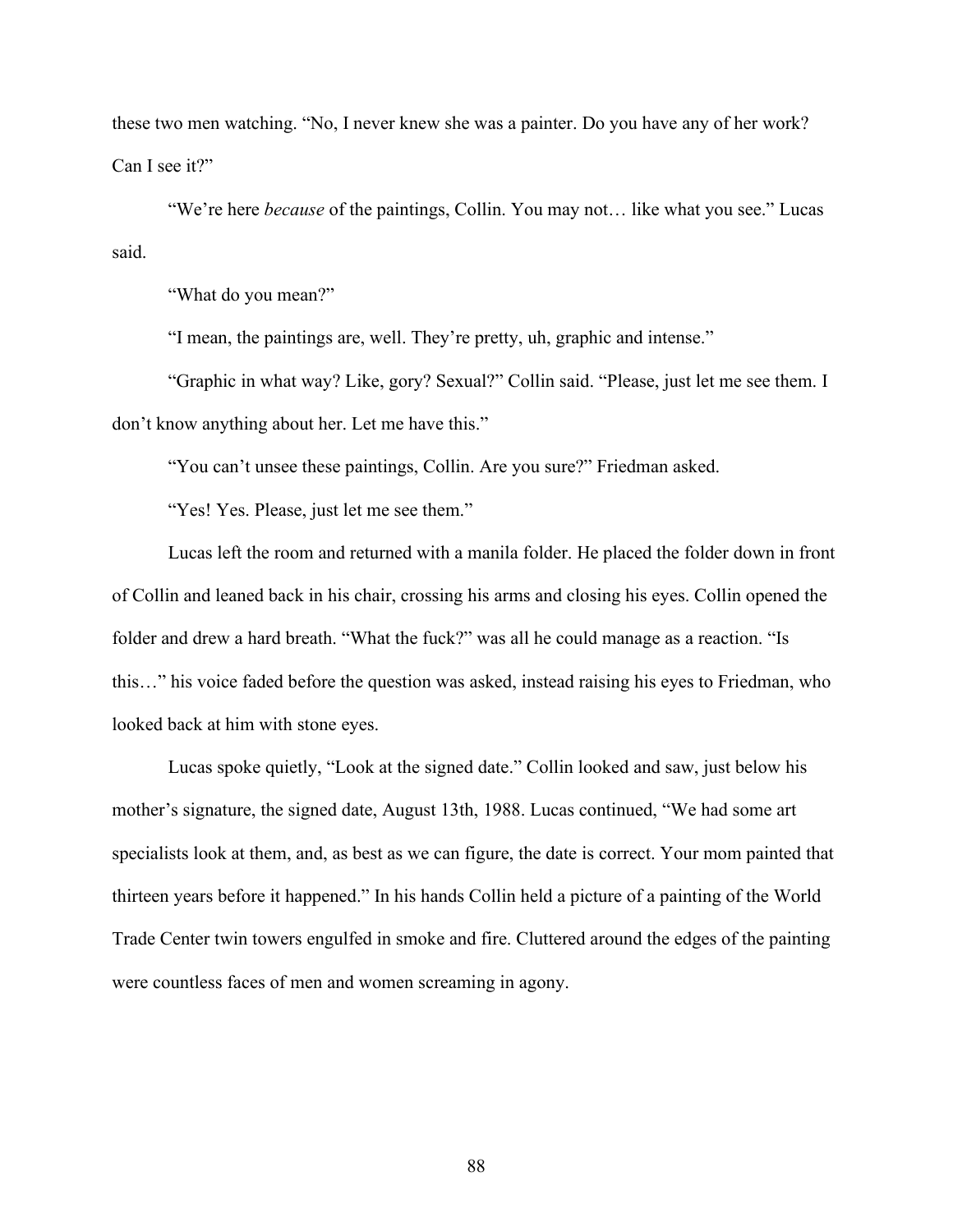these two men watching. "No, I never knew she was a painter. Do you have any of her work? Can I see it?"

"We're here *because* of the paintings, Collin. You may not… like what you see." Lucas said.

"What do you mean?"

"I mean, the paintings are, well. They're pretty, uh, graphic and intense."

"Graphic in what way? Like, gory? Sexual?" Collin said. "Please, just let me see them. I don't know anything about her. Let me have this."

"You can't unsee these paintings, Collin. Are you sure?" Friedman asked.

"Yes! Yes. Please, just let me see them."

Lucas left the room and returned with a manila folder. He placed the folder down in front of Collin and leaned back in his chair, crossing his arms and closing his eyes. Collin opened the folder and drew a hard breath. "What the fuck?" was all he could manage as a reaction. "Is this…" his voice faded before the question was asked, instead raising his eyes to Friedman, who looked back at him with stone eyes.

Lucas spoke quietly, "Look at the signed date." Collin looked and saw, just below his mother's signature, the signed date, August 13th, 1988. Lucas continued, "We had some art specialists look at them, and, as best as we can figure, the date is correct. Your mom painted that thirteen years before it happened." In his hands Collin held a picture of a painting of the World Trade Center twin towers engulfed in smoke and fire. Cluttered around the edges of the painting were countless faces of men and women screaming in agony.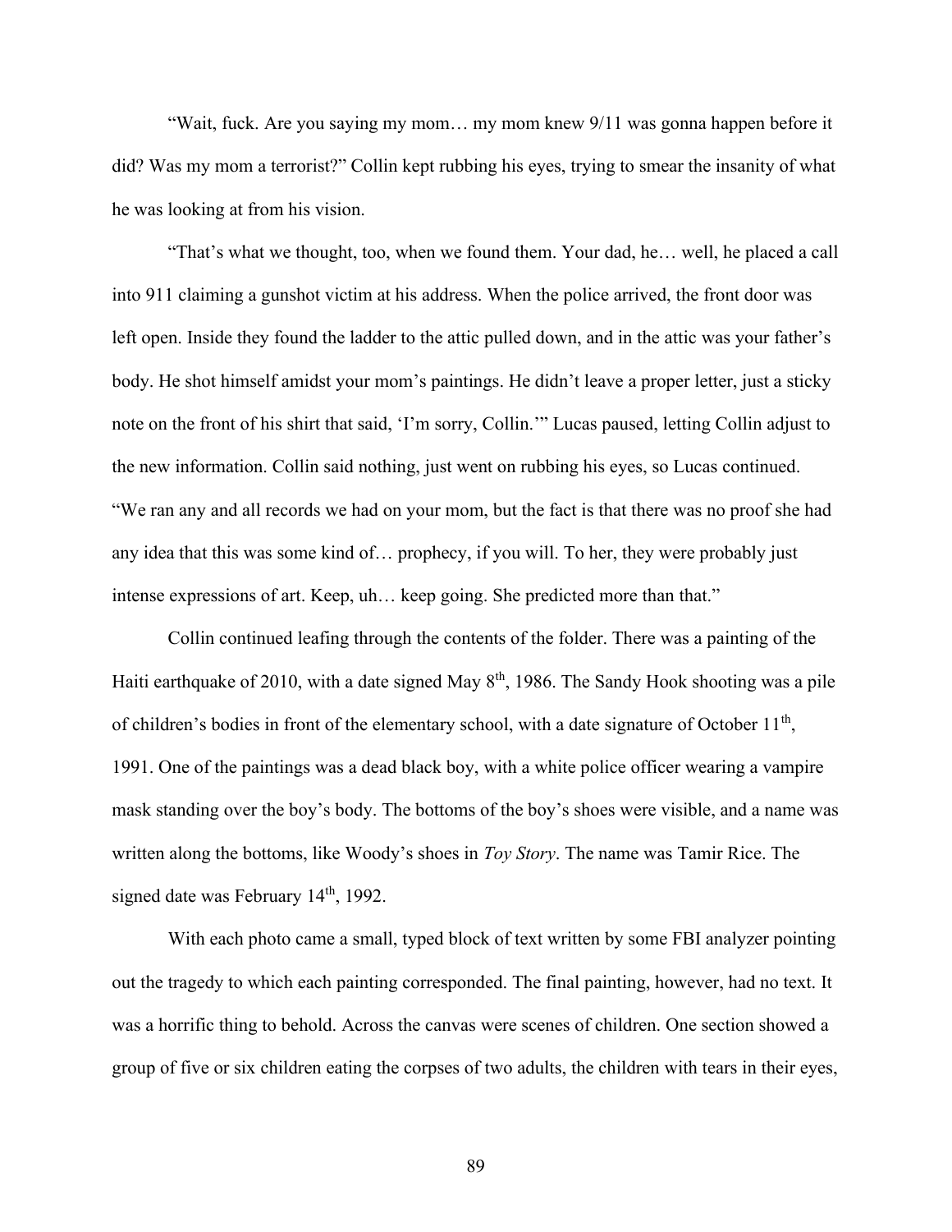"Wait, fuck. Are you saying my mom… my mom knew 9/11 was gonna happen before it did? Was my mom a terrorist?" Collin kept rubbing his eyes, trying to smear the insanity of what he was looking at from his vision.

"That's what we thought, too, when we found them. Your dad, he… well, he placed a call into 911 claiming a gunshot victim at his address. When the police arrived, the front door was left open. Inside they found the ladder to the attic pulled down, and in the attic was your father's body. He shot himself amidst your mom's paintings. He didn't leave a proper letter, just a sticky note on the front of his shirt that said, 'I'm sorry, Collin.'" Lucas paused, letting Collin adjust to the new information. Collin said nothing, just went on rubbing his eyes, so Lucas continued. "We ran any and all records we had on your mom, but the fact is that there was no proof she had any idea that this was some kind of… prophecy, if you will. To her, they were probably just intense expressions of art. Keep, uh… keep going. She predicted more than that."

Collin continued leafing through the contents of the folder. There was a painting of the Haiti earthquake of 2010, with a date signed May 8th, 1986. The Sandy Hook shooting was a pile of children's bodies in front of the elementary school, with a date signature of October 11th, 1991. One of the paintings was a dead black boy, with a white police officer wearing a vampire mask standing over the boy's body. The bottoms of the boy's shoes were visible, and a name was written along the bottoms, like Woody's shoes in *Toy Story*. The name was Tamir Rice. The signed date was February 14th, 1992.

With each photo came a small, typed block of text written by some FBI analyzer pointing out the tragedy to which each painting corresponded. The final painting, however, had no text. It was a horrific thing to behold. Across the canvas were scenes of children. One section showed a group of five or six children eating the corpses of two adults, the children with tears in their eyes,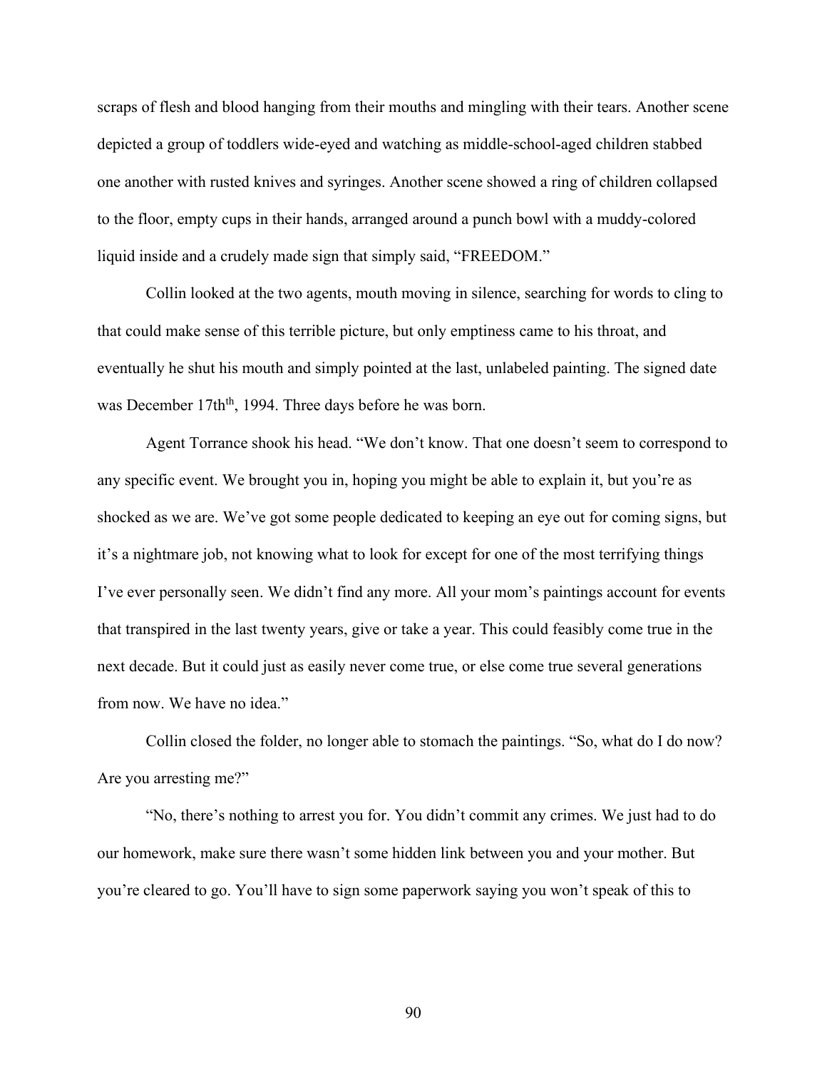scraps of flesh and blood hanging from their mouths and mingling with their tears. Another scene depicted a group of toddlers wide-eyed and watching as middle-school-aged children stabbed one another with rusted knives and syringes. Another scene showed a ring of children collapsed to the floor, empty cups in their hands, arranged around a punch bowl with a muddy-colored liquid inside and a crudely made sign that simply said, "FREEDOM."

Collin looked at the two agents, mouth moving in silence, searching for words to cling to that could make sense of this terrible picture, but only emptiness came to his throat, and eventually he shut his mouth and simply pointed at the last, unlabeled painting. The signed date was December 17th[th], 1994. Three days before he was born.

Agent Torrance shook his head. "We don't know. That one doesn't seem to correspond to any specific event. We brought you in, hoping you might be able to explain it, but you're as shocked as we are. We've got some people dedicated to keeping an eye out for coming signs, but it's a nightmare job, not knowing what to look for except for one of the most terrifying things I've ever personally seen. We didn't find any more. All your mom's paintings account for events that transpired in the last twenty years, give or take a year. This could feasibly come true in the next decade. But it could just as easily never come true, or else come true several generations from now. We have no idea."

Collin closed the folder, no longer able to stomach the paintings. "So, what do I do now? Are you arresting me?"

"No, there's nothing to arrest you for. You didn't commit any crimes. We just had to do our homework, make sure there wasn't some hidden link between you and your mother. But you're cleared to go. You'll have to sign some paperwork saying you won't speak of this to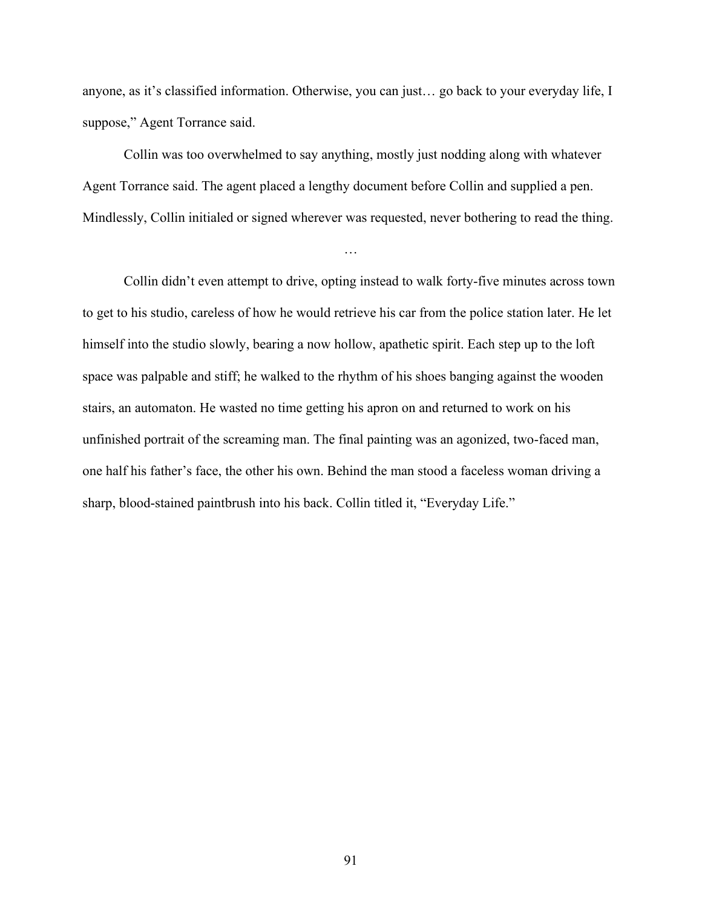anyone, as it's classified information. Otherwise, you can just… go back to your everyday life, I suppose," Agent Torrance said.

Collin was too overwhelmed to say anything, mostly just nodding along with whatever Agent Torrance said. The agent placed a lengthy document before Collin and supplied a pen. Mindlessly, Collin initialed or signed wherever was requested, never bothering to read the thing.

…

Collin didn't even attempt to drive, opting instead to walk forty-five minutes across town to get to his studio, careless of how he would retrieve his car from the police station later. He let himself into the studio slowly, bearing a now hollow, apathetic spirit. Each step up to the loft space was palpable and stiff; he walked to the rhythm of his shoes banging against the wooden stairs, an automaton. He wasted no time getting his apron on and returned to work on his unfinished portrait of the screaming man. The final painting was an agonized, two-faced man, one half his father's face, the other his own. Behind the man stood a faceless woman driving a sharp, blood-stained paintbrush into his back. Collin titled it, "Everyday Life."